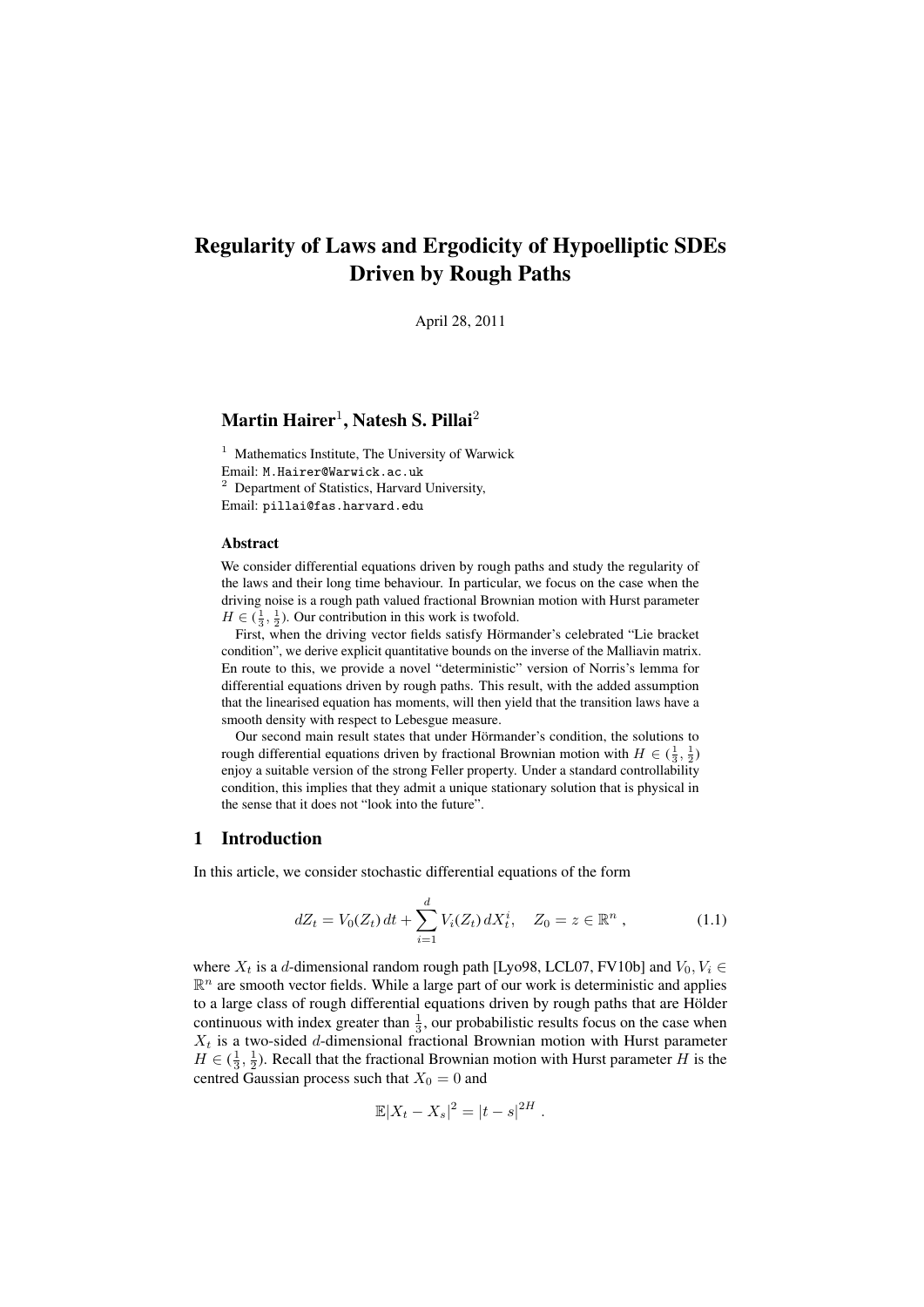# Regularity of Laws and Ergodicity of Hypoelliptic SDEs Driven by Rough Paths

April 28, 2011

**Martin Hairer**[1], **Natesh S. Pillai**[2]

[1] Mathematics Institute, The University of Warwick
Email: M.Hairer@Warwick.ac.uk
[2] Department of Statistics, Harvard University,
Email: pillai@fas.harvard.edu

### Abstract

We consider differential equations driven by rough paths and study the regularity of the laws and their long time behaviour. In particular, we focus on the case when the driving noise is a rough path valued fractional Brownian motion with Hurst parameter $H \in (\frac{1}{3}, \frac{1}{2})$. Our contribution in this work is twofold.

First, when the driving vector fields satisfy Hörmander's celebrated "Lie bracket condition", we derive explicit quantitative bounds on the inverse of the Malliavin matrix. En route to this, we provide a novel "deterministic" version of Norris's lemma for differential equations driven by rough paths. This result, with the added assumption that the linearised equation has moments, will then yield that the transition laws have a smooth density with respect to Lebesgue measure.

Our second main result states that under Hörmander's condition, the solutions to rough differential equations driven by fractional Brownian motion with $H \in (\frac{1}{3}, \frac{1}{2})$ enjoy a suitable version of the strong Feller property. Under a standard controllability condition, this implies that they admit a unique stationary solution that is physical in the sense that it does not "look into the future".

## 1 Introduction

In this article, we consider stochastic differential equations of the form

$$dZ_t = V_0(Z_t)\,dt + \sum_{i=1}^{d} V_i(Z_t)\,dX_t^i, \quad Z_0 = z \in \mathbb{R}^n \,, \tag{1.1}$$

where $X_t$ is a $d$-dimensional random rough path [Lyo98, LCL07, FV10b] and $V_0, V_i \in \mathbb{R}^n$ are smooth vector fields. While a large part of our work is deterministic and applies to a large class of rough differential equations driven by rough paths that are Hölder continuous with index greater than $\frac{1}{3}$, our probabilistic results focus on the case when $X_t$ is a two-sided $d$-dimensional fractional Brownian motion with Hurst parameter $H \in (\frac{1}{3}, \frac{1}{2})$. Recall that the fractional Brownian motion with Hurst parameter $H$ is the centred Gaussian process such that $X_0 = 0$ and

$$\mathbb{E}|X_t - X_s|^2 = |t - s|^{2H} \,.$$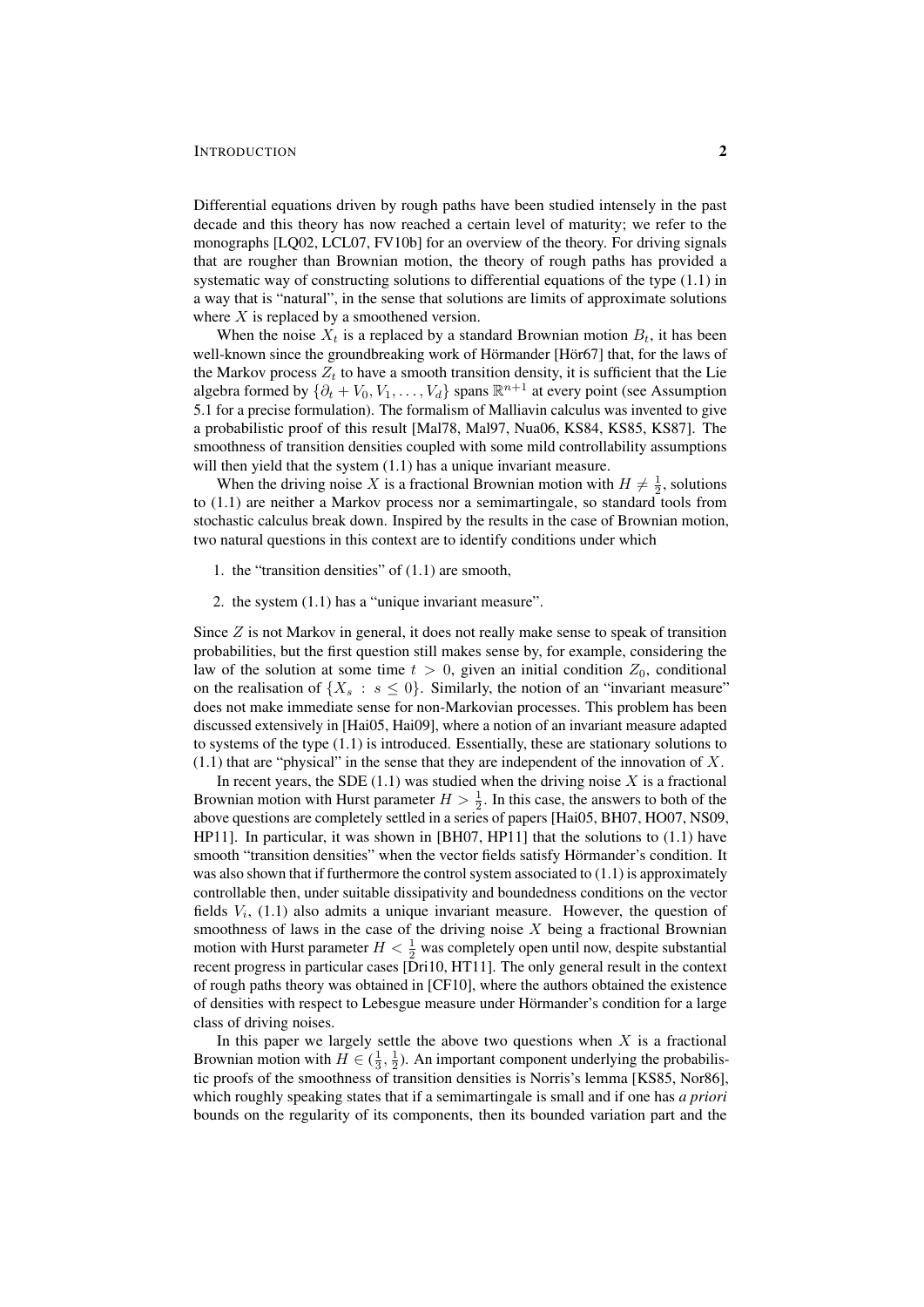Differential equations driven by rough paths have been studied intensely in the past decade and this theory has now reached a certain level of maturity; we refer to the monographs [LQ02, LCL07, FV10b] for an overview of the theory. For driving signals that are rougher than Brownian motion, the theory of rough paths has provided a systematic way of constructing solutions to differential equations of the type (1.1) in a way that is "natural", in the sense that solutions are limits of approximate solutions where $X$ is replaced by a smoothened version.

When the noise $X_t$ is a replaced by a standard Brownian motion $B_t$, it has been well-known since the groundbreaking work of Hörmander [Hör67] that, for the laws of the Markov process $Z_t$ to have a smooth transition density, it is sufficient that the Lie algebra formed by $\{\partial_t + V_0, V_1, \ldots, V_d\}$ spans $\mathbb{R}^{n+1}$ at every point (see Assumption 5.1 for a precise formulation). The formalism of Malliavin calculus was invented to give a probabilistic proof of this result [Mal78, Mal97, Nua06, KS84, KS85, KS87]. The smoothness of transition densities coupled with some mild controllability assumptions will then yield that the system (1.1) has a unique invariant measure.

When the driving noise $X$ is a fractional Brownian motion with $H \neq \frac{1}{2}$, solutions to (1.1) are neither a Markov process nor a semimartingale, so standard tools from stochastic calculus break down. Inspired by the results in the case of Brownian motion, two natural questions in this context are to identify conditions under which

1. the "transition densities" of (1.1) are smooth,
2. the system (1.1) has a "unique invariant measure".

Since $Z$ is not Markov in general, it does not really make sense to speak of transition probabilities, but the first question still makes sense by, for example, considering the law of the solution at some time $t > 0$, given an initial condition $Z_0$, conditional on the realisation of $\{X_s : s \leq 0\}$. Similarly, the notion of an "invariant measure" does not make immediate sense for non-Markovian processes. This problem has been discussed extensively in [Hai05, Hai09], where a notion of an invariant measure adapted to systems of the type (1.1) is introduced. Essentially, these are stationary solutions to (1.1) that are "physical" in the sense that they are independent of the innovation of $X$.

In recent years, the SDE (1.1) was studied when the driving noise $X$ is a fractional Brownian motion with Hurst parameter $H > \frac{1}{2}$. In this case, the answers to both of the above questions are completely settled in a series of papers [Hai05, BH07, HO07, NS09, HP11]. In particular, it was shown in [BH07, HP11] that the solutions to (1.1) have smooth "transition densities" when the vector fields satisfy Hörmander's condition. It was also shown that if furthermore the control system associated to (1.1) is approximately controllable then, under suitable dissipativity and boundedness conditions on the vector fields $V_i$, (1.1) also admits a unique invariant measure. However, the question of smoothness of laws in the case of the driving noise $X$ being a fractional Brownian motion with Hurst parameter $H < \frac{1}{2}$ was completely open until now, despite substantial recent progress in particular cases [Dri10, HT11]. The only general result in the context of rough paths theory was obtained in [CF10], where the authors obtained the existence of densities with respect to Lebesgue measure under Hörmander's condition for a large class of driving noises.

In this paper we largely settle the above two questions when $X$ is a fractional Brownian motion with $H \in (\frac{1}{3}, \frac{1}{2})$. An important component underlying the probabilistic proofs of the smoothness of transition densities is Norris's lemma [KS85, Nor86], which roughly speaking states that if a semimartingale is small and if one has *a priori* bounds on the regularity of its components, then its bounded variation part and the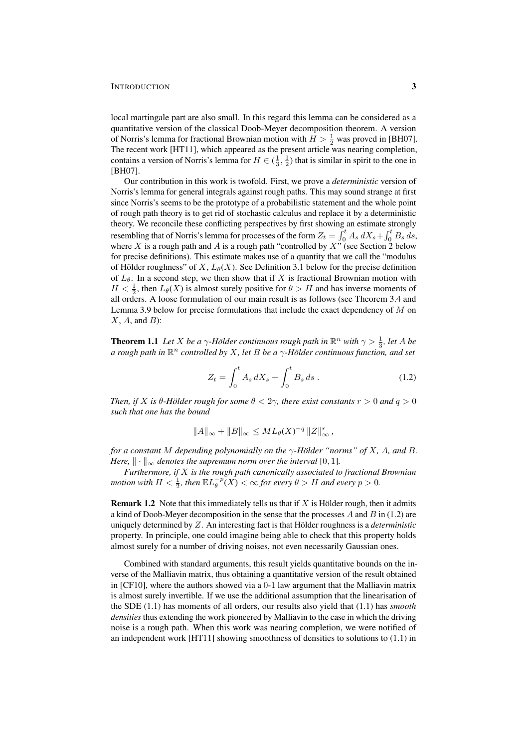local martingale part are also small. In this regard this lemma can be considered as a quantitative version of the classical Doob-Meyer decomposition theorem. A version of Norris's lemma for fractional Brownian motion with $H > \frac{1}{2}$ was proved in [BH07]. The recent work [HT11], which appeared as the present article was nearing completion, contains a version of Norris's lemma for $H \in (\frac{1}{3}, \frac{1}{2})$ that is similar in spirit to the one in [BH07].

Our contribution in this work is twofold. First, we prove a *deterministic* version of Norris's lemma for general integrals against rough paths. This may sound strange at first since Norris's seems to be the prototype of a probabilistic statement and the whole point of rough path theory is to get rid of stochastic calculus and replace it by a deterministic theory. We reconcile these conflicting perspectives by first showing an estimate strongly resembling that of Norris's lemma for processes of the form $Z_t = \int_0^t A_s\,dX_s + \int_0^t B_s\,ds$, where $X$ is a rough path and $A$ is a rough path "controlled by $X$" (see Section 2 below for precise definitions). This estimate makes use of a quantity that we call the "modulus of Hölder roughness" of $X$, $L_\theta(X)$. See Definition 3.1 below for the precise definition of $L_\theta$. In a second step, we then show that if $X$ is fractional Brownian motion with $H < \frac{1}{2}$, then $L_\theta(X)$ is almost surely positive for $\theta > H$ and has inverse moments of all orders. A loose formulation of our main result is as follows (see Theorem 3.4 and Lemma 3.9 below for precise formulations that include the exact dependency of $M$ on $X$, $A$, and $B$):

**Theorem 1.1** *Let $X$ be a $\gamma$-Hölder continuous rough path in $\mathbb{R}^n$ with $\gamma > \frac{1}{3}$, let $A$ be a rough path in $\mathbb{R}^n$ controlled by $X$, let $B$ be a $\gamma$-Hölder continuous function, and set*

$$Z_t = \int_0^t A_s\,dX_s + \int_0^t B_s\,ds\;. \tag{1.2}$$

*Then, if $X$ is $\theta$-Hölder rough for some $\theta < 2\gamma$, there exist constants $r > 0$ and $q > 0$ such that one has the bound*

$$\|A\|_\infty + \|B\|_\infty \le M L_\theta(X)^{-q}\,\|Z\|_\infty^r\;,$$

*for a constant $M$ depending polynomially on the $\gamma$-Hölder "norms" of $X$, $A$, and $B$. Here, $\|\cdot\|_\infty$ denotes the supremum norm over the interval $[0,1]$.*

*Furthermore, if $X$ is the rough path canonically associated to fractional Brownian motion with $H < \frac{1}{2}$, then $\mathbb{E}L_\theta^{-p}(X) < \infty$ for every $\theta > H$ and every $p > 0$.*

**Remark 1.2** Note that this immediately tells us that if $X$ is Hölder rough, then it admits a kind of Doob-Meyer decomposition in the sense that the processes $A$ and $B$ in (1.2) are uniquely determined by $Z$. An interesting fact is that Hölder roughness is a *deterministic* property. In principle, one could imagine being able to check that this property holds almost surely for a number of driving noises, not even necessarily Gaussian ones.

Combined with standard arguments, this result yields quantitative bounds on the inverse of the Malliavin matrix, thus obtaining a quantitative version of the result obtained in [CF10], where the authors showed via a 0-1 law argument that the Malliavin matrix is almost surely invertible. If we use the additional assumption that the linearisation of the SDE (1.1) has moments of all orders, our results also yield that (1.1) has *smooth densities* thus extending the work pioneered by Malliavin to the case in which the driving noise is a rough path. When this work was nearing completion, we were notified of an independent work [HT11] showing smoothness of densities to solutions to (1.1) in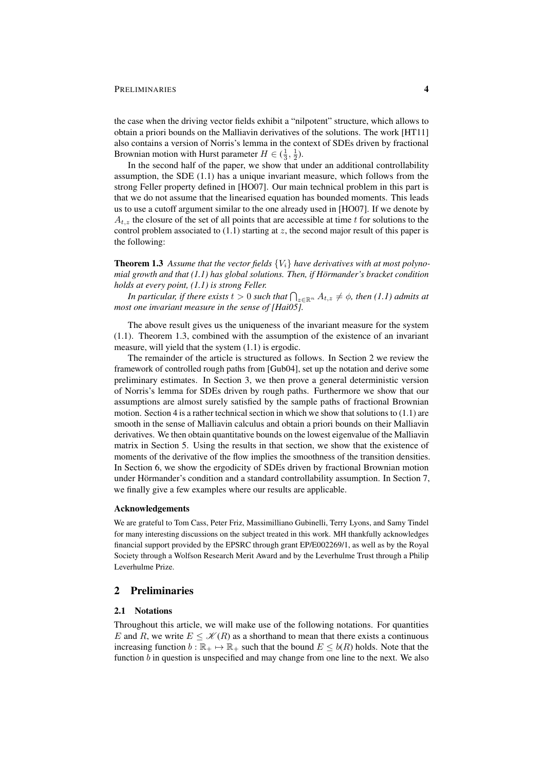the case when the driving vector fields exhibit a "nilpotent" structure, which allows to obtain a priori bounds on the Malliavin derivatives of the solutions. The work [HT11] also contains a version of Norris's lemma in the context of SDEs driven by fractional Brownian motion with Hurst parameter $H \in (\frac{1}{3}, \frac{1}{2})$.

In the second half of the paper, we show that under an additional controllability assumption, the SDE (1.1) has a unique invariant measure, which follows from the strong Feller property defined in [HO07]. Our main technical problem in this part is that we do not assume that the linearised equation has bounded moments. This leads us to use a cutoff argument similar to the one already used in [HO07]. If we denote by $A_{t,z}$ the closure of the set of all points that are accessible at time $t$ for solutions to the control problem associated to (1.1) starting at $z$, the second major result of this paper is the following:

**Theorem 1.3** *Assume that the vector fields $\{V_i\}$ have derivatives with at most polynomial growth and that (1.1) has global solutions. Then, if Hörmander's bracket condition holds at every point, (1.1) is strong Feller.*

*In particular, if there exists $t > 0$ such that $\bigcap_{z\in\mathbb{R}^n} A_{t,z} \neq \phi$, then (1.1) admits at most one invariant measure in the sense of [Hai05].*

The above result gives us the uniqueness of the invariant measure for the system (1.1). Theorem 1.3, combined with the assumption of the existence of an invariant measure, will yield that the system (1.1) is ergodic.

The remainder of the article is structured as follows. In Section 2 we review the framework of controlled rough paths from [Gub04], set up the notation and derive some preliminary estimates. In Section 3, we then prove a general deterministic version of Norris's lemma for SDEs driven by rough paths. Furthermore we show that our assumptions are almost surely satisfied by the sample paths of fractional Brownian motion. Section 4 is a rather technical section in which we show that solutions to (1.1) are smooth in the sense of Malliavin calculus and obtain a priori bounds on their Malliavin derivatives. We then obtain quantitative bounds on the lowest eigenvalue of the Malliavin matrix in Section 5. Using the results in that section, we show that the existence of moments of the derivative of the flow implies the smoothness of the transition densities. In Section 6, we show the ergodicity of SDEs driven by fractional Brownian motion under Hörmander's condition and a standard controllability assumption. In Section 7, we finally give a few examples where our results are applicable.

### Acknowledgements

We are grateful to Tom Cass, Peter Friz, Massimilliano Gubinelli, Terry Lyons, and Samy Tindel for many interesting discussions on the subject treated in this work. MH thankfully acknowledges financial support provided by the EPSRC through grant EP/E002269/1, as well as by the Royal Society through a Wolfson Research Merit Award and by the Leverhulme Trust through a Philip Leverhulme Prize.

## 2 Preliminaries

### 2.1 Notations

Throughout this article, we will make use of the following notations. For quantities $E$ and $R$, we write $E \leq \mathscr{K}(R)$ as a shorthand to mean that there exists a continuous increasing function $b : \mathbb{R}_+ \mapsto \mathbb{R}_+$ such that the bound $E \leq b(R)$ holds. Note that the function $b$ in question is unspecified and may change from one line to the next. We also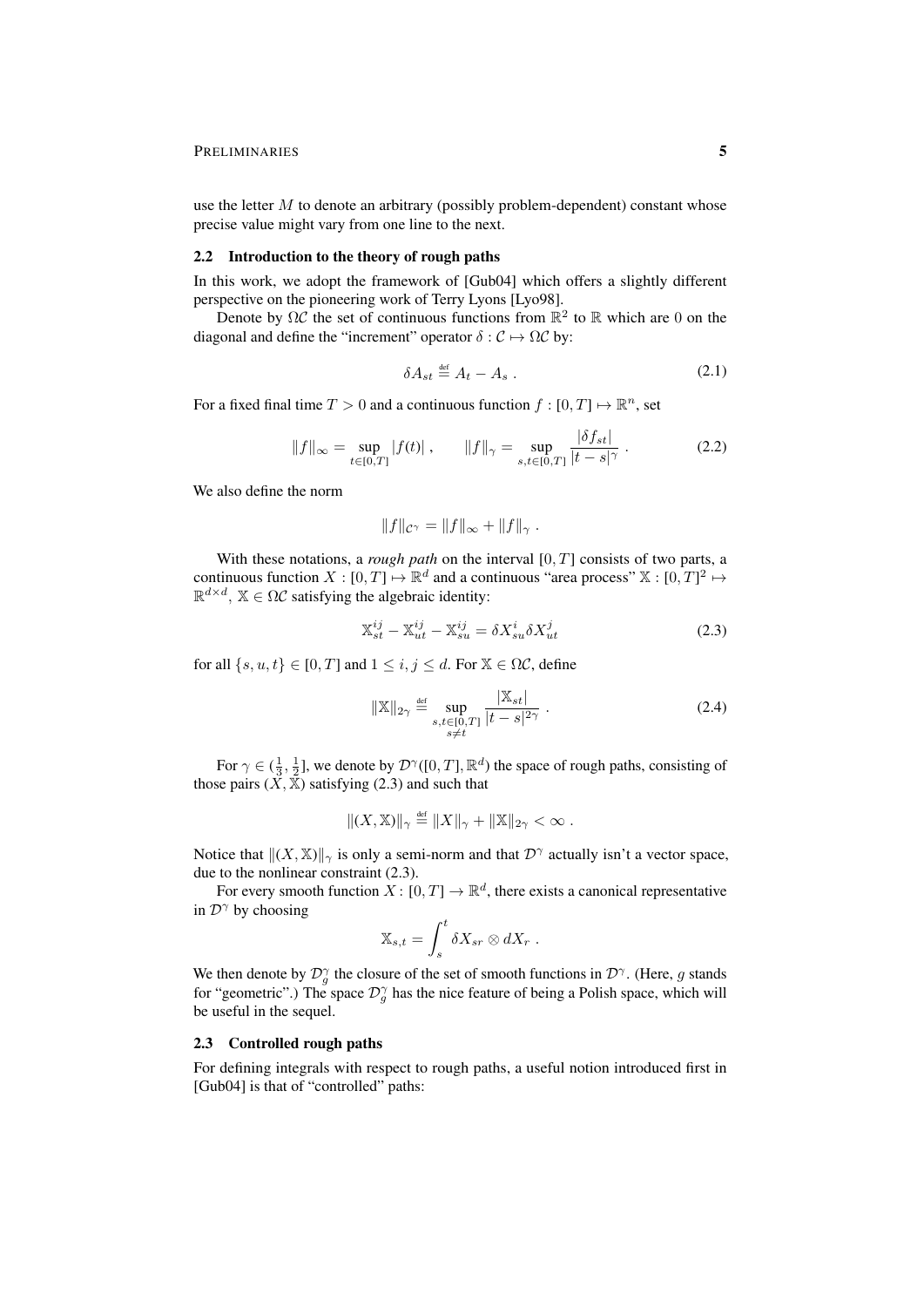use the letter $M$ to denote an arbitrary (possibly problem-dependent) constant whose precise value might vary from one line to the next.

### 2.2 Introduction to the theory of rough paths

In this work, we adopt the framework of [Gub04] which offers a slightly different perspective on the pioneering work of Terry Lyons [Lyo98].

Denote by $\Omega\mathcal{C}$ the set of continuous functions from $\mathbb{R}^2$ to $\mathbb{R}$ which are 0 on the diagonal and define the "increment" operator $\delta : \mathcal{C} \mapsto \Omega\mathcal{C}$ by:

$$\delta A_{st} \stackrel{\text{def}}{=} A_t - A_s \,. \tag{2.1}$$

For a fixed final time $T > 0$ and a continuous function $f : [0,T] \mapsto \mathbb{R}^n$, set

$$\|f\|_\infty = \sup_{t\in[0,T]} |f(t)| \,, \qquad \|f\|_\gamma = \sup_{s,t\in[0,T]} \frac{|\delta f_{st}|}{|t-s|^\gamma} \,. \tag{2.2}$$

We also define the norm

$$\|f\|_{\mathcal{C}^\gamma} = \|f\|_\infty + \|f\|_\gamma \,.$$

With these notations, a *rough path* on the interval $[0,T]$ consists of two parts, a continuous function $X : [0,T] \mapsto \mathbb{R}^d$ and a continuous "area process" $\mathbb{X} : [0,T]^2 \mapsto \mathbb{R}^{d\times d}$, $\mathbb{X} \in \Omega\mathcal{C}$ satisfying the algebraic identity:

$$\mathbb{X}^{ij}_{st} - \mathbb{X}^{ij}_{ut} - \mathbb{X}^{ij}_{su} = \delta X^i_{su} \delta X^j_{ut} \tag{2.3}$$

for all $\{s,u,t\} \in [0,T]$ and $1 \le i,j \le d$. For $\mathbb{X} \in \Omega\mathcal{C}$, define

$$\|\mathbb{X}\|_{2\gamma} \stackrel{\text{def}}{=} \sup_{\substack{s,t\in[0,T] \\ s\neq t}} \frac{|\mathbb{X}_{st}|}{|t-s|^{2\gamma}} \,. \tag{2.4}$$

For $\gamma \in (\frac{1}{3}, \frac{1}{2}]$, we denote by $\mathcal{D}^\gamma([0,T],\mathbb{R}^d)$ the space of rough paths, consisting of those pairs $(X, \mathbb{X})$ satisfying (2.3) and such that

$$\|(X,\mathbb{X})\|_\gamma \stackrel{\text{def}}{=} \|X\|_\gamma + \|\mathbb{X}\|_{2\gamma} < \infty \,.$$

Notice that $\|(X,\mathbb{X})\|_\gamma$ is only a semi-norm and that $\mathcal{D}^\gamma$ actually isn't a vector space, due to the nonlinear constraint (2.3).

For every smooth function $X : [0,T] \to \mathbb{R}^d$, there exists a canonical representative in $\mathcal{D}^\gamma$ by choosing

$$\mathbb{X}_{s,t} = \int_s^t \delta X_{sr} \otimes dX_r \,.$$

We then denote by $\mathcal{D}^\gamma_g$ the closure of the set of smooth functions in $\mathcal{D}^\gamma$. (Here, $g$ stands for "geometric".) The space $\mathcal{D}^\gamma_g$ has the nice feature of being a Polish space, which will be useful in the sequel.

### 2.3 Controlled rough paths

For defining integrals with respect to rough paths, a useful notion introduced first in [Gub04] is that of "controlled" paths: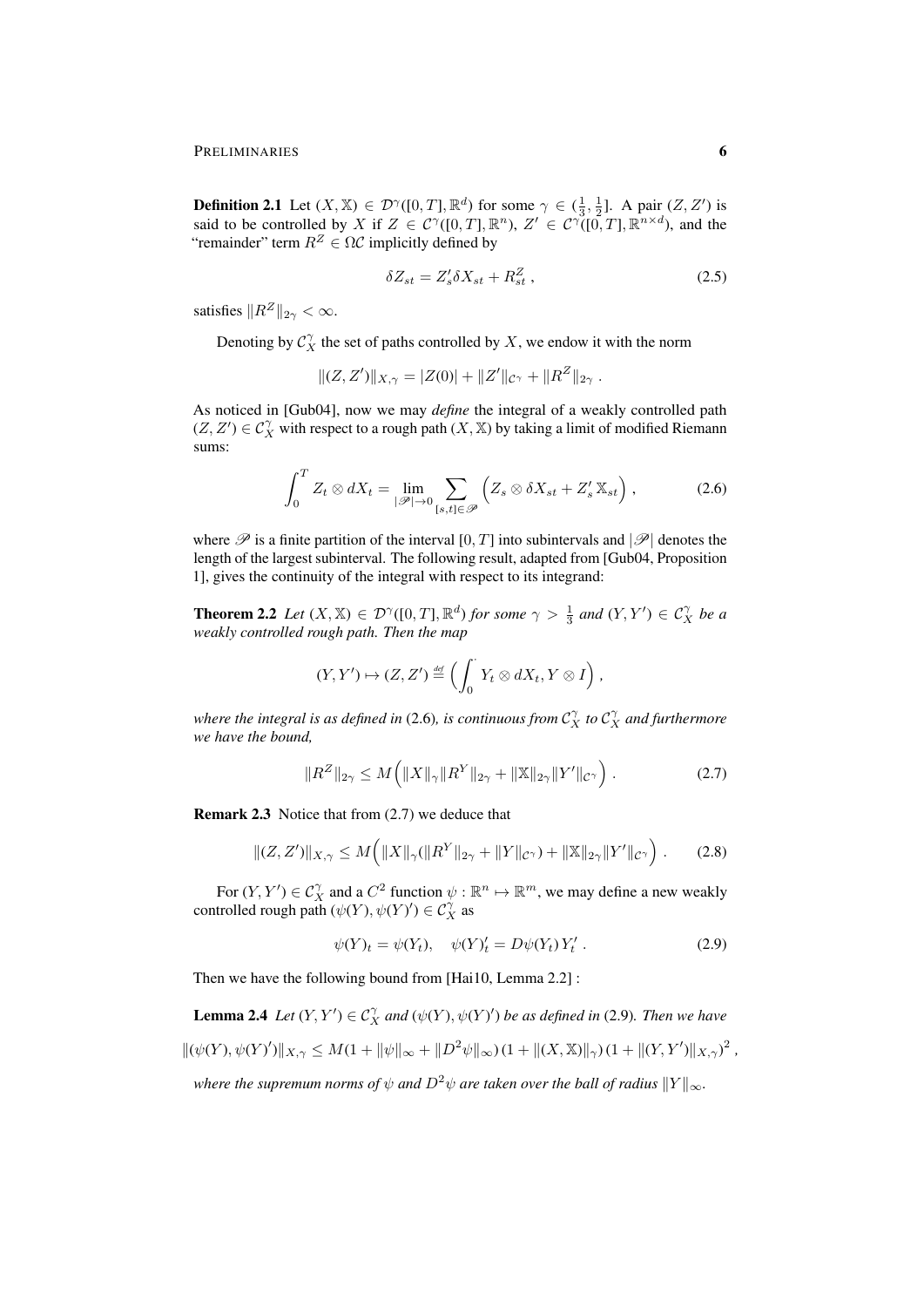**Definition 2.1** Let $(X, \mathbb{X}) \in \mathcal{D}^\gamma([0,T], \mathbb{R}^d)$ for some $\gamma \in (\frac{1}{3}, \frac{1}{2}]$. A pair $(Z, Z')$ is said to be controlled by $X$ if $Z \in \mathcal{C}^\gamma([0,T], \mathbb{R}^n)$, $Z' \in \mathcal{C}^\gamma([0,T], \mathbb{R}^{n\times d})$, and the "remainder" term $R^Z \in \Omega\mathcal{C}$ implicitly defined by

$$\delta Z_{st} = Z'_s \delta X_{st} + R^Z_{st} \,, \tag{2.5}$$

satisfies $\|R^Z\|_{2\gamma} < \infty$.

Denoting by $\mathcal{C}^\gamma_X$ the set of paths controlled by $X$, we endow it with the norm

$$\|(Z, Z')\|_{X,\gamma} = |Z(0)| + \|Z'\|_{\mathcal{C}^\gamma} + \|R^Z\|_{2\gamma} \,.$$

As noticed in [Gub04], now we may *define* the integral of a weakly controlled path $(Z, Z') \in \mathcal{C}^\gamma_X$ with respect to a rough path $(X, \mathbb{X})$ by taking a limit of modified Riemann sums:

$$\int_0^T Z_t \otimes dX_t = \lim_{|\mathscr{P}|\to 0} \sum_{[s,t]\in\mathscr{P}} \Big( Z_s \otimes \delta X_{st} + Z'_s \, \mathbb{X}_{st} \Big) \,, \tag{2.6}$$

where $\mathscr{P}$ is a finite partition of the interval $[0, T]$ into subintervals and $|\mathscr{P}|$ denotes the length of the largest subinterval. The following result, adapted from [Gub04, Proposition 1], gives the continuity of the integral with respect to its integrand:

**Theorem 2.2** *Let $(X, \mathbb{X}) \in \mathcal{D}^\gamma([0,T], \mathbb{R}^d)$ for some $\gamma > \frac{1}{3}$ and $(Y, Y') \in \mathcal{C}^\gamma_X$ be a weakly controlled rough path. Then the map*

$$(Y, Y') \mapsto (Z, Z') \stackrel{\text{def}}{=} \Big( \int_0^{\cdot} Y_t \otimes dX_t, Y \otimes I \Big) \,,$$

*where the integral is as defined in* (2.6)*, is continuous from $\mathcal{C}^\gamma_X$ to $\mathcal{C}^\gamma_X$ and furthermore we have the bound,*

$$\|R^Z\|_{2\gamma} \le M\Big( \|X\|_\gamma \|R^Y\|_{2\gamma} + \|\mathbb{X}\|_{2\gamma} \|Y'\|_{\mathcal{C}^\gamma} \Big) \,. \tag{2.7}$$

**Remark 2.3** Notice that from (2.7) we deduce that

$$\|(Z, Z')\|_{X,\gamma} \le M\Big( \|X\|_\gamma (\|R^Y\|_{2\gamma} + \|Y\|_{\mathcal{C}^\gamma}) + \|\mathbb{X}\|_{2\gamma} \|Y'\|_{\mathcal{C}^\gamma} \Big) \,. \tag{2.8}$$

For $(Y, Y') \in \mathcal{C}^\gamma_X$ and a $C^2$ function $\psi : \mathbb{R}^n \mapsto \mathbb{R}^m$, we may define a new weakly controlled rough path $(\psi(Y), \psi(Y)') \in \mathcal{C}^\gamma_X$ as

$$\psi(Y)_t = \psi(Y_t), \quad \psi(Y)'_t = D\psi(Y_t)\, Y'_t \,. \tag{2.9}$$

Then we have the following bound from [Hai10, Lemma 2.2] :

**Lemma 2.4** *Let $(Y, Y') \in \mathcal{C}^\gamma_X$ and $(\psi(Y), \psi(Y)')$ be as defined in* (2.9)*. Then we have*

$$\|(\psi(Y), \psi(Y)')\|_{X,\gamma} \le M(1 + \|\psi\|_\infty + \|D^2\psi\|_\infty)\,(1 + \|(X, \mathbb{X})\|_\gamma)\,(1 + \|(Y, Y')\|_{X,\gamma})^2 \,,$$

*where the supremum norms of $\psi$ and $D^2\psi$ are taken over the ball of radius $\|Y\|_\infty$.*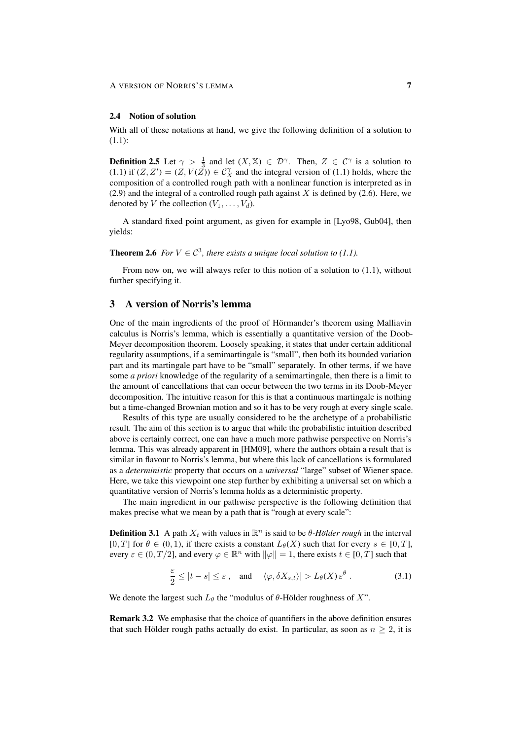### 2.4 Notion of solution

With all of these notations at hand, we give the following definition of a solution to (1.1):

**Definition 2.5** Let $\gamma > \frac{1}{3}$ and let $(X, \mathbb{X}) \in \mathcal{D}^\gamma$. Then, $Z \in \mathcal{C}^\gamma$ is a solution to (1.1) if $(Z, Z') = (Z, V(Z)) \in \mathcal{C}_X^\gamma$ and the integral version of (1.1) holds, where the composition of a controlled rough path with a nonlinear function is interpreted as in (2.9) and the integral of a controlled rough path against $X$ is defined by (2.6). Here, we denoted by $V$ the collection $(V_1, \ldots, V_d)$.

A standard fixed point argument, as given for example in [Lyo98, Gub04], then yields:

**Theorem 2.6** *For $V \in \mathcal{C}^3$, there exists a unique local solution to (1.1).*

From now on, we will always refer to this notion of a solution to (1.1), without further specifying it.

## 3 A version of Norris's lemma

One of the main ingredients of the proof of Hörmander's theorem using Malliavin calculus is Norris's lemma, which is essentially a quantitative version of the Doob-Meyer decomposition theorem. Loosely speaking, it states that under certain additional regularity assumptions, if a semimartingale is "small", then both its bounded variation part and its martingale part have to be "small" separately. In other terms, if we have some *a priori* knowledge of the regularity of a semimartingale, then there is a limit to the amount of cancellations that can occur between the two terms in its Doob-Meyer decomposition. The intuitive reason for this is that a continuous martingale is nothing but a time-changed Brownian motion and so it has to be very rough at every single scale.

Results of this type are usually considered to be the archetype of a probabilistic result. The aim of this section is to argue that while the probabilistic intuition described above is certainly correct, one can have a much more pathwise perspective on Norris's lemma. This was already apparent in [HM09], where the authors obtain a result that is similar in flavour to Norris's lemma, but where this lack of cancellations is formulated as a *deterministic* property that occurs on a *universal* "large" subset of Wiener space. Here, we take this viewpoint one step further by exhibiting a universal set on which a quantitative version of Norris's lemma holds as a deterministic property.

The main ingredient in our pathwise perspective is the following definition that makes precise what we mean by a path that is "rough at every scale":

**Definition 3.1** A path $X_t$ with values in $\mathbb{R}^n$ is said to be *$\theta$-Hölder rough* in the interval $[0, T]$ for $\theta \in (0, 1)$, if there exists a constant $L_\theta(X)$ such that for every $s \in [0, T]$, every $\varepsilon \in (0, T/2]$, and every $\varphi \in \mathbb{R}^n$ with $\|\varphi\| = 1$, there exists $t \in [0, T]$ such that

$$\frac{\varepsilon}{2} \leq |t - s| \leq \varepsilon\,, \quad \text{and} \quad |\langle \varphi, \delta X_{s,t} \rangle| > L_\theta(X)\, \varepsilon^\theta\,. \tag{3.1}$$

We denote the largest such $L_\theta$ the "modulus of $\theta$-Hölder roughness of $X$".

**Remark 3.2** We emphasise that the choice of quantifiers in the above definition ensures that such Hölder rough paths actually do exist. In particular, as soon as $n \geq 2$, it is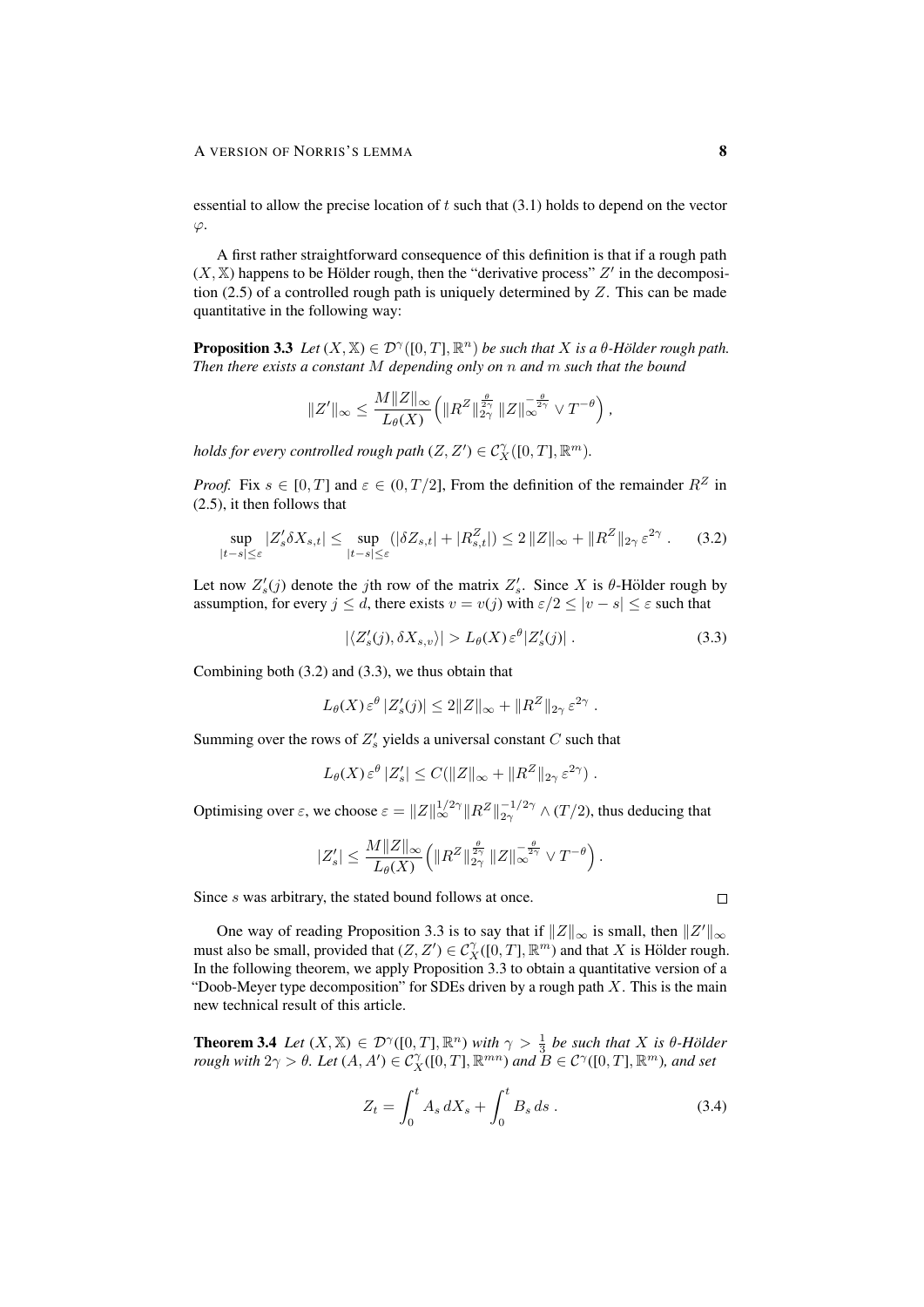essential to allow the precise location of $t$ such that (3.1) holds to depend on the vector $\varphi$.

A first rather straightforward consequence of this definition is that if a rough path $(X, \mathbb{X})$ happens to be Hölder rough, then the "derivative process" $Z'$ in the decomposition (2.5) of a controlled rough path is uniquely determined by $Z$. This can be made quantitative in the following way:

**Proposition 3.3** *Let $(X, \mathbb{X}) \in \mathcal{D}^\gamma([0,T], \mathbb{R}^n)$ be such that $X$ is a $\theta$-Hölder rough path. Then there exists a constant $M$ depending only on $n$ and $m$ such that the bound*

$$
\|Z'\|_\infty \leq \frac{M\|Z\|_\infty}{L_\theta(X)} \Big( \|R^Z\|_{2\gamma}^{\frac{\theta}{2\gamma}} \|Z\|_\infty^{-\frac{\theta}{2\gamma}} \vee T^{-\theta} \Big) ,
$$

*holds for every controlled rough path $(Z, Z') \in \mathcal{C}_X^\gamma([0,T], \mathbb{R}^m)$.*

*Proof.* Fix $s \in [0,T]$ and $\varepsilon \in (0, T/2]$, From the definition of the remainder $R^Z$ in (2.5), it then follows that

$$
\sup_{|t-s|\leq\varepsilon} |Z'_s \delta X_{s,t}| \leq \sup_{|t-s|\leq\varepsilon} (|\delta Z_{s,t}| + |R^Z_{s,t}|) \leq 2\,\|Z\|_\infty + \|R^Z\|_{2\gamma}\,\varepsilon^{2\gamma} . \tag{3.2}
$$

Let now $Z'_s(j)$ denote the $j$th row of the matrix $Z'_s$. Since $X$ is $\theta$-Hölder rough by assumption, for every $j \leq d$, there exists $v = v(j)$ with $\varepsilon/2 \leq |v-s| \leq \varepsilon$ such that

$$
|\langle Z'_s(j), \delta X_{s,v}\rangle| > L_\theta(X)\,\varepsilon^\theta |Z'_s(j)| . \tag{3.3}
$$

Combining both (3.2) and (3.3), we thus obtain that

$$
L_\theta(X)\,\varepsilon^\theta\,|Z'_s(j)| \leq 2\|Z\|_\infty + \|R^Z\|_{2\gamma}\,\varepsilon^{2\gamma} .
$$

Summing over the rows of $Z'_s$ yields a universal constant $C$ such that

$$
L_\theta(X)\,\varepsilon^\theta\,|Z'_s| \leq C(\|Z\|_\infty + \|R^Z\|_{2\gamma}\,\varepsilon^{2\gamma}) .
$$

Optimising over $\varepsilon$, we choose $\varepsilon = \|Z\|_\infty^{1/2\gamma}\|R^Z\|_{2\gamma}^{-1/2\gamma} \wedge (T/2)$, thus deducing that

$$
|Z'_s| \leq \frac{M\|Z\|_\infty}{L_\theta(X)} \Big( \|R^Z\|_{2\gamma}^{\frac{\theta}{2\gamma}} \|Z\|_\infty^{-\frac{\theta}{2\gamma}} \vee T^{-\theta} \Big) .
$$

Since $s$ was arbitrary, the stated bound follows at once. $\square$

One way of reading Proposition 3.3 is to say that if $\|Z\|_\infty$ is small, then $\|Z'\|_\infty$ must also be small, provided that $(Z, Z') \in \mathcal{C}_X^\gamma([0,T], \mathbb{R}^m)$ and that $X$ is Hölder rough. In the following theorem, we apply Proposition 3.3 to obtain a quantitative version of a "Doob-Meyer type decomposition" for SDEs driven by a rough path $X$. This is the main new technical result of this article.

**Theorem 3.4** *Let $(X, \mathbb{X}) \in \mathcal{D}^\gamma([0,T], \mathbb{R}^n)$ with $\gamma > \frac{1}{3}$ be such that $X$ is $\theta$-Hölder rough with $2\gamma > \theta$. Let $(A, A') \in \mathcal{C}_X^\gamma([0,T], \mathbb{R}^{mn})$ and $B \in \mathcal{C}^\gamma([0,T], \mathbb{R}^m)$, and set*

$$
Z_t = \int_0^t A_s\,dX_s + \int_0^t B_s\,ds . \tag{3.4}
$$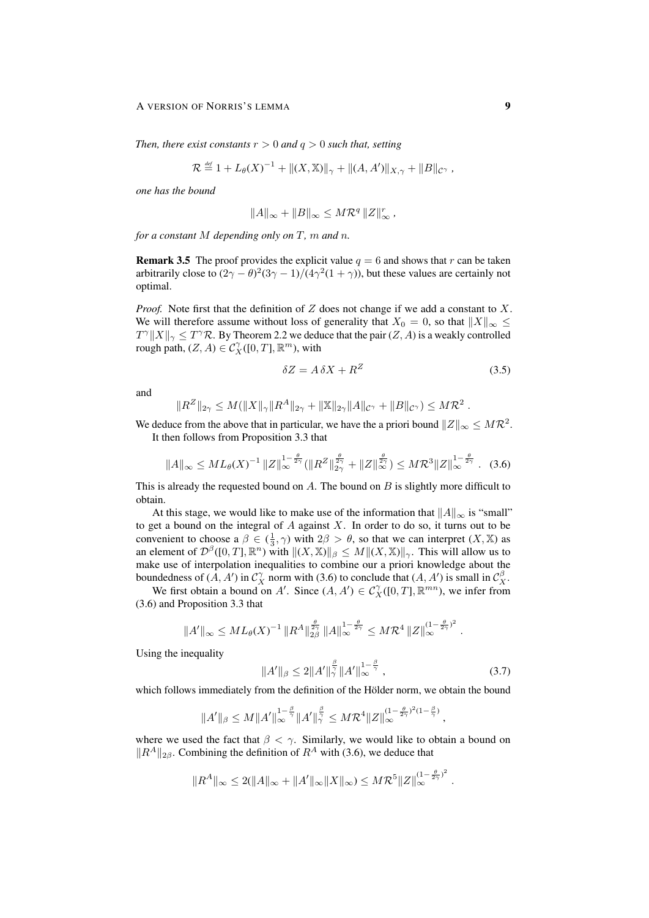*Then, there exist constants $r > 0$ and $q > 0$ such that, setting*

$$\mathcal{R} \stackrel{\text{def}}{=} 1 + L_\theta(X)^{-1} + \|(X, \mathbb{X})\|_\gamma + \|(A, A')\|_{X,\gamma} + \|B\|_{\mathcal{C}^\gamma} ,$$

*one has the bound*

$$\|A\|_\infty + \|B\|_\infty \le M \mathcal{R}^q \, \|Z\|_\infty^r ,$$

*for a constant $M$ depending only on $T$, $m$ and $n$.*

**Remark 3.5** The proof provides the explicit value $q = 6$ and shows that $r$ can be taken arbitrarily close to $(2\gamma - \theta)^2(3\gamma - 1)/(4\gamma^2(1+\gamma))$, but these values are certainly not optimal.

*Proof.* Note first that the definition of $Z$ does not change if we add a constant to $X$. We will therefore assume without loss of generality that $X_0 = 0$, so that $\|X\|_\infty \le T^\gamma \|X\|_\gamma \le T^\gamma \mathcal{R}$. By Theorem 2.2 we deduce that the pair $(Z, A)$ is a weakly controlled rough path, $(Z, A) \in \mathcal{C}_X^\gamma([0,T], \mathbb{R}^m)$, with

$$\delta Z = A \,\delta X + R^Z \tag{3.5}$$

and

$$\|R^Z\|_{2\gamma} \le M(\|X\|_\gamma \|R^A\|_{2\gamma} + \|\mathbb{X}\|_{2\gamma} \|A\|_{\mathcal{C}^\gamma} + \|B\|_{\mathcal{C}^\gamma}) \le M\mathcal{R}^2 .$$

We deduce from the above that in particular, we have the a priori bound $\|Z\|_\infty \le M\mathcal{R}^2$.

It then follows from Proposition 3.3 that

$$\|A\|_\infty \le M L_\theta(X)^{-1} \, \|Z\|_\infty^{1-\frac{\theta}{2\gamma}} (\|R^Z\|_{2\gamma}^{\frac{\theta}{2\gamma}} + \|Z\|_\infty^{\frac{\theta}{2\gamma}}) \le M\mathcal{R}^3 \|Z\|_\infty^{1-\frac{\theta}{2\gamma}} . \tag{3.6}$$

This is already the requested bound on $A$. The bound on $B$ is slightly more difficult to obtain.

At this stage, we would like to make use of the information that $\|A\|_\infty$ is "small" to get a bound on the integral of $A$ against $X$. In order to do so, it turns out to be convenient to choose a $\beta \in (\frac{1}{3}, \gamma)$ with $2\beta > \theta$, so that we can interpret $(X, \mathbb{X})$ as an element of $\mathcal{D}^\beta([0,T], \mathbb{R}^n)$ with $\|(X, \mathbb{X})\|_\beta \le M \|(X, \mathbb{X})\|_\gamma$. This will allow us to make use of interpolation inequalities to combine our a priori knowledge about the boundedness of $(A, A')$ in $\mathcal{C}_X^\gamma$ norm with (3.6) to conclude that $(A, A')$ is small in $\mathcal{C}_X^\beta$.

We first obtain a bound on $A'$. Since $(A, A') \in \mathcal{C}_X^\gamma([0,T], \mathbb{R}^{mn})$, we infer from (3.6) and Proposition 3.3 that

$$\|A'\|_\infty \le M L_\theta(X)^{-1} \, \|R^A\|_{2\beta}^{\frac{\theta}{2\gamma}} \, \|A\|_\infty^{1-\frac{\theta}{2\gamma}} \le M\mathcal{R}^4 \, \|Z\|_\infty^{(1-\frac{\theta}{2\gamma})^2} .$$

Using the inequality

$$\|A'\|_\beta \le 2\|A'\|_\gamma^{\frac{\beta}{\gamma}} \|A'\|_\infty^{1-\frac{\beta}{\gamma}} , \tag{3.7}$$

which follows immediately from the definition of the Hölder norm, we obtain the bound

$$\|A'\|_\beta \le M\|A'\|_\infty^{1-\frac{\beta}{\gamma}} \|A'\|_\gamma^{\frac{\beta}{\gamma}} \le M\mathcal{R}^4 \|Z\|_\infty^{(1-\frac{\theta}{2\gamma})^2(1-\frac{\beta}{\gamma})} ,$$

where we used the fact that $\beta < \gamma$. Similarly, we would like to obtain a bound on $\|R^A\|_{2\beta}$. Combining the definition of $R^A$ with (3.6), we deduce that

$$\|R^A\|_\infty \le 2(\|A\|_\infty + \|A'\|_\infty \|X\|_\infty) \le M\mathcal{R}^5 \|Z\|_\infty^{(1-\frac{\theta}{2\gamma})^2} .$$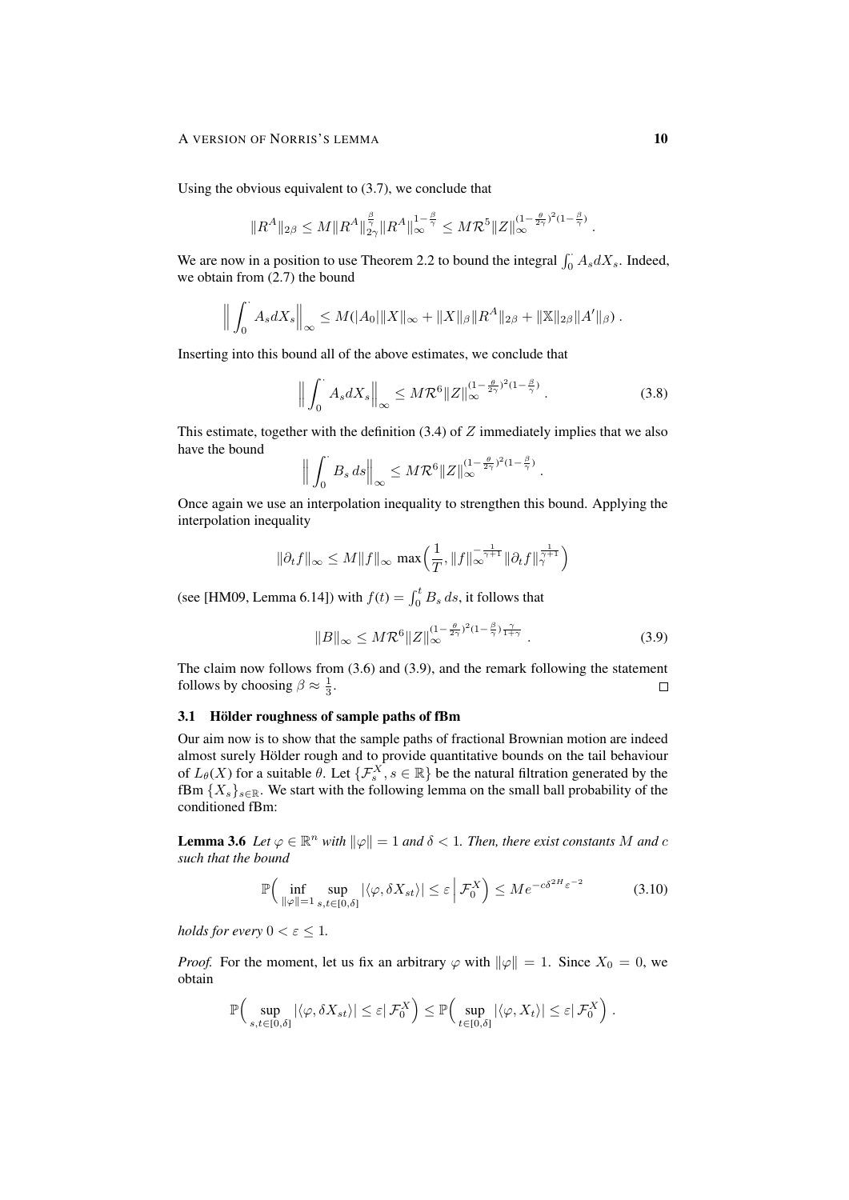Using the obvious equivalent to (3.7), we conclude that

$$\|R^A\|_{2\beta} \le M\|R^A\|_{2\gamma}^{\frac{\beta}{\gamma}}\|R^A\|_\infty^{1-\frac{\beta}{\gamma}} \le M\mathcal{R}^5\|Z\|_\infty^{(1-\frac{\theta}{2\gamma})^2(1-\frac{\beta}{\gamma})} .$$

We are now in a position to use Theorem 2.2 to bound the integral $\int_0^\cdot A_s dX_s$. Indeed, we obtain from (2.7) the bound

$$\Big\| \int_0^\cdot A_s dX_s \Big\|_\infty \le M(|A_0|\|X\|_\infty + \|X\|_\beta\|R^A\|_{2\beta} + \|\mathbb{X}\|_{2\beta}\|A'\|_\beta) .$$

Inserting into this bound all of the above estimates, we conclude that

$$\Big\| \int_0^\cdot A_s dX_s \Big\|_\infty \le M\mathcal{R}^6\|Z\|_\infty^{(1-\frac{\theta}{2\gamma})^2(1-\frac{\beta}{\gamma})} . \tag{3.8}$$

This estimate, together with the definition (3.4) of $Z$ immediately implies that we also have the bound

$$\Big\| \int_0^\cdot B_s\, ds \Big\|_\infty \le M\mathcal{R}^6\|Z\|_\infty^{(1-\frac{\theta}{2\gamma})^2(1-\frac{\beta}{\gamma})} .$$

Once again we use an interpolation inequality to strengthen this bound. Applying the interpolation inequality

$$\|\partial_t f\|_\infty \le M\|f\|_\infty \max\Big(\frac{1}{T}, \|f\|_\infty^{-\frac{1}{\gamma+1}}\|\partial_t f\|_\gamma^{\frac{1}{\gamma+1}}\Big)$$

(see [HM09, Lemma 6.14]) with $f(t) = \int_0^t B_s\, ds$, it follows that

$$\|B\|_\infty \le M\mathcal{R}^6\|Z\|_\infty^{(1-\frac{\theta}{2\gamma})^2(1-\frac{\beta}{\gamma})\frac{\gamma}{1+\gamma}} . \tag{3.9}$$

The claim now follows from (3.6) and (3.9), and the remark following the statement follows by choosing $\beta \approx \frac{1}{3}$. $\square$

### 3.1 Hölder roughness of sample paths of fBm

Our aim now is to show that the sample paths of fractional Brownian motion are indeed almost surely Hölder rough and to provide quantitative bounds on the tail behaviour of $L_\theta(X)$ for a suitable $\theta$. Let $\{\mathcal{F}_s^X, s \in \mathbb{R}\}$ be the natural filtration generated by the fBm $\{X_s\}_{s\in\mathbb{R}}$. We start with the following lemma on the small ball probability of the conditioned fBm:

**Lemma 3.6** *Let $\varphi \in \mathbb{R}^n$ with $\|\varphi\| = 1$ and $\delta < 1$. Then, there exist constants $M$ and $c$ such that the bound*

$$\mathbb{P}\Big( \inf_{\|\varphi\|=1} \sup_{s,t\in[0,\delta]} |\langle\varphi, \delta X_{st}\rangle| \le \varepsilon \,\Big|\, \mathcal{F}_0^X\Big) \le M e^{-c\delta^{2H}\varepsilon^{-2}} \tag{3.10}$$

*holds for every $0 < \varepsilon \le 1$.*

*Proof.* For the moment, let us fix an arbitrary $\varphi$ with $\|\varphi\| = 1$. Since $X_0 = 0$, we obtain

$$\mathbb{P}\Big( \sup_{s,t\in[0,\delta]} |\langle\varphi, \delta X_{st}\rangle| \le \varepsilon |\, \mathcal{F}_0^X\Big) \le \mathbb{P}\Big( \sup_{t\in[0,\delta]} |\langle\varphi, X_t\rangle| \le \varepsilon |\, \mathcal{F}_0^X\Big) .$$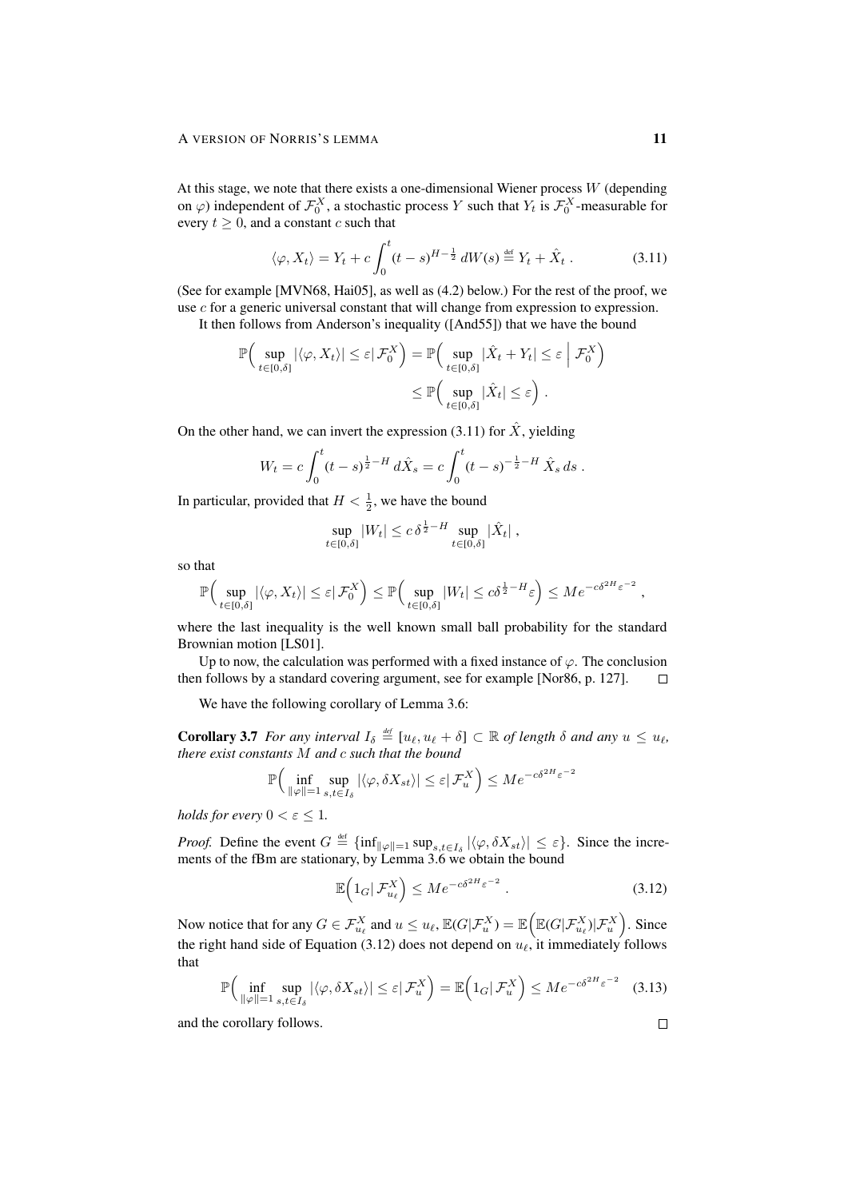At this stage, we note that there exists a one-dimensional Wiener process $W$ (depending on $\varphi$) independent of $\mathcal{F}_0^X$, a stochastic process $Y$ such that $Y_t$ is $\mathcal{F}_0^X$-measurable for every $t \geq 0$, and a constant $c$ such that

$$\langle \varphi, X_t \rangle = Y_t + c \int_0^t (t-s)^{H-\frac{1}{2}} \, dW(s) \stackrel{\text{def}}{=} Y_t + \hat{X}_t \, . \tag{3.11}$$

(See for example [MVN68, Hai05], as well as (4.2) below.) For the rest of the proof, we use $c$ for a generic universal constant that will change from expression to expression.

It then follows from Anderson's inequality ([And55]) that we have the bound

$$\begin{aligned} \mathbb{P}\Big( \sup_{t\in[0,\delta]} |\langle \varphi, X_t \rangle| \leq \varepsilon | \, \mathcal{F}_0^X \Big) &= \mathbb{P}\Big( \sup_{t\in[0,\delta]} |\hat{X}_t + Y_t| \leq \varepsilon \,\Big|\, \mathcal{F}_0^X \Big) \\ &\leq \mathbb{P}\Big( \sup_{t\in[0,\delta]} |\hat{X}_t| \leq \varepsilon \Big) \, . \end{aligned}$$

On the other hand, we can invert the expression (3.11) for $\hat{X}$, yielding

$$W_t = c \int_0^t (t-s)^{\frac{1}{2}-H} \, d\hat{X}_s = c \int_0^t (t-s)^{-\frac{1}{2}-H} \, \hat{X}_s \, ds \, .$$

In particular, provided that $H < \frac{1}{2}$, we have the bound

$$\sup_{t\in[0,\delta]} |W_t| \leq c \, \delta^{\frac{1}{2}-H} \sup_{t\in[0,\delta]} |\hat{X}_t| \, ,$$

so that

$$\mathbb{P}\Big( \sup_{t\in[0,\delta]} |\langle \varphi, X_t \rangle| \leq \varepsilon | \, \mathcal{F}_0^X \Big) \leq \mathbb{P}\Big( \sup_{t\in[0,\delta]} |W_t| \leq c \delta^{\frac{1}{2}-H} \varepsilon \Big) \leq M e^{-c \delta^{2H} \varepsilon^{-2}} \, ,$$

where the last inequality is the well known small ball probability for the standard Brownian motion [LS01].

Up to now, the calculation was performed with a fixed instance of $\varphi$. The conclusion then follows by a standard covering argument, see for example [Nor86, p. 127]. □

We have the following corollary of Lemma 3.6:

**Corollary 3.7** *For any interval $I_\delta \stackrel{\text{def}}{=} [u_\ell, u_\ell + \delta] \subset \mathbb{R}$ of length $\delta$ and any $u \leq u_\ell$, there exist constants $M$ and $c$ such that the bound*

$$\mathbb{P}\Big( \inf_{\|\varphi\|=1} \sup_{s,t\in I_\delta} |\langle \varphi, \delta X_{st} \rangle| \leq \varepsilon | \, \mathcal{F}_u^X \Big) \leq M e^{-c \delta^{2H} \varepsilon^{-2}}$$

*holds for every $0 < \varepsilon \leq 1$.*

*Proof.* Define the event $G \stackrel{\text{def}}{=} \{\inf_{\|\varphi\|=1} \sup_{s,t\in I_\delta} |\langle \varphi, \delta X_{st} \rangle| \leq \varepsilon\}$. Since the increments of the fBm are stationary, by Lemma 3.6 we obtain the bound

$$\mathbb{E}\Big( 1_G | \, \mathcal{F}_{u_\ell}^X \Big) \leq M e^{-c \delta^{2H} \varepsilon^{-2}} \, . \tag{3.12}$$

Now notice that for any $G \in \mathcal{F}_{u_\ell}^X$ and $u \leq u_\ell$, $\mathbb{E}(G|\mathcal{F}_u^X) = \mathbb{E}\Big(\mathbb{E}(G|\mathcal{F}_{u_\ell}^X)|\mathcal{F}_u^X\Big)$. Since the right hand side of Equation (3.12) does not depend on $u_\ell$, it immediately follows that

$$\mathbb{P}\Big( \inf_{\|\varphi\|=1} \sup_{s,t\in I_\delta} |\langle \varphi, \delta X_{st} \rangle| \leq \varepsilon | \, \mathcal{F}_u^X \Big) = \mathbb{E}\Big( 1_G | \, \mathcal{F}_u^X \Big) \leq M e^{-c \delta^{2H} \varepsilon^{-2}} \tag{3.13}$$

and the corollary follows. □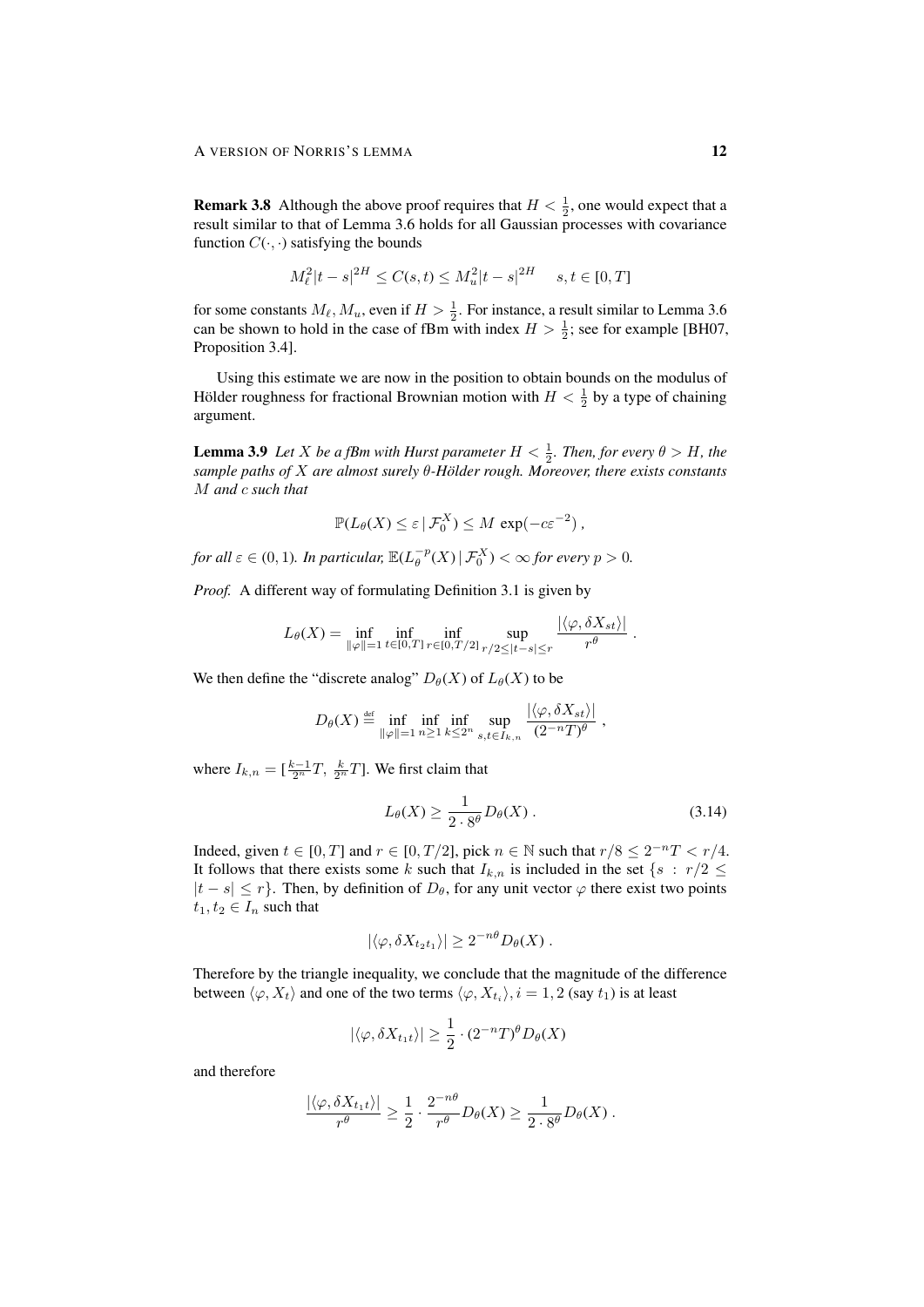**Remark 3.8** Although the above proof requires that $H < \frac{1}{2}$, one would expect that a result similar to that of Lemma 3.6 holds for all Gaussian processes with covariance function $C(\cdot, \cdot)$ satisfying the bounds

$$M_\ell^2 |t-s|^{2H} \le C(s,t) \le M_u^2 |t-s|^{2H} \quad s,t \in [0,T]$$

for some constants $M_\ell, M_u$, even if $H > \frac{1}{2}$. For instance, a result similar to Lemma 3.6 can be shown to hold in the case of fBm with index $H > \frac{1}{2}$; see for example [BH07, Proposition 3.4].

Using this estimate we are now in the position to obtain bounds on the modulus of Hölder roughness for fractional Brownian motion with $H < \frac{1}{2}$ by a type of chaining argument.

**Lemma 3.9** *Let $X$ be a fBm with Hurst parameter $H < \frac{1}{2}$. Then, for every $\theta > H$, the sample paths of $X$ are almost surely $\theta$-Hölder rough. Moreover, there exists constants $M$ and $c$ such that*

$$\mathbb{P}(L_\theta(X) \le \varepsilon \,|\, \mathcal{F}_0^X) \le M \, \exp(-c\varepsilon^{-2}) \,,$$

*for all $\varepsilon \in (0,1)$. In particular, $\mathbb{E}(L_\theta^{-p}(X) \,|\, \mathcal{F}_0^X) < \infty$ for every $p > 0$.*

*Proof.* A different way of formulating Definition 3.1 is given by

$$L_\theta(X) = \inf_{\|\varphi\|=1} \inf_{t\in[0,T]} \inf_{r\in[0,T/2]} \sup_{r/2 \le |t-s| \le r} \frac{|\langle \varphi, \delta X_{st}\rangle|}{r^\theta} \,.$$

We then define the "discrete analog" $D_\theta(X)$ of $L_\theta(X)$ to be

$$D_\theta(X) \stackrel{\text{def}}{=} \inf_{\|\varphi\|=1} \inf_{n\ge 1} \inf_{k\le 2^n} \sup_{s,t\in I_{k,n}} \frac{|\langle \varphi, \delta X_{st}\rangle|}{(2^{-n}T)^\theta} \,,$$

where $I_{k,n} = [\frac{k-1}{2^n}T, \; \frac{k}{2^n}T]$. We first claim that

$$L_\theta(X) \ge \frac{1}{2\cdot 8^\theta} D_\theta(X) \,. \tag{3.14}$$

Indeed, given $t \in [0,T]$ and $r \in [0, T/2]$, pick $n \in \mathbb{N}$ such that $r/8 \le 2^{-n}T < r/4$. It follows that there exists some $k$ such that $I_{k,n}$ is included in the set $\{s \;:\; r/2 \le |t-s| \le r\}$. Then, by definition of $D_\theta$, for any unit vector $\varphi$ there exist two points $t_1, t_2 \in I_n$ such that

$$|\langle \varphi, \delta X_{t_2 t_1}\rangle| \ge 2^{-n\theta} D_\theta(X) \,.$$

Therefore by the triangle inequality, we conclude that the magnitude of the difference between $\langle \varphi, X_t\rangle$ and one of the two terms $\langle \varphi, X_{t_i}\rangle, i = 1,2$ (say $t_1$) is at least

$$|\langle \varphi, \delta X_{t_1 t}\rangle| \ge \frac{1}{2}\cdot (2^{-n}T)^\theta D_\theta(X)$$

and therefore

$$\frac{|\langle \varphi, \delta X_{t_1 t}\rangle|}{r^\theta} \ge \frac{1}{2}\cdot \frac{2^{-n\theta}}{r^\theta} D_\theta(X) \ge \frac{1}{2\cdot 8^\theta} D_\theta(X) \,.$$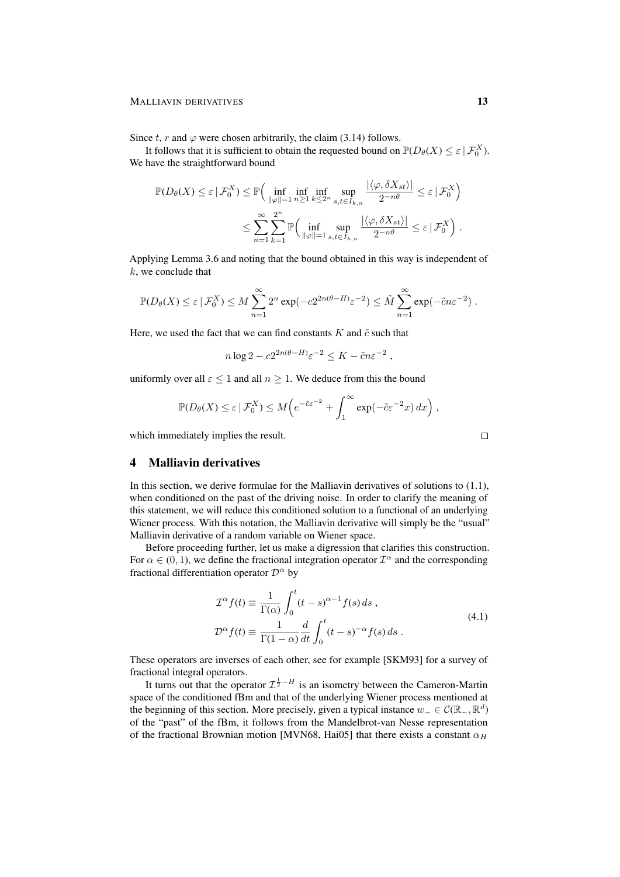Since $t$, $r$ and $\varphi$ were chosen arbitrarily, the claim (3.14) follows.

It follows that it is sufficient to obtain the requested bound on $\mathbb{P}(D_\theta(X) \leq \varepsilon \,|\, \mathcal{F}_0^X)$. We have the straightforward bound

$$
\begin{aligned}
\mathbb{P}(D_\theta(X) \leq \varepsilon \,|\, \mathcal{F}_0^X) &\leq \mathbb{P}\Big( \inf_{\|\varphi\|=1} \inf_{n\geq 1} \inf_{k\leq 2^n} \sup_{s,t\in I_{k,n}} \frac{|\langle \varphi, \delta X_{st}\rangle|}{2^{-n\theta}} \leq \varepsilon \,|\, \mathcal{F}_0^X \Big) \\
&\leq \sum_{n=1}^\infty \sum_{k=1}^{2^n} \mathbb{P}\Big( \inf_{\|\varphi\|=1} \sup_{s,t\in I_{k,n}} \frac{|\langle \varphi, \delta X_{st}\rangle|}{2^{-n\theta}} \leq \varepsilon \,|\, \mathcal{F}_0^X \Big) \;.
\end{aligned}
$$

Applying Lemma 3.6 and noting that the bound obtained in this way is independent of $k$, we conclude that

$$
\mathbb{P}(D_\theta(X) \leq \varepsilon \,|\, \mathcal{F}_0^X) \leq M \sum_{n=1}^\infty 2^n \exp(-c 2^{2n(\theta - H)} \varepsilon^{-2}) \leq \tilde M \sum_{n=1}^\infty \exp(-\tilde c n \varepsilon^{-2}) \;.
$$

Here, we used the fact that we can find constants $K$ and $\tilde c$ such that

$$
n \log 2 - c 2^{2n(\theta - H)} \varepsilon^{-2} \leq K - \tilde c n \varepsilon^{-2} \;,
$$

uniformly over all $\varepsilon \leq 1$ and all $n \geq 1$. We deduce from this the bound

$$
\mathbb{P}(D_\theta(X) \leq \varepsilon \,|\, \mathcal{F}_0^X) \leq M \Big( e^{-\tilde c \varepsilon^{-2}} + \int_1^\infty \exp(-\tilde c \varepsilon^{-2} x)\, dx \Big) \;,
$$

which immediately implies the result. □

# 4 Malliavin derivatives

In this section, we derive formulae for the Malliavin derivatives of solutions to (1.1), when conditioned on the past of the driving noise. In order to clarify the meaning of this statement, we will reduce this conditioned solution to a functional of an underlying Wiener process. With this notation, the Malliavin derivative will simply be the "usual" Malliavin derivative of a random variable on Wiener space.

Before proceeding further, let us make a digression that clarifies this construction. For $\alpha \in (0,1)$, we define the fractional integration operator $\mathcal{I}^\alpha$ and the corresponding fractional differentiation operator $\mathcal{D}^\alpha$ by

$$
\begin{aligned}
\mathcal{I}^\alpha f(t) &\equiv \frac{1}{\Gamma(\alpha)} \int_0^t (t-s)^{\alpha - 1} f(s)\, ds \;, \\
\mathcal{D}^\alpha f(t) &\equiv \frac{1}{\Gamma(1-\alpha)} \frac{d}{dt} \int_0^t (t-s)^{-\alpha} f(s)\, ds \;.
\end{aligned}
\tag{4.1}
$$

These operators are inverses of each other, see for example [SKM93] for a survey of fractional integral operators.

It turns out that the operator $\mathcal{I}^{\frac{1}{2}-H}$ is an isometry between the Cameron-Martin space of the conditioned fBm and that of the underlying Wiener process mentioned at the beginning of this section. More precisely, given a typical instance $w_- \in \mathcal{C}(\mathbb{R}_-, \mathbb{R}^d)$ of the "past" of the fBm, it follows from the Mandelbrot-van Nesse representation of the fractional Brownian motion [MVN68, Hai05] that there exists a constant $\alpha_H$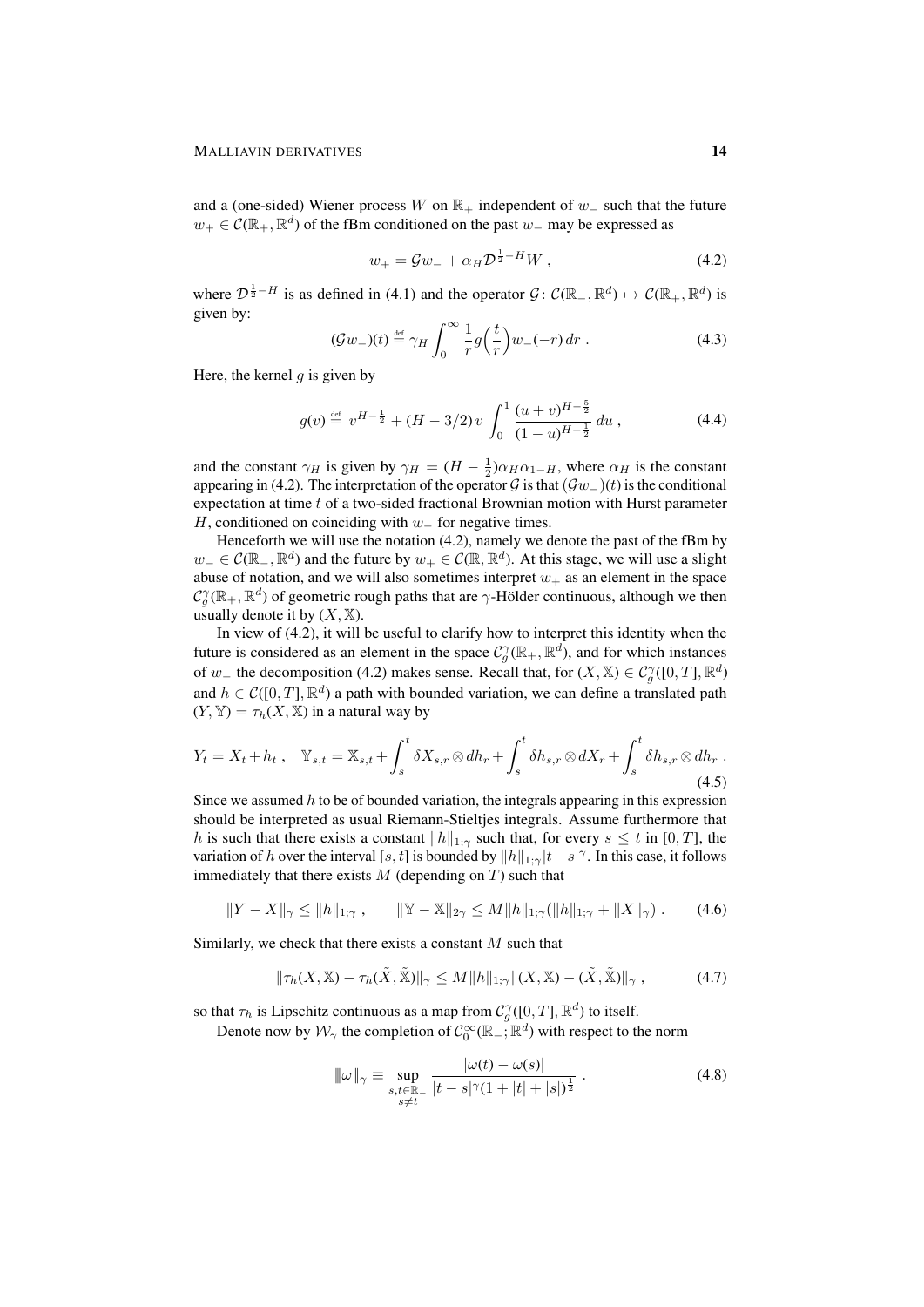and a (one-sided) Wiener process $W$ on $\mathbb{R}_+$ independent of $w_-$ such that the future $w_+ \in \mathcal{C}(\mathbb{R}_+, \mathbb{R}^d)$ of the fBm conditioned on the past $w_-$ may be expressed as

$$w_+ = \mathcal{G} w_- + \alpha_H \mathcal{D}^{\frac{1}{2}-H} W \,, \tag{4.2}$$

where $\mathcal{D}^{\frac{1}{2}-H}$ is as defined in (4.1) and the operator $\mathcal{G} \colon \mathcal{C}(\mathbb{R}_-, \mathbb{R}^d) \mapsto \mathcal{C}(\mathbb{R}_+, \mathbb{R}^d)$ is given by:

$$(\mathcal{G} w_-)(t) \stackrel{\text{def}}{=} \gamma_H \int_0^\infty \frac{1}{r} g\Big(\frac{t}{r}\Big) w_-(-r)\, dr \,. \tag{4.3}$$

Here, the kernel $g$ is given by

$$g(v) \stackrel{\text{def}}{=} v^{H-\frac{1}{2}} + (H - 3/2)\, v \int_0^1 \frac{(u+v)^{H-\frac{5}{2}}}{(1-u)^{H-\frac{1}{2}}}\, du \,, \tag{4.4}$$

and the constant $\gamma_H$ is given by $\gamma_H = (H - \frac{1}{2})\alpha_H \alpha_{1-H}$, where $\alpha_H$ is the constant appearing in (4.2). The interpretation of the operator $\mathcal{G}$ is that $(\mathcal{G} w_-)(t)$ is the conditional expectation at time $t$ of a two-sided fractional Brownian motion with Hurst parameter $H$, conditioned on coinciding with $w_-$ for negative times.

Henceforth we will use the notation (4.2), namely we denote the past of the fBm by $w_- \in \mathcal{C}(\mathbb{R}_-, \mathbb{R}^d)$ and the future by $w_+ \in \mathcal{C}(\mathbb{R}, \mathbb{R}^d)$. At this stage, we will use a slight abuse of notation, and we will also sometimes interpret $w_+$ as an element in the space $\mathcal{C}_g^\gamma(\mathbb{R}_+, \mathbb{R}^d)$ of geometric rough paths that are $\gamma$-Hölder continuous, although we then usually denote it by $(X, \mathbb{X})$.

In view of (4.2), it will be useful to clarify how to interpret this identity when the future is considered as an element in the space $\mathcal{C}_g^\gamma(\mathbb{R}_+, \mathbb{R}^d)$, and for which instances of $w_-$ the decomposition (4.2) makes sense. Recall that, for $(X, \mathbb{X}) \in \mathcal{C}_g^\gamma([0,T], \mathbb{R}^d)$ and $h \in \mathcal{C}([0,T], \mathbb{R}^d)$ a path with bounded variation, we can define a translated path $(Y, \mathbb{Y}) = \tau_h(X, \mathbb{X})$ in a natural way by

$$Y_t = X_t + h_t \,, \quad \mathbb{Y}_{s,t} = \mathbb{X}_{s,t} + \int_s^t \delta X_{s,r} \otimes dh_r + \int_s^t \delta h_{s,r} \otimes dX_r + \int_s^t \delta h_{s,r} \otimes dh_r \,. \tag{4.5}$$

Since we assumed $h$ to be of bounded variation, the integrals appearing in this expression should be interpreted as usual Riemann-Stieltjes integrals. Assume furthermore that $h$ is such that there exists a constant $\|h\|_{1;\gamma}$ such that, for every $s \le t$ in $[0,T]$, the variation of $h$ over the interval $[s,t]$ is bounded by $\|h\|_{1;\gamma}|t-s|^\gamma$. In this case, it follows immediately that there exists $M$ (depending on $T$) such that

$$\|Y - X\|_\gamma \le \|h\|_{1;\gamma} \,, \qquad \|\mathbb{Y} - \mathbb{X}\|_{2\gamma} \le M \|h\|_{1;\gamma}(\|h\|_{1;\gamma} + \|X\|_\gamma) \,. \tag{4.6}$$

Similarly, we check that there exists a constant $M$ such that

$$\|\tau_h(X, \mathbb{X}) - \tau_h(\tilde X, \tilde{\mathbb{X}})\|_\gamma \le M \|h\|_{1;\gamma} \|(X, \mathbb{X}) - (\tilde X, \tilde{\mathbb{X}})\|_\gamma \,, \tag{4.7}$$

so that $\tau_h$ is Lipschitz continuous as a map from $\mathcal{C}_g^\gamma([0,T], \mathbb{R}^d)$ to itself.

Denote now by $\mathcal{W}_\gamma$ the completion of $\mathcal{C}_0^\infty(\mathbb{R}_-; \mathbb{R}^d)$ with respect to the norm

$$|\!|\!| \omega |\!|\!|_\gamma \equiv \sup_{\substack{s,t \in \mathbb{R}_- \\ s \neq t}} \frac{|\omega(t) - \omega(s)|}{|t-s|^\gamma (1 + |t| + |s|)^{\frac{1}{2}}} \,. \tag{4.8}$$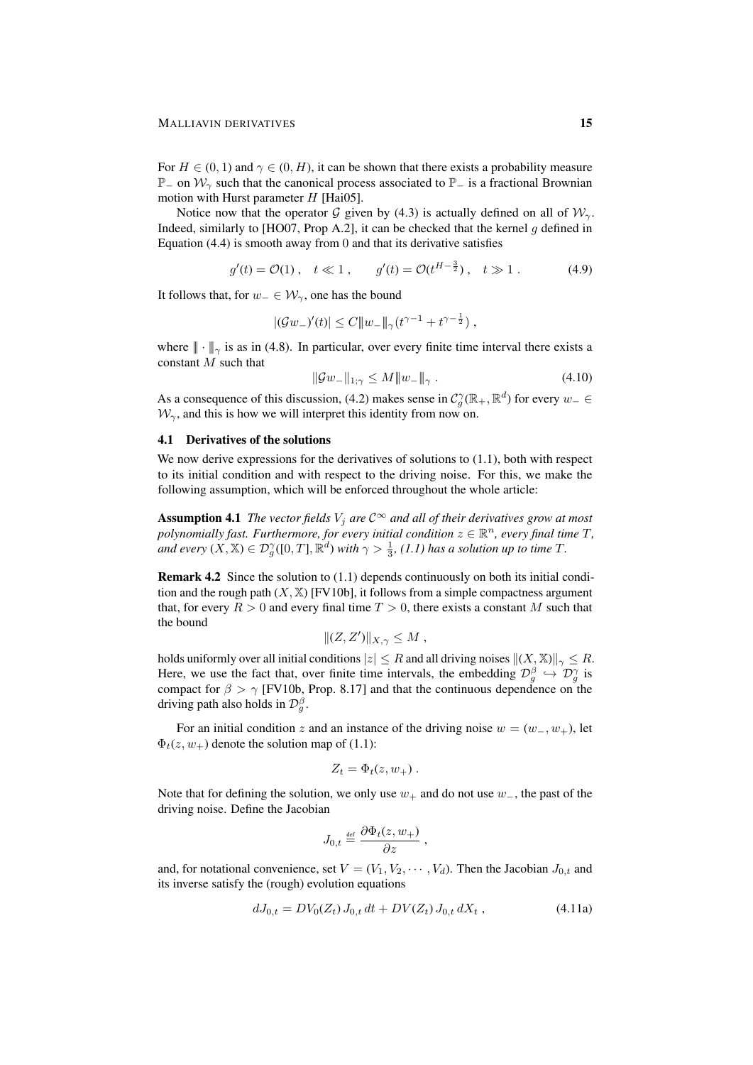For $H \in (0,1)$ and $\gamma \in (0,H)$, it can be shown that there exists a probability measure $\mathbb{P}_-$ on $\mathcal{W}_\gamma$ such that the canonical process associated to $\mathbb{P}_-$ is a fractional Brownian motion with Hurst parameter $H$ [Hai05].

Notice now that the operator $\mathcal{G}$ given by (4.3) is actually defined on all of $\mathcal{W}_\gamma$. Indeed, similarly to [HO07, Prop A.2], it can be checked that the kernel $g$ defined in Equation (4.4) is smooth away from 0 and that its derivative satisfies

$$g'(t) = \mathcal{O}(1)\;, \quad t \ll 1\;, \qquad g'(t) = \mathcal{O}(t^{H-\frac{3}{2}})\;, \quad t \gg 1\;. \tag{4.9}$$

It follows that, for $w_- \in \mathcal{W}_\gamma$, one has the bound

$$|(\mathcal{G}w_-)'(t)| \leq C \|w_-\|_\gamma (t^{\gamma-1} + t^{\gamma-\frac{1}{2}})\;,$$

where $\|\cdot\|_\gamma$ is as in (4.8). In particular, over every finite time interval there exists a constant $M$ such that

$$\|\mathcal{G}w_-\|_{1;\gamma} \leq M \|w_-\|_\gamma\;. \tag{4.10}$$

As a consequence of this discussion, (4.2) makes sense in $\mathcal{C}_g^\gamma(\mathbb{R}_+, \mathbb{R}^d)$ for every $w_- \in \mathcal{W}_\gamma$, and this is how we will interpret this identity from now on.

## 4.1 Derivatives of the solutions

We now derive expressions for the derivatives of solutions to (1.1), both with respect to its initial condition and with respect to the driving noise. For this, we make the following assumption, which will be enforced throughout the whole article:

**Assumption 4.1** *The vector fields $V_j$ are $\mathcal{C}^\infty$ and all of their derivatives grow at most polynomially fast. Furthermore, for every initial condition $z \in \mathbb{R}^n$, every final time $T$, and every $(X, \mathbb{X}) \in \mathcal{D}_g^\gamma([0,T], \mathbb{R}^d)$ with $\gamma > \frac{1}{3}$, (1.1) has a solution up to time $T$.*

**Remark 4.2** Since the solution to (1.1) depends continuously on both its initial condition and the rough path $(X, \mathbb{X})$ [FV10b], it follows from a simple compactness argument that, for every $R > 0$ and every final time $T > 0$, there exists a constant $M$ such that the bound

$$\|(Z, Z')\|_{X,\gamma} \leq M\;,$$

holds uniformly over all initial conditions $|z| \leq R$ and all driving noises $\|(X, \mathbb{X})\|_\gamma \leq R$. Here, we use the fact that, over finite time intervals, the embedding $\mathcal{D}_g^\beta \hookrightarrow \mathcal{D}_g^\gamma$ is compact for $\beta > \gamma$ [FV10b, Prop. 8.17] and that the continuous dependence on the driving path also holds in $\mathcal{D}_g^\beta$.

For an initial condition $z$ and an instance of the driving noise $w = (w_-, w_+)$, let $\Phi_t(z, w_+)$ denote the solution map of (1.1):

$$Z_t = \Phi_t(z, w_+)\;.$$

Note that for defining the solution, we only use $w_+$ and do not use $w_-$, the past of the driving noise. Define the Jacobian

$$J_{0,t} \stackrel{\text{def}}{=} \frac{\partial \Phi_t(z, w_+)}{\partial z}\;,$$

and, for notational convenience, set $V = (V_1, V_2, \cdots, V_d)$. Then the Jacobian $J_{0,t}$ and its inverse satisfy the (rough) evolution equations

$$dJ_{0,t} = DV_0(Z_t)\, J_{0,t}\, dt + DV(Z_t)\, J_{0,t}\, dX_t\;, \tag{4.11a}$$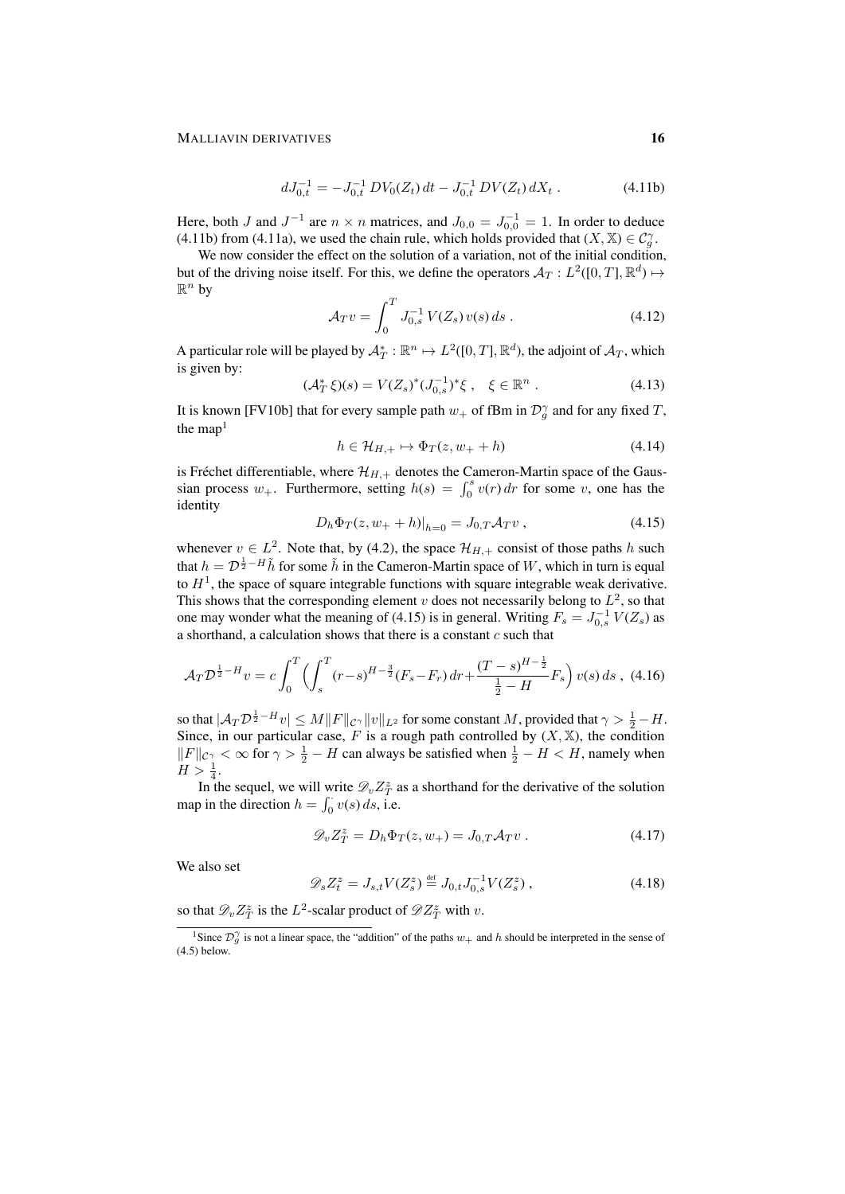$$dJ_{0,t}^{-1} = -J_{0,t}^{-1}\, DV_0(Z_t)\, dt - J_{0,t}^{-1}\, DV(Z_t)\, dX_t \;. \tag{4.11b}$$

Here, both $J$ and $J^{-1}$ are $n \times n$ matrices, and $J_{0,0} = J_{0,0}^{-1} = 1$. In order to deduce (4.11b) from (4.11a), we used the chain rule, which holds provided that $(X, \mathbb{X}) \in \mathcal{C}_g^\gamma$.

We now consider the effect on the solution of a variation, not of the initial condition, but of the driving noise itself. For this, we define the operators $\mathcal{A}_T : L^2([0,T], \mathbb{R}^d) \mapsto \mathbb{R}^n$ by

$$\mathcal{A}_T v = \int_0^T J_{0,s}^{-1}\, V(Z_s)\, v(s)\, ds \;. \tag{4.12}$$

A particular role will be played by $\mathcal{A}_T^* : \mathbb{R}^n \mapsto L^2([0,T], \mathbb{R}^d)$, the adjoint of $\mathcal{A}_T$, which is given by:

$$(\mathcal{A}_T^* \xi)(s) = V(Z_s)^* (J_{0,s}^{-1})^* \xi \;, \quad \xi \in \mathbb{R}^n \;. \tag{4.13}$$

It is known [FV10b] that for every sample path $w_+$ of fBm in $\mathcal{D}_g^\gamma$ and for any fixed $T$, the map[1]

$$h \in \mathcal{H}_{H,+} \mapsto \Phi_T(z, w_+ + h) \tag{4.14}$$

is Fréchet differentiable, where $\mathcal{H}_{H,+}$ denotes the Cameron-Martin space of the Gaussian process $w_+$. Furthermore, setting $h(s) = \int_0^s v(r)\, dr$ for some $v$, one has the identity

$$D_h \Phi_T(z, w_+ + h)|_{h=0} = J_{0,T} \mathcal{A}_T v \;, \tag{4.15}$$

whenever $v \in L^2$. Note that, by (4.2), the space $\mathcal{H}_{H,+}$ consist of those paths $h$ such that $h = \mathcal{D}^{\frac{1}{2}-H} \tilde h$ for some $\tilde h$ in the Cameron-Martin space of $W$, which in turn is equal to $H^1$, the space of square integrable functions with square integrable weak derivative. This shows that the corresponding element $v$ does not necessarily belong to $L^2$, so that one may wonder what the meaning of (4.15) is in general. Writing $F_s = J_{0,s}^{-1}\, V(Z_s)$ as a shorthand, a calculation shows that there is a constant $c$ such that

$$\mathcal{A}_T \mathcal{D}^{\frac{1}{2}-H} v = c \int_0^T \Big( \int_s^T (r-s)^{H-\frac{3}{2}} (F_s - F_r)\, dr + \frac{(T-s)^{H-\frac{1}{2}}}{\frac{1}{2}-H} F_s \Big)\, v(s)\, ds \;, \tag{4.16}$$

so that $|\mathcal{A}_T \mathcal{D}^{\frac{1}{2}-H} v| \le M \|F\|_{\mathcal{C}^\gamma} \|v\|_{L^2}$ for some constant $M$, provided that $\gamma > \frac{1}{2} - H$. Since, in our particular case, $F$ is a rough path controlled by $(X, \mathbb{X})$, the condition $\|F\|_{\mathcal{C}^\gamma} < \infty$ for $\gamma > \frac{1}{2} - H$ can always be satisfied when $\frac{1}{2} - H < H$, namely when $H > \frac{1}{4}$.

In the sequel, we will write $\mathscr{D}_v Z_T^z$ as a shorthand for the derivative of the solution map in the direction $h = \int_0^\cdot v(s)\, ds$, i.e.

$$\mathscr{D}_v Z_T^z = D_h \Phi_T(z, w_+) = J_{0,T} \mathcal{A}_T v \;. \tag{4.17}$$

We also set

$$\mathscr{D}_s Z_t^z = J_{s,t} V(Z_s^z) \stackrel{\text{def}}{=} J_{0,t} J_{0,s}^{-1} V(Z_s^z) \;, \tag{4.18}$$

so that $\mathscr{D}_v Z_T^z$ is the $L^2$-scalar product of $\mathscr{D} Z_T^z$ with $v$.

[1] Since $\mathcal{D}_g^\gamma$ is not a linear space, the "addition" of the paths $w_+$ and $h$ should be interpreted in the sense of (4.5) below.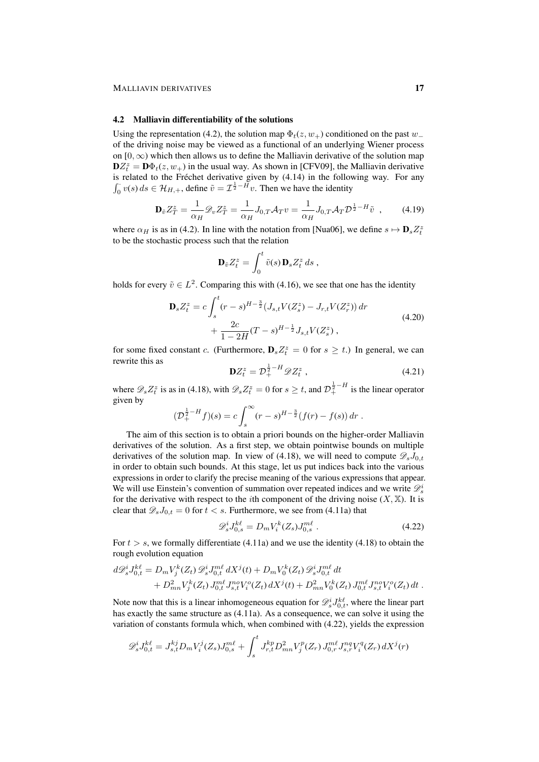### 4.2 Malliavin differentiability of the solutions

Using the representation (4.2), the solution map $\Phi_t(z, w_+)$ conditioned on the past $w_-$ of the driving noise may be viewed as a functional of an underlying Wiener process on $[0,\infty)$ which then allows us to define the Malliavin derivative of the solution map $\mathbf{D}Z_t^z = \mathbf{D}\Phi_t(z, w_+)$ in the usual way. As shown in [CFV09], the Malliavin derivative is related to the Fréchet derivative given by (4.14) in the following way. For any $\int_0^\cdot v(s)\,ds \in \mathcal{H}_{H,+}$, define $\tilde v = \mathcal{I}^{\frac12 - H} v$. Then we have the identity

$$\mathbf{D}_{\tilde v} Z_T^z = \frac{1}{\alpha_H}\mathscr{D}_v Z_T^z = \frac{1}{\alpha_H} J_{0,T}\mathcal{A}_T v = \frac{1}{\alpha_H} J_{0,T}\mathcal{A}_T \mathcal{D}^{\frac12 - H}\tilde v \;, \tag{4.19}$$

where $\alpha_H$ is as in (4.2). In line with the notation from [Nua06], we define $s \mapsto \mathbf{D}_s Z_t^z$ to be the stochastic process such that the relation

$$\mathbf{D}_{\tilde v} Z_t^z = \int_0^t \tilde v(s)\,\mathbf{D}_s Z_t^z\,ds \;,$$

holds for every $\tilde v \in L^2$. Comparing this with (4.16), we see that one has the identity

$$\begin{aligned}\mathbf{D}_s Z_t^z = c\int_s^t (r-s)^{H-\frac32}\big(J_{s,t}V(Z_s^z) - J_{r,t}V(Z_r^z)\big)\,dr \\ + \frac{2c}{1-2H}(T-s)^{H-\frac12} J_{s,t}V(Z_s^z)\;,\end{aligned} \tag{4.20}$$

for some fixed constant $c$. (Furthermore, $\mathbf{D}_s Z_t^z = 0$ for $s \geq t$.) In general, we can rewrite this as

$$\mathbf{D} Z_t^z = \mathcal{D}_+^{\frac12 - H}\mathscr{D} Z_t^z \;, \tag{4.21}$$

where $\mathscr{D}_s Z_t^z$ is as in (4.18), with $\mathscr{D}_s Z_t^z = 0$ for $s \geq t$, and $\mathcal{D}_+^{\frac12 - H}$ is the linear operator given by

$$(\mathcal{D}_+^{\frac12 - H} f)(s) = c\int_s^\infty (r-s)^{H-\frac32}(f(r) - f(s))\,dr \;.$$

The aim of this section is to obtain a priori bounds on the higher-order Malliavin derivatives of the solution. As a first step, we obtain pointwise bounds on multiple derivatives of the solution map. In view of (4.18), we will need to compute $\mathscr{D}_s J_{0,t}$ in order to obtain such bounds. At this stage, let us put indices back into the various expressions in order to clarify the precise meaning of the various expressions that appear. We will use Einstein's convention of summation over repeated indices and we write $\mathscr{D}_s^i$ for the derivative with respect to the $i$th component of the driving noise $(X, \mathbb{X})$. It is clear that $\mathscr{D}_s J_{0,t} = 0$ for $t < s$. Furthermore, we see from (4.11a) that

$$\mathscr{D}_s^i J_{0,s}^{k\ell} = D_m V_i^k(Z_s) J_{0,s}^{m\ell} \;. \tag{4.22}$$

For $t > s$, we formally differentiate (4.11a) and we use the identity (4.18) to obtain the rough evolution equation

$$\begin{aligned}d\mathscr{D}_s^i J_{0,t}^{k\ell} &= D_m V_j^k(Z_t)\,\mathscr{D}_s^i J_{0,t}^{m\ell}\,dX^j(t) + D_m V_0^k(Z_t)\,\mathscr{D}_s^i J_{0,t}^{m\ell}\,dt \\ &\quad + D_{mn}^2 V_j^k(Z_t)\,J_{0,t}^{m\ell} J_{s,t}^{no} V_i^o(Z_t)\,dX^j(t) + D_{mn}^2 V_0^k(Z_t)\,J_{0,t}^{m\ell} J_{s,t}^{no} V_i^o(Z_t)\,dt \;.\end{aligned}$$

Note now that this is a linear inhomogeneous equation for $\mathscr{D}_s^i J_{0,t}^{k\ell}$, where the linear part has exactly the same structure as (4.11a). As a consequence, we can solve it using the variation of constants formula which, when combined with (4.22), yields the expression

$$\mathscr{D}_s^i J_{0,t}^{k\ell} = J_{s,t}^{kj} D_m V_i^j(Z_s) J_{0,s}^{m\ell} + \int_s^t J_{r,t}^{kp} D_{mn}^2 V_j^p(Z_r)\,J_{0,r}^{m\ell} J_{s,r}^{nq} V_i^q(Z_r)\,dX^j(r)$$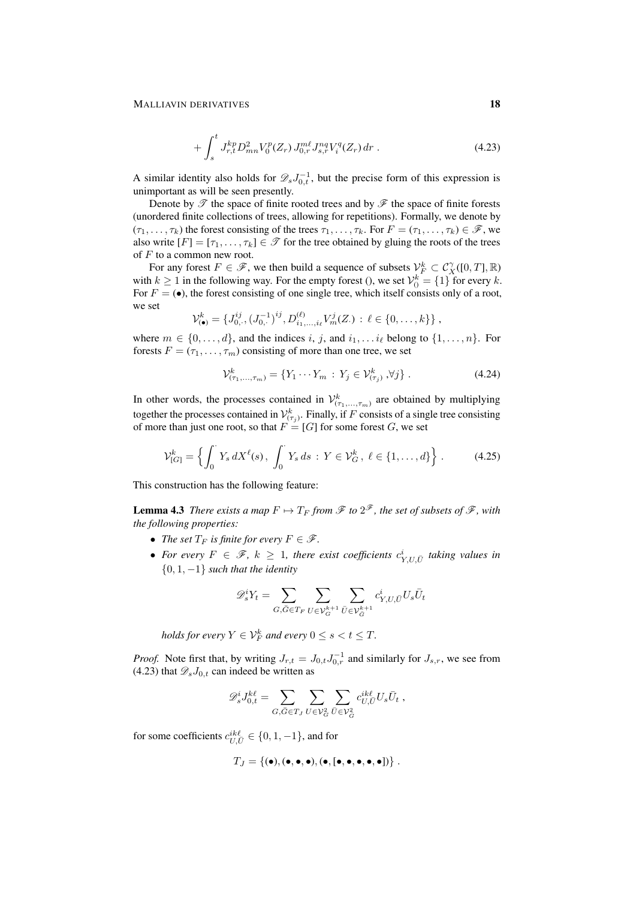$$
+ \int_s^t J_{r,t}^{kp} D_{mn}^2 V_0^p(Z_r)\, J_{0,r}^{m\ell} J_{s,r}^{nq} V_i^q(Z_r)\, dr\;. \tag{4.23}
$$

A similar identity also holds for $\mathscr{D}_s J_{0,t}^{-1}$, but the precise form of this expression is unimportant as will be seen presently.

Denote by $\mathscr{T}$ the space of finite rooted trees and by $\mathscr{F}$ the space of finite forests (unordered finite collections of trees, allowing for repetitions). Formally, we denote by $(\tau_1, \ldots, \tau_k)$ the forest consisting of the trees $\tau_1, \ldots, \tau_k$. For $F = (\tau_1, \ldots, \tau_k) \in \mathscr{F}$, we also write $[F] = [\tau_1, \ldots, \tau_k] \in \mathscr{T}$ for the tree obtained by gluing the roots of the trees of $F$ to a common new root.

For any forest $F \in \mathscr{F}$, we then build a sequence of subsets $\mathcal{V}_F^k \subset \mathcal{C}_X^\gamma([0,T], \mathbb{R})$ with $k \geq 1$ in the following way. For the empty forest $()$, we set $\mathcal{V}_{()}^k = \{1\}$ for every $k$. For $F = (\bullet)$, the forest consisting of one single tree, which itself consists only of a root, we set

$$
\mathcal{V}_{(\bullet)}^k = \{J_{0,\cdot}^{ij}, (J_{0,\cdot}^{-1})^{ij}, D_{i_1,\ldots,i_\ell}^{(\ell)} V_m^j(Z_\cdot) \;:\; \ell \in \{0, \ldots, k\}\}\;,
$$

where $m \in \{0, \ldots, d\}$, and the indices $i$, $j$, and $i_1, \ldots i_\ell$ belong to $\{1, \ldots, n\}$. For forests $F = (\tau_1, \ldots, \tau_m)$ consisting of more than one tree, we set

$$
\mathcal{V}_{(\tau_1,\ldots,\tau_m)}^k = \{Y_1 \cdots Y_m \;:\; Y_j \in \mathcal{V}_{(\tau_j)}^k\,, \forall j\}\;. \tag{4.24}
$$

In other words, the processes contained in $\mathcal{V}_{(\tau_1,\ldots,\tau_m)}^k$ are obtained by multiplying together the processes contained in $\mathcal{V}_{(\tau_j)}^k$. Finally, if $F$ consists of a single tree consisting of more than just one root, so that $F = [G]$ for some forest $G$, we set

$$
\mathcal{V}_{[G]}^k = \Big\{ \int_0^\cdot Y_s\, dX^\ell(s)\,,\; \int_0^\cdot Y_s\, ds \;:\; Y \in \mathcal{V}_G^k\,,\; \ell \in \{1, \ldots, d\} \Big\}\;. \tag{4.25}
$$

This construction has the following feature:

**Lemma 4.3** *There exists a map $F \mapsto T_F$ from $\mathscr{F}$ to $2^{\mathscr{F}}$, the set of subsets of $\mathscr{F}$, with the following properties:*

- *The set $T_F$ is finite for every $F \in \mathscr{F}$.*
- *For every $F \in \mathscr{F}$, $k \geq 1$, there exist coefficients $c_{Y,U,\bar U}^i$ taking values in $\{0, 1, -1\}$ such that the identity*

$$
\mathscr{D}_s^i Y_t = \sum_{G, \bar G \in T_F} \sum_{U \in \mathcal{V}_G^{k+1}} \sum_{\bar U \in \mathcal{V}_{\bar G}^{k+1}} c_{Y,U,\bar U}^i U_s \bar U_t
$$

*holds for every $Y \in \mathcal{V}_F^k$ and every $0 \leq s < t \leq T$.*

*Proof.* Note first that, by writing $J_{r,t} = J_{0,t} J_{0,r}^{-1}$ and similarly for $J_{s,r}$, we see from (4.23) that $\mathscr{D}_s J_{0,t}$ can indeed be written as

$$
\mathscr{D}_s^i J_{0,t}^{k\ell} = \sum_{G, \bar G \in T_J} \sum_{U \in \mathcal{V}_G^2} \sum_{\bar U \in \mathcal{V}_{\bar G}^2} c_{U,\bar U}^{ik\ell} U_s \bar U_t\;,
$$

for some coefficients $c_{U,\bar U}^{ik\ell} \in \{0, 1, -1\}$, and for

$$
T_J = \{(\bullet), (\bullet, \bullet, \bullet), (\bullet, [\bullet, \bullet, \bullet, \bullet, \bullet])\}\;.
$$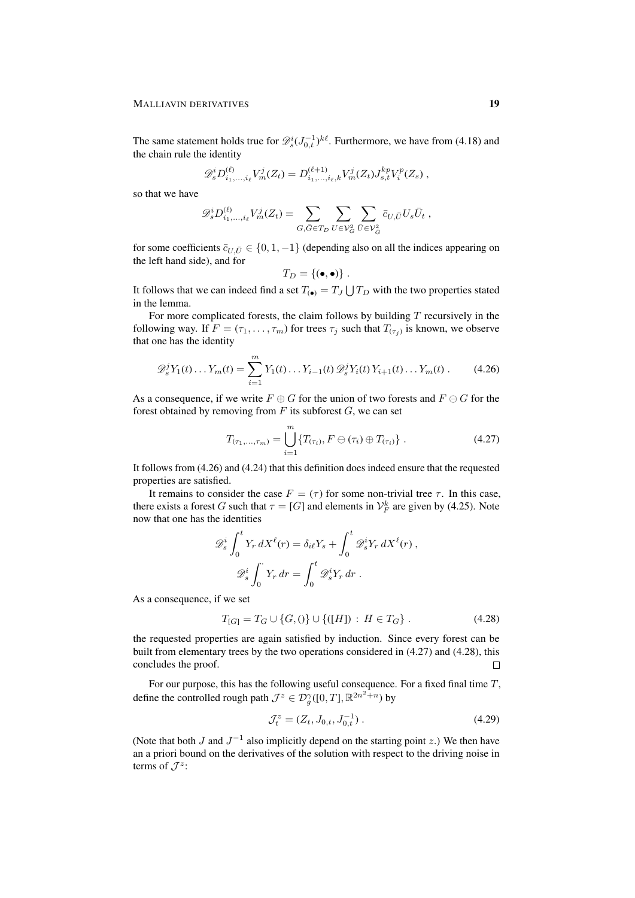The same statement holds true for $\mathscr{D}_s^i (J_{0,t}^{-1})^{k\ell}$. Furthermore, we have from (4.18) and the chain rule the identity

$$\mathscr{D}_s^i D^{(\ell)}_{i_1,\ldots,i_\ell} V_m^j(Z_t) = D^{(\ell+1)}_{i_1,\ldots,i_\ell,k} V_m^j(Z_t) J_{s,t}^{kp} V_i^p(Z_s) \;,$$

so that we have

$$\mathscr{D}_s^i D^{(\ell)}_{i_1,\ldots,i_\ell} V_m^j(Z_t) = \sum_{G,\bar G \in T_D} \sum_{U \in \mathcal{V}_G^2} \sum_{\bar U \in \mathcal{V}_{\bar G}^2} \bar c_{U,\bar U} U_s \bar U_t \;,$$

for some coefficients $\bar c_{U,\bar U} \in \{0,1,-1\}$ (depending also on all the indices appearing on the left hand side), and for

$$T_D = \{(\bullet,\bullet)\} \;.$$

It follows that we can indeed find a set $T_{(\bullet)} = T_J \bigcup T_D$ with the two properties stated in the lemma.

For more complicated forests, the claim follows by building $T$ recursively in the following way. If $F = (\tau_1,\ldots,\tau_m)$ for trees $\tau_j$ such that $T_{(\tau_j)}$ is known, we observe that one has the identity

$$\mathscr{D}_s^j Y_1(t)\ldots Y_m(t) = \sum_{i=1}^m Y_1(t)\ldots Y_{i-1}(t)\, \mathscr{D}_s^j Y_i(t)\, Y_{i+1}(t)\ldots Y_m(t) \;. \tag{4.26}$$

As a consequence, if we write $F \oplus G$ for the union of two forests and $F \ominus G$ for the forest obtained by removing from $F$ its subforest $G$, we can set

$$T_{(\tau_1,\ldots,\tau_m)} = \bigcup_{i=1}^m \{T_{(\tau_i)}, F \ominus (\tau_i) \oplus T_{(\tau_i)}\} \;. \tag{4.27}$$

It follows from (4.26) and (4.24) that this definition does indeed ensure that the requested properties are satisfied.

It remains to consider the case $F = (\tau)$ for some non-trivial tree $\tau$. In this case, there exists a forest $G$ such that $\tau = [G]$ and elements in $\mathcal{V}_F^k$ are given by (4.25). Note now that one has the identities

$$\mathscr{D}_s^i \int_0^t Y_r \, dX^\ell(r) = \delta_{i\ell} Y_s + \int_0^t \mathscr{D}_s^i Y_r \, dX^\ell(r) \;,$$
$$\mathscr{D}_s^i \int_0^\cdot Y_r \, dr = \int_0^t \mathscr{D}_s^i Y_r \, dr \;.$$

As a consequence, if we set

$$T_{[G]} = T_G \cup \{G, ()\} \cup \{([H]) \,:\, H \in T_G\} \;. \tag{4.28}$$

the requested properties are again satisfied by induction. Since every forest can be built from elementary trees by the two operations considered in (4.27) and (4.28), this concludes the proof. $\square$

For our purpose, this has the following useful consequence. For a fixed final time $T$, define the controlled rough path $\mathcal{J}^z \in \mathcal{D}_g^\gamma([0,T], \mathbb{R}^{2n^2+n})$ by

$$\mathcal{J}_t^z = (Z_t, J_{0,t}, J_{0,t}^{-1}) \;. \tag{4.29}$$

(Note that both $J$ and $J^{-1}$ also implicitly depend on the starting point $z$.) We then have an a priori bound on the derivatives of the solution with respect to the driving noise in terms of $\mathcal{J}^z$: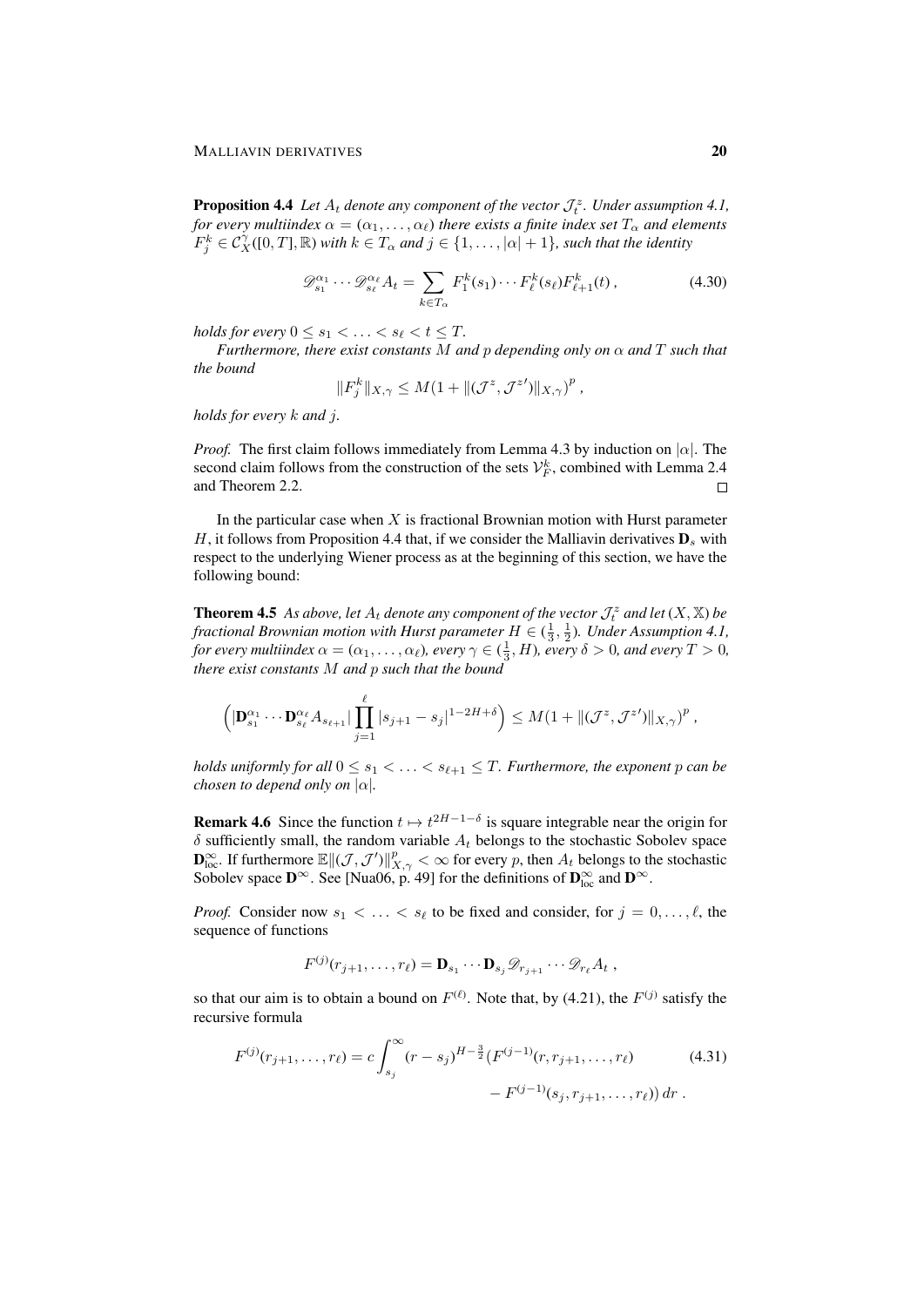**Proposition 4.4** *Let $A_t$ denote any component of the vector $\mathcal{J}_t^z$. Under assumption 4.1, for every multiindex $\alpha = (\alpha_1, \ldots, \alpha_\ell)$ there exists a finite index set $T_\alpha$ and elements $F_j^k \in \mathcal{C}_X^\gamma([0,T], \mathbb{R})$ with $k \in T_\alpha$ and $j \in \{1, \ldots, |\alpha|+1\}$, such that the identity*

$$\mathscr{D}_{s_1}^{\alpha_1} \cdots \mathscr{D}_{s_\ell}^{\alpha_\ell} A_t = \sum_{k \in T_\alpha} F_1^k(s_1) \cdots F_\ell^k(s_\ell) F_{\ell+1}^k(t)\,, \tag{4.30}$$

*holds for every $0 \le s_1 < \ldots < s_\ell < t \le T$.*

*Furthermore, there exist constants $M$ and $p$ depending only on $\alpha$ and $T$ such that the bound*

$$\|F_j^k\|_{X,\gamma} \le M(1 + \|(\mathcal{J}^z, \mathcal{J}^{z\prime})\|_{X,\gamma})^p\,,$$

*holds for every $k$ and $j$.*

*Proof.* The first claim follows immediately from Lemma 4.3 by induction on $|\alpha|$. The second claim follows from the construction of the sets $\mathcal{V}_F^k$, combined with Lemma 2.4 and Theorem 2.2. □

In the particular case when $X$ is fractional Brownian motion with Hurst parameter $H$, it follows from Proposition 4.4 that, if we consider the Malliavin derivatives $\mathbf{D}_s$ with respect to the underlying Wiener process as at the beginning of this section, we have the following bound:

**Theorem 4.5** *As above, let $A_t$ denote any component of the vector $\mathcal{J}_t^z$ and let $(X, \mathbb{X})$ be fractional Brownian motion with Hurst parameter $H \in (\frac{1}{3}, \frac{1}{2})$. Under Assumption 4.1, for every multiindex $\alpha = (\alpha_1, \ldots, \alpha_\ell)$, every $\gamma \in (\frac{1}{3}, H)$, every $\delta > 0$, and every $T > 0$, there exist constants $M$ and $p$ such that the bound*

$$\Big(|\mathbf{D}_{s_1}^{\alpha_1} \cdots \mathbf{D}_{s_\ell}^{\alpha_\ell} A_{s_{\ell+1}}| \prod_{j=1}^{\ell} |s_{j+1} - s_j|^{1-2H+\delta}\Big) \le M(1 + \|(\mathcal{J}^z, \mathcal{J}^{z\prime})\|_{X,\gamma})^p\,,$$

*holds uniformly for all $0 \le s_1 < \ldots < s_{\ell+1} \le T$. Furthermore, the exponent $p$ can be chosen to depend only on $|\alpha|$.*

**Remark 4.6** Since the function $t \mapsto t^{2H-1-\delta}$ is square integrable near the origin for $\delta$ sufficiently small, the random variable $A_t$ belongs to the stochastic Sobolev space $\mathbf{D}_{\text{loc}}^\infty$. If furthermore $\mathbb{E}\|(\mathcal{J}, \mathcal{J}')\|_{X,\gamma}^p < \infty$ for every $p$, then $A_t$ belongs to the stochastic Sobolev space $\mathbf{D}^\infty$. See [Nua06, p. 49] for the definitions of $\mathbf{D}_{\text{loc}}^\infty$ and $\mathbf{D}^\infty$.

*Proof.* Consider now $s_1 < \ldots < s_\ell$ to be fixed and consider, for $j = 0, \ldots, \ell$, the sequence of functions

$$F^{(j)}(r_{j+1}, \ldots, r_\ell) = \mathbf{D}_{s_1} \cdots \mathbf{D}_{s_j} \mathscr{D}_{r_{j+1}} \cdots \mathscr{D}_{r_\ell} A_t\,,$$

so that our aim is to obtain a bound on $F^{(\ell)}$. Note that, by (4.21), the $F^{(j)}$ satisfy the recursive formula

$$\begin{aligned} F^{(j)}(r_{j+1}, \ldots, r_\ell) = c \int_{s_j}^\infty (r - s_j)^{H - \frac{3}{2}} \big(&F^{(j-1)}(r, r_{j+1}, \ldots, r_\ell) \\ &- F^{(j-1)}(s_j, r_{j+1}, \ldots, r_\ell)\big)\, dr\,. \end{aligned} \tag{4.31}$$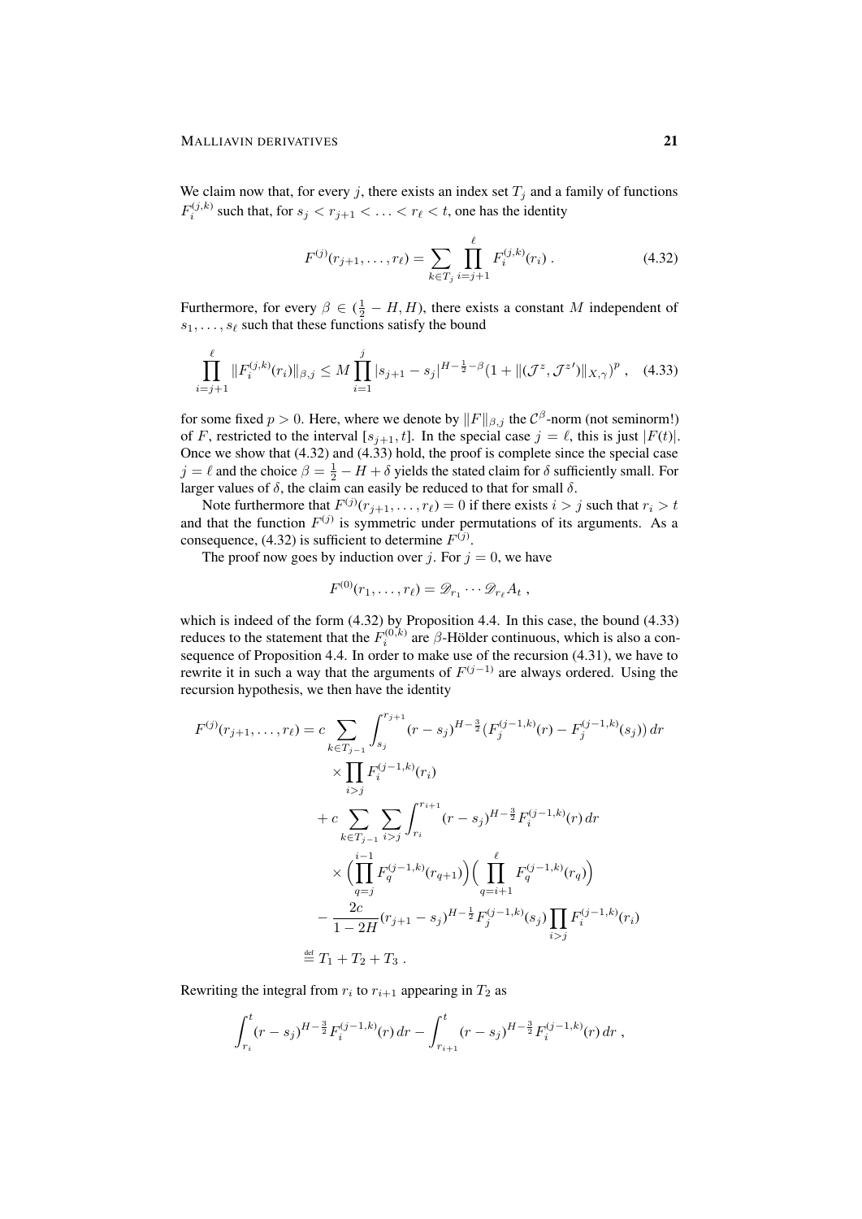We claim now that, for every $j$, there exists an index set $T_j$ and a family of functions $F_i^{(j,k)}$ such that, for $s_j < r_{j+1} < \ldots < r_\ell < t$, one has the identity

$$F^{(j)}(r_{j+1}, \ldots, r_\ell) = \sum_{k \in T_j} \prod_{i=j+1}^{\ell} F_i^{(j,k)}(r_i) \; . \tag{4.32}$$

Furthermore, for every $\beta \in (\frac{1}{2} - H, H)$, there exists a constant $M$ independent of $s_1, \ldots, s_\ell$ such that these functions satisfy the bound

$$\prod_{i=j+1}^{\ell} \|F_i^{(j,k)}(r_i)\|_{\beta,j} \le M \prod_{i=1}^{j} |s_{j+1} - s_j|^{H - \frac{1}{2} - \beta} (1 + \|(\mathcal{J}^z, \mathcal{J}^{z\prime})\|_{X,\gamma})^p \; , \tag{4.33}$$

for some fixed $p > 0$. Here, where we denote by $\|F\|_{\beta,j}$ the $\mathcal{C}^\beta$-norm (not seminorm!) of $F$, restricted to the interval $[s_{j+1}, t]$. In the special case $j = \ell$, this is just $|F(t)|$. Once we show that (4.32) and (4.33) hold, the proof is complete since the special case $j = \ell$ and the choice $\beta = \frac{1}{2} - H + \delta$ yields the stated claim for $\delta$ sufficiently small. For larger values of $\delta$, the claim can easily be reduced to that for small $\delta$.

Note furthermore that $F^{(j)}(r_{j+1}, \ldots, r_\ell) = 0$ if there exists $i > j$ such that $r_i > t$ and that the function $F^{(j)}$ is symmetric under permutations of its arguments. As a consequence, (4.32) is sufficient to determine $F^{(j)}$.

The proof now goes by induction over $j$. For $j = 0$, we have

$$F^{(0)}(r_1, \ldots, r_\ell) = \mathscr{D}_{r_1} \cdots \mathscr{D}_{r_\ell} A_t \; ,$$

which is indeed of the form (4.32) by Proposition 4.4. In this case, the bound (4.33) reduces to the statement that the $F_i^{(0,k)}$ are $\beta$-Hölder continuous, which is also a consequence of Proposition 4.4. In order to make use of the recursion (4.31), we have to rewrite it in such a way that the arguments of $F^{(j-1)}$ are always ordered. Using the recursion hypothesis, we then have the identity

$$\begin{aligned}
F^{(j)}(r_{j+1}, \ldots, r_\ell) &= c \sum_{k \in T_{j-1}} \int_{s_j}^{r_{j+1}} (r - s_j)^{H - \frac{3}{2}} (F_j^{(j-1,k)}(r) - F_j^{(j-1,k)}(s_j))\, dr \\
&\quad \times \prod_{i>j} F_i^{(j-1,k)}(r_i) \\
&\quad + c \sum_{k \in T_{j-1}} \sum_{i>j} \int_{r_i}^{r_{i+1}} (r - s_j)^{H - \frac{3}{2}} F_i^{(j-1,k)}(r)\, dr \\
&\quad \times \Big(\prod_{q=j}^{i-1} F_q^{(j-1,k)}(r_{q+1})\Big) \Big(\prod_{q=i+1}^{\ell} F_q^{(j-1,k)}(r_q)\Big) \\
&\quad - \frac{2c}{1-2H} (r_{j+1} - s_j)^{H - \frac{1}{2}} F_j^{(j-1,k)}(s_j) \prod_{i>j} F_i^{(j-1,k)}(r_i) \\
&\stackrel{\text{def}}{=} T_1 + T_2 + T_3 \; .
\end{aligned}$$

Rewriting the integral from $r_i$ to $r_{i+1}$ appearing in $T_2$ as

$$\int_{r_i}^{t} (r - s_j)^{H - \frac{3}{2}} F_i^{(j-1,k)}(r)\, dr - \int_{r_{i+1}}^{t} (r - s_j)^{H - \frac{3}{2}} F_i^{(j-1,k)}(r)\, dr \; ,$$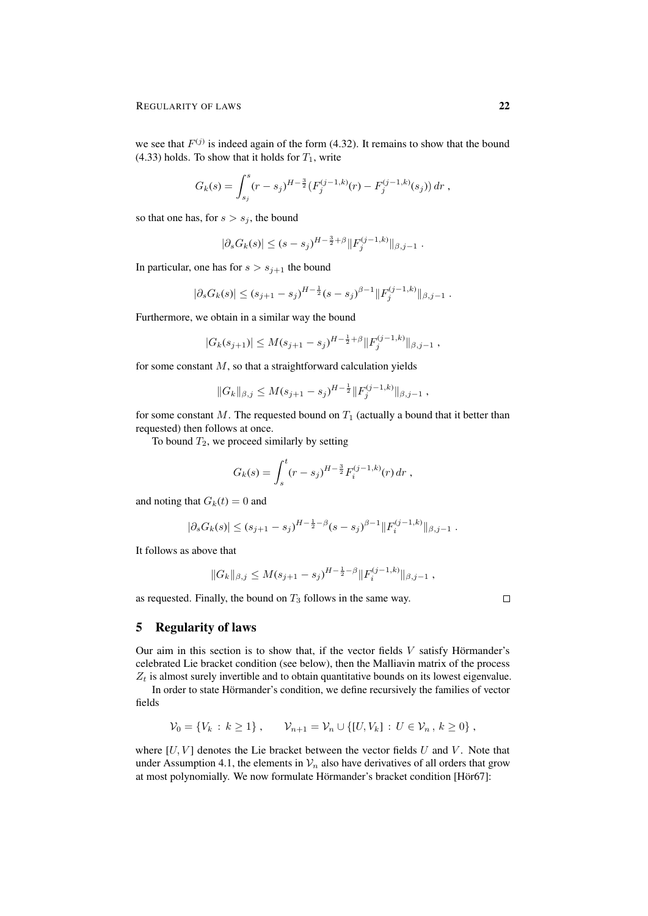we see that $F^{(j)}$ is indeed again of the form (4.32). It remains to show that the bound (4.33) holds. To show that it holds for $T_1$, write

$$G_k(s) = \int_{s_j}^{s} (r - s_j)^{H-\frac{3}{2}} \big(F_j^{(j-1,k)}(r) - F_j^{(j-1,k)}(s_j)\big)\, dr\;,$$

so that one has, for $s > s_j$, the bound

$$|\partial_s G_k(s)| \le (s - s_j)^{H-\frac{3}{2}+\beta} \|F_j^{(j-1,k)}\|_{\beta,j-1}\;.$$

In particular, one has for $s > s_{j+1}$ the bound

$$|\partial_s G_k(s)| \le (s_{j+1} - s_j)^{H-\frac{1}{2}} (s - s_j)^{\beta-1} \|F_j^{(j-1,k)}\|_{\beta,j-1}\;.$$

Furthermore, we obtain in a similar way the bound

$$|G_k(s_{j+1})| \le M (s_{j+1} - s_j)^{H-\frac{1}{2}+\beta} \|F_j^{(j-1,k)}\|_{\beta,j-1}\;,$$

for some constant $M$, so that a straightforward calculation yields

$$\|G_k\|_{\beta,j} \le M (s_{j+1} - s_j)^{H-\frac{1}{2}} \|F_j^{(j-1,k)}\|_{\beta,j-1}\;,$$

for some constant $M$. The requested bound on $T_1$ (actually a bound that it better than requested) then follows at once.

To bound $T_2$, we proceed similarly by setting

$$G_k(s) = \int_{s}^{t} (r - s_j)^{H-\frac{3}{2}} F_i^{(j-1,k)}(r)\, dr\;,$$

and noting that $G_k(t) = 0$ and

$$|\partial_s G_k(s)| \le (s_{j+1} - s_j)^{H-\frac{1}{2}-\beta} (s - s_j)^{\beta-1} \|F_i^{(j-1,k)}\|_{\beta,j-1}\;.$$

It follows as above that

$$\|G_k\|_{\beta,j} \le M (s_{j+1} - s_j)^{H-\frac{1}{2}-\beta} \|F_i^{(j-1,k)}\|_{\beta,j-1}\;,$$

as requested. Finally, the bound on $T_3$ follows in the same way. □

## 5 Regularity of laws

Our aim in this section is to show that, if the vector fields $V$ satisfy Hörmander's celebrated Lie bracket condition (see below), then the Malliavin matrix of the process $Z_t$ is almost surely invertible and to obtain quantitative bounds on its lowest eigenvalue.

In order to state Hörmander's condition, we define recursively the families of vector fields

$$\mathcal{V}_0 = \{V_k \,:\, k \ge 1\}\;, \qquad \mathcal{V}_{n+1} = \mathcal{V}_n \cup \{[U, V_k] \,:\, U \in \mathcal{V}_n\,,\, k \ge 0\}\;,$$

where $[U, V]$ denotes the Lie bracket between the vector fields $U$ and $V$. Note that under Assumption 4.1, the elements in $\mathcal{V}_n$ also have derivatives of all orders that grow at most polynomially. We now formulate Hörmander's bracket condition [Hör67]: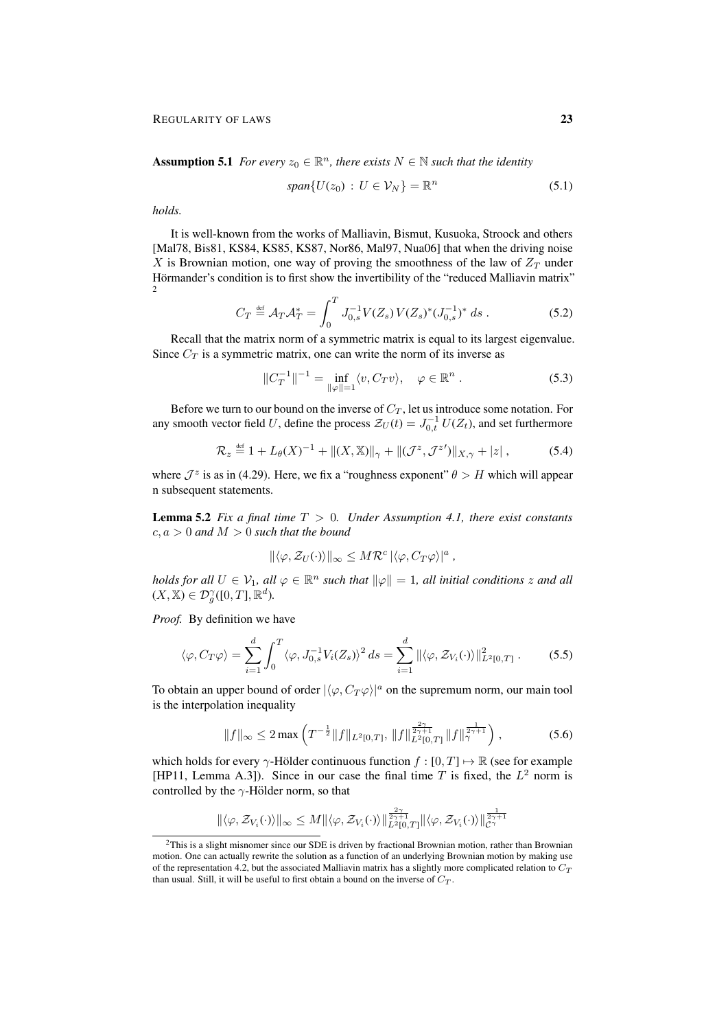**Assumption 5.1** *For every $z_0 \in \mathbb{R}^n$, there exists $N \in \mathbb{N}$ such that the identity*

$$\textit{span}\{U(z_0) \,:\, U \in \mathcal{V}_N\} = \mathbb{R}^n \tag{5.1}$$

*holds.*

It is well-known from the works of Malliavin, Bismut, Kusuoka, Stroock and others [Mal78, Bis81, KS84, KS85, KS87, Nor86, Mal97, Nua06] that when the driving noise $X$ is Brownian motion, one way of proving the smoothness of the law of $Z_T$ under Hörmander's condition is to first show the invertibility of the "reduced Malliavin matrix" [2]

$$C_T \stackrel{\text{def}}{=} \mathcal{A}_T \mathcal{A}_T^* = \int_0^T J_{0,s}^{-1} V(Z_s)\, V(Z_s)^* (J_{0,s}^{-1})^* \; ds \; . \tag{5.2}$$

Recall that the matrix norm of a symmetric matrix is equal to its largest eigenvalue. Since $C_T$ is a symmetric matrix, one can write the norm of its inverse as

$$\|C_T^{-1}\|^{-1} = \inf_{\|\varphi\|=1} \langle v, C_T v\rangle, \quad \varphi \in \mathbb{R}^n \; . \tag{5.3}$$

Before we turn to our bound on the inverse of $C_T$, let us introduce some notation. For any smooth vector field $U$, define the process $\mathcal{Z}_U(t) = J_{0,t}^{-1}\, U(Z_t)$, and set furthermore

$$\mathcal{R}_z \stackrel{\text{def}}{=} 1 + L_\theta(X)^{-1} + \|(X, \mathbb{X})\|_\gamma + \|(\mathcal{J}^z, \mathcal{J}^{z\prime})\|_{X,\gamma} + |z| \; , \tag{5.4}$$

where $\mathcal{J}^z$ is as in (4.29). Here, we fix a "roughness exponent" $\theta > H$ which will appear n subsequent statements.

**Lemma 5.2** *Fix a final time $T > 0$. Under Assumption 4.1, there exist constants $c, a > 0$ and $M > 0$ such that the bound*

$$\|\langle \varphi, \mathcal{Z}_U(\cdot)\rangle\|_\infty \le M \mathcal{R}^c \, |\langle \varphi, C_T \varphi\rangle|^a \; ,$$

*holds for all $U \in \mathcal{V}_1$, all $\varphi \in \mathbb{R}^n$ such that $\|\varphi\| = 1$, all initial conditions $z$ and all $(X, \mathbb{X}) \in \mathcal{D}_g^\gamma([0,T], \mathbb{R}^d)$.*

*Proof.* By definition we have

$$\langle \varphi, C_T \varphi\rangle = \sum_{i=1}^d \int_0^T \langle \varphi, J_{0,s}^{-1} V_i(Z_s)\rangle^2 \, ds = \sum_{i=1}^d \|\langle \varphi, \mathcal{Z}_{V_i}(\cdot)\rangle\|_{L^2[0,T]}^2 \; . \tag{5.5}$$

To obtain an upper bound of order $|\langle \varphi, C_T \varphi\rangle|^a$ on the supremum norm, our main tool is the interpolation inequality

$$\|f\|_\infty \le 2 \max\Big( T^{-\frac{1}{2}} \|f\|_{L^2[0,T]}, \; \|f\|_{L^2[0,T]}^{\frac{2\gamma}{2\gamma+1}} \|f\|_\gamma^{\frac{1}{2\gamma+1}} \Big) \; , \tag{5.6}$$

which holds for every $\gamma$-Hölder continuous function $f : [0,T] \mapsto \mathbb{R}$ (see for example [HP11, Lemma A.3]). Since in our case the final time $T$ is fixed, the $L^2$ norm is controlled by the $\gamma$-Hölder norm, so that

$$\|\langle \varphi, \mathcal{Z}_{V_i}(\cdot)\rangle\|_\infty \le M \|\langle \varphi, \mathcal{Z}_{V_i}(\cdot)\rangle\|_{L^2[0,T]}^{\frac{2\gamma}{2\gamma+1}} \|\langle \varphi, \mathcal{Z}_{V_i}(\cdot)\rangle\|_{\mathcal{C}^\gamma}^{\frac{1}{2\gamma+1}}$$

[2] This is a slight misnomer since our SDE is driven by fractional Brownian motion, rather than Brownian motion. One can actually rewrite the solution as a function of an underlying Brownian motion by making use of the representation 4.2, but the associated Malliavin matrix has a slightly more complicated relation to $C_T$ than usual. Still, it will be useful to first obtain a bound on the inverse of $C_T$.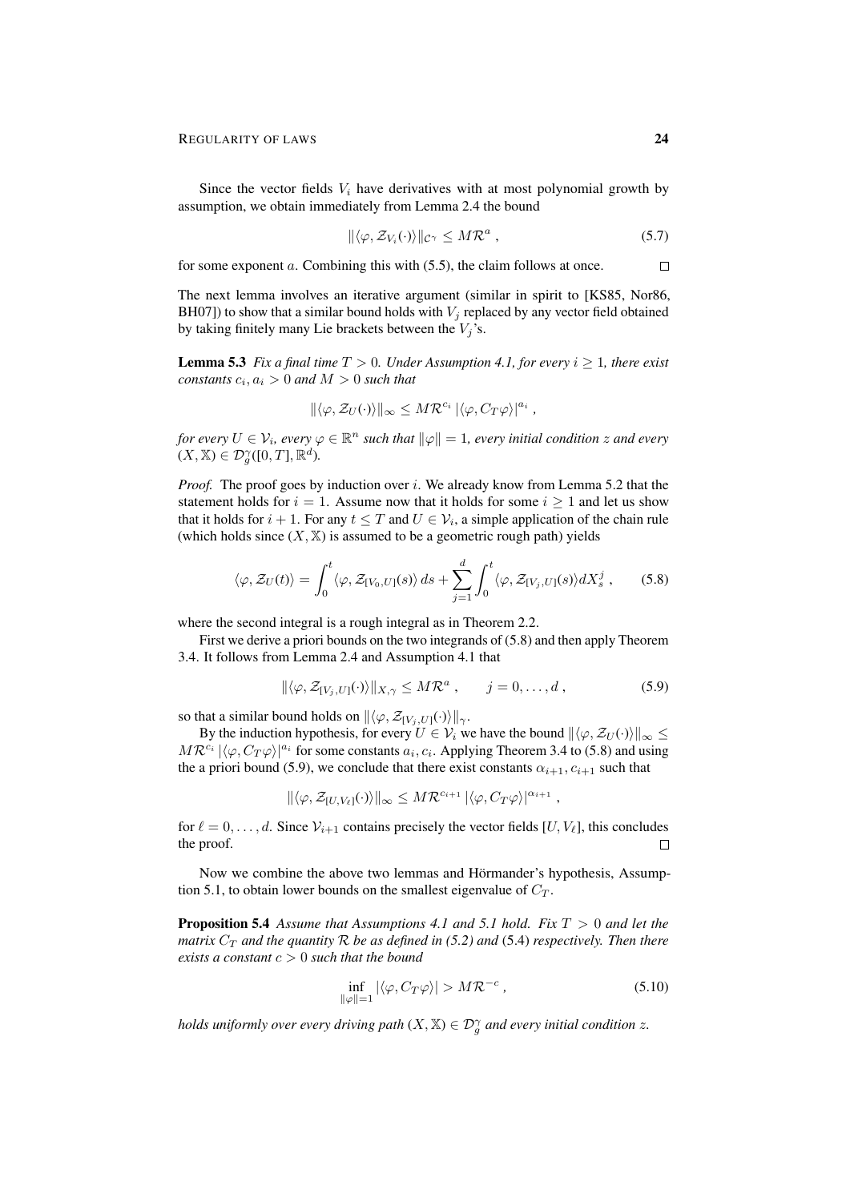Since the vector fields $V_i$ have derivatives with at most polynomial growth by assumption, we obtain immediately from Lemma 2.4 the bound

$$\|\langle \varphi, \mathcal{Z}_{V_i}(\cdot)\rangle\|_{\mathcal{C}^\gamma} \leq M\mathcal{R}^a , \tag{5.7}$$

for some exponent $a$. Combining this with (5.5), the claim follows at once. $\square$

The next lemma involves an iterative argument (similar in spirit to [KS85, Nor86, BH07]) to show that a similar bound holds with $V_j$ replaced by any vector field obtained by taking finitely many Lie brackets between the $V_j$'s.

**Lemma 5.3** *Fix a final time $T > 0$. Under Assumption 4.1, for every $i \geq 1$, there exist constants $c_i, a_i > 0$ and $M > 0$ such that*

$$\|\langle \varphi, \mathcal{Z}_U(\cdot)\rangle\|_\infty \leq M\mathcal{R}^{c_i}\, |\langle \varphi, C_T\varphi\rangle|^{a_i} ,$$

*for every $U \in \mathcal{V}_i$, every $\varphi \in \mathbb{R}^n$ such that $\|\varphi\| = 1$, every initial condition $z$ and every $(X, \mathbb{X}) \in \mathcal{D}_g^\gamma([0,T], \mathbb{R}^d)$.*

*Proof.* The proof goes by induction over $i$. We already know from Lemma 5.2 that the statement holds for $i = 1$. Assume now that it holds for some $i \geq 1$ and let us show that it holds for $i+1$. For any $t \leq T$ and $U \in \mathcal{V}_i$, a simple application of the chain rule (which holds since $(X, \mathbb{X})$ is assumed to be a geometric rough path) yields

$$\langle \varphi, \mathcal{Z}_U(t)\rangle = \int_0^t \langle \varphi, \mathcal{Z}_{[V_0,U]}(s)\rangle\, ds + \sum_{j=1}^d \int_0^t \langle \varphi, \mathcal{Z}_{[V_j,U]}(s)\rangle dX_s^j , \tag{5.8}$$

where the second integral is a rough integral as in Theorem 2.2.

First we derive a priori bounds on the two integrands of (5.8) and then apply Theorem 3.4. It follows from Lemma 2.4 and Assumption 4.1 that

$$\|\langle \varphi, \mathcal{Z}_{[V_j,U]}(\cdot)\rangle\|_{X,\gamma} \leq M\mathcal{R}^a , \qquad j = 0, \ldots, d , \tag{5.9}$$

so that a similar bound holds on $\|\langle \varphi, \mathcal{Z}_{[V_j,U]}(\cdot)\rangle\|_\gamma$.

By the induction hypothesis, for every $U \in \mathcal{V}_i$ we have the bound $\|\langle \varphi, \mathcal{Z}_U(\cdot)\rangle\|_\infty \leq M\mathcal{R}^{c_i}\, |\langle \varphi, C_T\varphi\rangle|^{a_i}$ for some constants $a_i, c_i$. Applying Theorem 3.4 to (5.8) and using the a priori bound (5.9), we conclude that there exist constants $\alpha_{i+1}, c_{i+1}$ such that

$$\|\langle \varphi, \mathcal{Z}_{[U,V_\ell]}(\cdot)\rangle\|_\infty \leq M\mathcal{R}^{c_{i+1}}\, |\langle \varphi, C_T\varphi\rangle|^{\alpha_{i+1}} ,$$

for $\ell = 0, \ldots, d$. Since $\mathcal{V}_{i+1}$ contains precisely the vector fields $[U, V_\ell]$, this concludes the proof. $\square$

Now we combine the above two lemmas and Hörmander's hypothesis, Assumption 5.1, to obtain lower bounds on the smallest eigenvalue of $C_T$.

**Proposition 5.4** *Assume that Assumptions 4.1 and 5.1 hold. Fix $T > 0$ and let the matrix $C_T$ and the quantity $\mathcal{R}$ be as defined in (5.2) and* (5.4) *respectively. Then there exists a constant $c > 0$ such that the bound*

$$\inf_{\|\varphi\|=1} |\langle \varphi, C_T\varphi\rangle| > M\mathcal{R}^{-c} , \tag{5.10}$$

*holds uniformly over every driving path $(X, \mathbb{X}) \in \mathcal{D}_g^\gamma$ and every initial condition $z$.*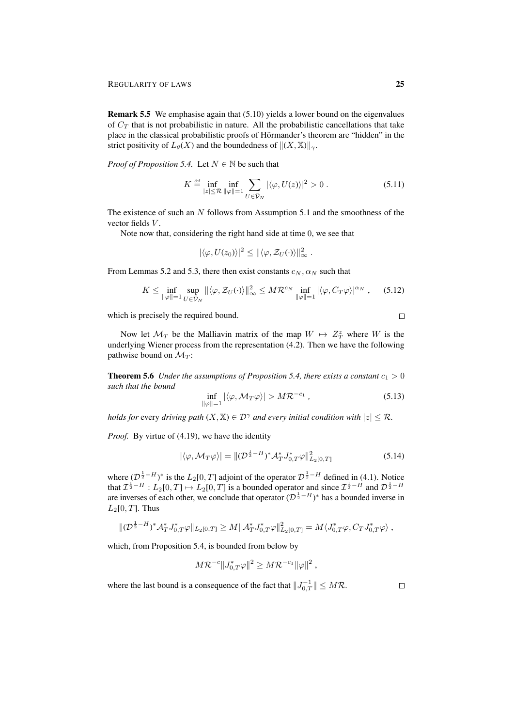**Remark 5.5** We emphasise again that (5.10) yields a lower bound on the eigenvalues of $C_T$ that is not probabilistic in nature. All the probabilistic cancellations that take place in the classical probabilistic proofs of Hörmander's theorem are "hidden" in the strict positivity of $L_\theta(X)$ and the boundedness of $\|(X,\mathbb{X})\|_\gamma$.

*Proof of Proposition 5.4.* Let $N \in \mathbb{N}$ be such that

$$K \stackrel{\text{def}}{=} \inf_{|z|\le \mathcal{R}} \inf_{\|\varphi\|=1} \sum_{U\in\bar{\mathcal{V}}_N} |\langle \varphi, U(z)\rangle|^2 > 0 \; . \tag{5.11}$$

The existence of such an $N$ follows from Assumption 5.1 and the smoothness of the vector fields $V$.

Note now that, considering the right hand side at time 0, we see that

$$|\langle \varphi, U(z_0)\rangle|^2 \le \|\langle \varphi, \mathcal{Z}_U(\cdot)\rangle\|_\infty^2 \; .$$

From Lemmas 5.2 and 5.3, there then exist constants $c_N, \alpha_N$ such that

$$K \le \inf_{\|\varphi\|=1} \sup_{U\in\bar{\mathcal{V}}_N} \|\langle \varphi, \mathcal{Z}_U(\cdot)\rangle\|_\infty^2 \le M\mathcal{R}^{c_N} \inf_{\|\varphi\|=1} |\langle \varphi, C_T\varphi\rangle|^{\alpha_N} \; , \tag{5.12}$$

which is precisely the required bound. $\square$

Now let $\mathcal{M}_T$ be the Malliavin matrix of the map $W \mapsto Z_T^z$ where $W$ is the underlying Wiener process from the representation (4.2). Then we have the following pathwise bound on $\mathcal{M}_T$:

**Theorem 5.6** *Under the assumptions of Proposition 5.4, there exists a constant $c_1 > 0$ such that the bound*

$$\inf_{\|\varphi\|=1} |\langle \varphi, \mathcal{M}_T\varphi\rangle| > M\mathcal{R}^{-c_1} \; , \tag{5.13}$$

*holds for* every *driving path $(X,\mathbb{X}) \in \mathcal{D}^\gamma$ and every initial condition with $|z| \le \mathcal{R}$.*

*Proof.* By virtue of (4.19), we have the identity

$$|\langle \varphi, \mathcal{M}_T\varphi\rangle| = \|(\mathcal{D}^{\frac{1}{2}-H})^* \mathcal{A}_T^* J_{0,T}^*\varphi\|_{L_2[0,T]}^2 \tag{5.14}$$

where $(\mathcal{D}^{\frac{1}{2}-H})^*$ is the $L_2[0,T]$ adjoint of the operator $\mathcal{D}^{\frac{1}{2}-H}$ defined in (4.1). Notice that $\mathcal{I}^{\frac{1}{2}-H} : L_2[0,T] \mapsto L_2[0,T]$ is a bounded operator and since $\mathcal{I}^{\frac{1}{2}-H}$ and $\mathcal{D}^{\frac{1}{2}-H}$ are inverses of each other, we conclude that operator $(\mathcal{D}^{\frac{1}{2}-H})^*$ has a bounded inverse in $L_2[0,T]$. Thus

$$\|(\mathcal{D}^{\frac{1}{2}-H})^* \mathcal{A}_T^* J_{0,T}^*\varphi\|_{L_2[0,T]} \ge M\|\mathcal{A}_T^* J_{0,T}^*\varphi\|_{L_2[0,T]}^2 = M\langle J_{0,T}^*\varphi, C_T J_{0,T}^*\varphi\rangle \; ,$$

which, from Proposition 5.4, is bounded from below by

$$M\mathcal{R}^{-c}\|J_{0,T}^*\varphi\|^2 \ge M\mathcal{R}^{-c_1}\|\varphi\|^2 \; ,$$

where the last bound is a consequence of the fact that $\|J_{0,T}^{-1}\| \le M\mathcal{R}$. $\square$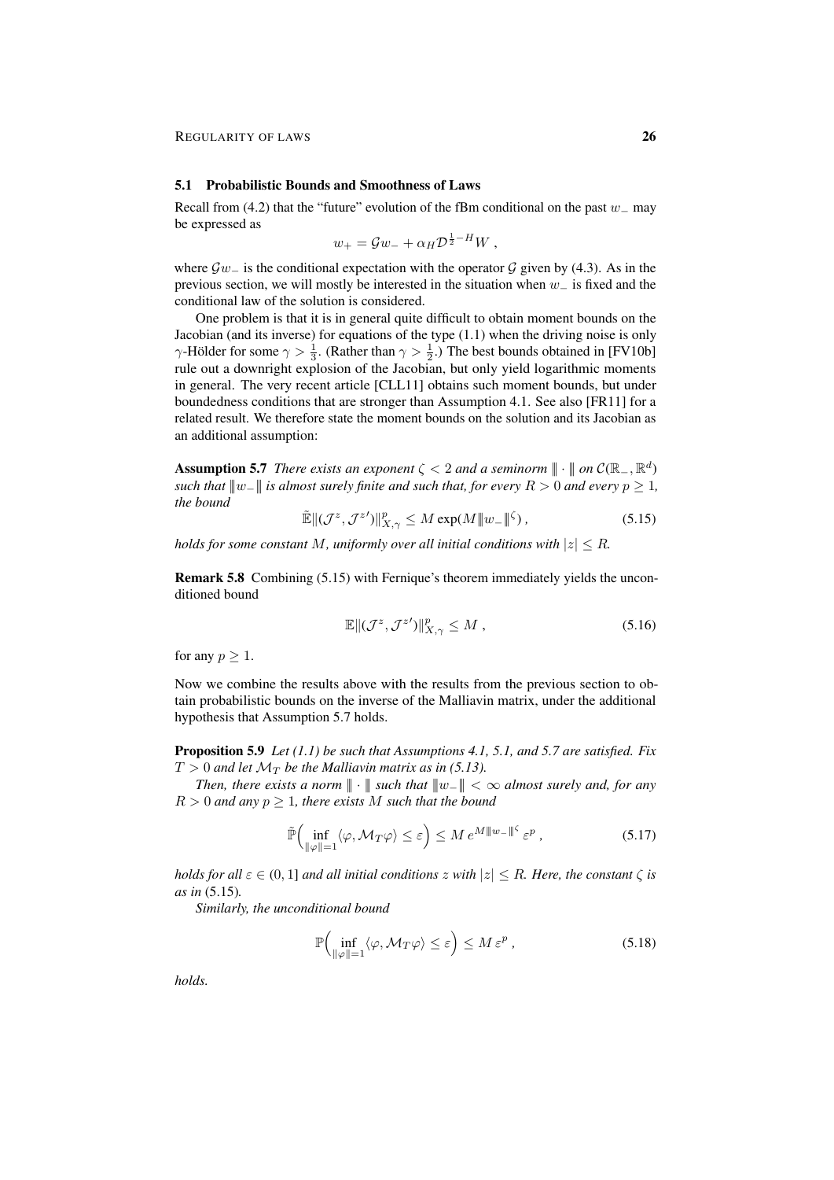### 5.1 Probabilistic Bounds and Smoothness of Laws

Recall from (4.2) that the "future" evolution of the fBm conditional on the past $w_-$ may be expressed as

$$w_+ = \mathcal{G}w_- + \alpha_H \mathcal{D}^{\frac{1}{2}-H} W \,,$$

where $\mathcal{G}w_-$ is the conditional expectation with the operator $\mathcal{G}$ given by (4.3). As in the previous section, we will mostly be interested in the situation when $w_-$ is fixed and the conditional law of the solution is considered.

One problem is that it is in general quite difficult to obtain moment bounds on the Jacobian (and its inverse) for equations of the type (1.1) when the driving noise is only $\gamma$-Hölder for some $\gamma > \frac{1}{3}$. (Rather than $\gamma > \frac{1}{2}$.) The best bounds obtained in [FV10b] rule out a downright explosion of the Jacobian, but only yield logarithmic moments in general. The very recent article [CLL11] obtains such moment bounds, but under boundedness conditions that are stronger than Assumption 4.1. See also [FR11] for a related result. We therefore state the moment bounds on the solution and its Jacobian as an additional assumption:

**Assumption 5.7** *There exists an exponent $\zeta < 2$ and a seminorm $\vert\!\vert\!\vert \cdot \vert\!\vert\!\vert$ on $\mathcal{C}(\mathbb{R}_-, \mathbb{R}^d)$ such that $\vert\!\vert\!\vert w_- \vert\!\vert\!\vert$ is almost surely finite and such that, for every $R > 0$ and every $p \geq 1$, the bound*

$$\tilde{\mathbb{E}} \|(\mathcal{J}^z, {\mathcal{J}^z}')\|_{X,\gamma}^p \leq M \exp(M \vert\!\vert\!\vert w_- \vert\!\vert\!\vert^\zeta) \,, \tag{5.15}$$

*holds for some constant $M$, uniformly over all initial conditions with $|z| \leq R$.*

**Remark 5.8** Combining (5.15) with Fernique's theorem immediately yields the unconditioned bound

$$\mathbb{E} \|(\mathcal{J}^z, {\mathcal{J}^z}')\|_{X,\gamma}^p \leq M \,, \tag{5.16}$$

for any $p \geq 1$.

Now we combine the results above with the results from the previous section to obtain probabilistic bounds on the inverse of the Malliavin matrix, under the additional hypothesis that Assumption 5.7 holds.

**Proposition 5.9** *Let (1.1) be such that Assumptions 4.1, 5.1, and 5.7 are satisfied. Fix $T > 0$ and let $\mathcal{M}_T$ be the Malliavin matrix as in (5.13).*

*Then, there exists a norm $\vert\!\vert\!\vert \cdot \vert\!\vert\!\vert$ such that $\vert\!\vert\!\vert w_- \vert\!\vert\!\vert < \infty$ almost surely and, for any $R > 0$ and any $p \geq 1$, there exists $M$ such that the bound*

$$\tilde{\mathbb{P}}\Big( \inf_{\|\varphi\|=1} \langle \varphi, \mathcal{M}_T \varphi \rangle \leq \varepsilon \Big) \leq M \, e^{M \vert\!\vert\!\vert w_- \vert\!\vert\!\vert^\zeta} \, \varepsilon^p \,, \tag{5.17}$$

*holds for all $\varepsilon \in (0, 1]$ and all initial conditions $z$ with $|z| \leq R$. Here, the constant $\zeta$ is as in* (5.15)*.*

*Similarly, the unconditional bound*

$$\mathbb{P}\Big( \inf_{\|\varphi\|=1} \langle \varphi, \mathcal{M}_T \varphi \rangle \leq \varepsilon \Big) \leq M \, \varepsilon^p \,, \tag{5.18}$$

*holds.*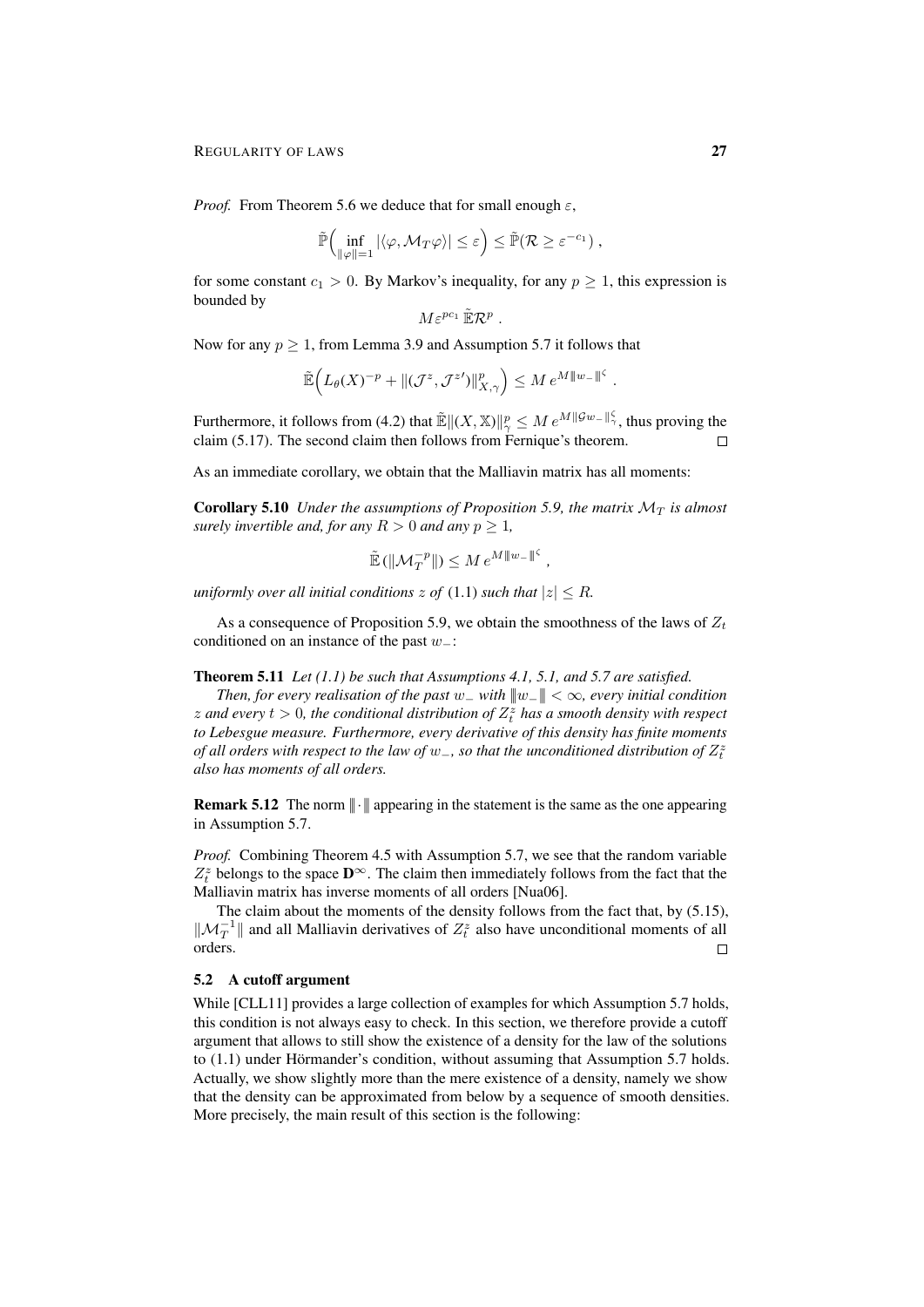*Proof.* From Theorem 5.6 we deduce that for small enough $\varepsilon$,

$$\tilde{\mathbb{P}}\Big(\inf_{\|\varphi\|=1} |\langle \varphi, \mathcal{M}_T \varphi\rangle| \le \varepsilon\Big) \le \tilde{\mathbb{P}}(\mathcal{R} \ge \varepsilon^{-c_1})\,,$$

for some constant $c_1 > 0$. By Markov's inequality, for any $p \ge 1$, this expression is bounded by

$$M\varepsilon^{pc_1}\,\tilde{\mathbb{E}}\mathcal{R}^p\,.$$

Now for any $p \ge 1$, from Lemma 3.9 and Assumption 5.7 it follows that

$$\tilde{\mathbb{E}}\Big(L_\theta(X)^{-p} + \|(\mathcal{J}^z, \mathcal{J}^{z\prime})\|_{X,\gamma}^p\Big) \le M\, e^{M\|w_-\|^\zeta}\,.$$

Furthermore, it follows from (4.2) that $\tilde{\mathbb{E}}\|(X,\mathbb{X})\|_\gamma^p \le M\, e^{M\|\mathcal{G}w_-\|_\gamma^\zeta}$, thus proving the claim (5.17). The second claim then follows from Fernique's theorem. $\square$

As an immediate corollary, we obtain that the Malliavin matrix has all moments:

**Corollary 5.10** *Under the assumptions of Proposition 5.9, the matrix $\mathcal{M}_T$ is almost surely invertible and, for any $R > 0$ and any $p \ge 1$,*

$$\tilde{\mathbb{E}}\,(\|\mathcal{M}_T^{-p}\|) \le M\, e^{M\|w_-\|^\zeta}\,,$$

*uniformly over all initial conditions $z$ of* (1.1) *such that $|z| \le R$.*

As a consequence of Proposition 5.9, we obtain the smoothness of the laws of $Z_t$ conditioned on an instance of the past $w_-$:

**Theorem 5.11** *Let (1.1) be such that Assumptions 4.1, 5.1, and 5.7 are satisfied.*

*Then, for every realisation of the past $w_-$ with $\|w_-\| < \infty$, every initial condition $z$ and every $t > 0$, the conditional distribution of $Z_t^z$ has a smooth density with respect to Lebesgue measure. Furthermore, every derivative of this density has finite moments of all orders with respect to the law of $w_-$, so that the unconditioned distribution of $Z_t^z$ also has moments of all orders.*

**Remark 5.12** The norm $\|\cdot\|$ appearing in the statement is the same as the one appearing in Assumption 5.7.

*Proof.* Combining Theorem 4.5 with Assumption 5.7, we see that the random variable $Z_t^z$ belongs to the space $\mathbf{D}^\infty$. The claim then immediately follows from the fact that the Malliavin matrix has inverse moments of all orders [Nua06].

The claim about the moments of the density follows from the fact that, by (5.15), $\|\mathcal{M}_T^{-1}\|$ and all Malliavin derivatives of $Z_t^z$ also have unconditional moments of all orders. $\square$

### 5.2 A cutoff argument

While [CLL11] provides a large collection of examples for which Assumption 5.7 holds, this condition is not always easy to check. In this section, we therefore provide a cutoff argument that allows to still show the existence of a density for the law of the solutions to (1.1) under Hörmander's condition, without assuming that Assumption 5.7 holds. Actually, we show slightly more than the mere existence of a density, namely we show that the density can be approximated from below by a sequence of smooth densities. More precisely, the main result of this section is the following: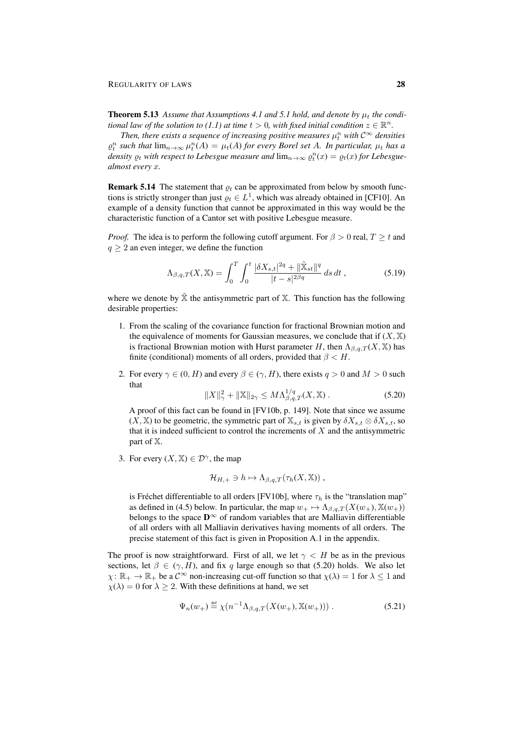**Theorem 5.13** *Assume that Assumptions 4.1 and 5.1 hold, and denote by $\mu_t$ the conditional law of the solution to (1.1) at time $t > 0$, with fixed initial condition $z \in \mathbb{R}^n$.*

*Then, there exists a sequence of increasing positive measures $\mu_t^n$ with $\mathcal{C}^\infty$ densities $\varrho_t^n$ such that $\lim_{n\to\infty} \mu_t^n(A) = \mu_t(A)$ for every Borel set $A$. In particular, $\mu_t$ has a density $\varrho_t$ with respect to Lebesgue measure and $\lim_{n\to\infty} \varrho_t^n(x) = \varrho_t(x)$ for Lebesgue-almost every $x$.*

**Remark 5.14** The statement that $\varrho_t$ can be approximated from below by smooth functions is strictly stronger than just $\varrho_t \in L^1$, which was already obtained in [CF10]. An example of a density function that cannot be approximated in this way would be the characteristic function of a Cantor set with positive Lebesgue measure.

*Proof.* The idea is to perform the following cutoff argument. For $\beta > 0$ real, $T \geq t$ and $q \geq 2$ an even integer, we define the function

$$\Lambda_{\beta,q,T}(X, \mathbb{X}) = \int_0^T \int_0^t \frac{|\delta X_{s,t}|^{2q} + \|\tilde{\mathbb{X}}_{st}\|^q}{|t-s|^{2\beta q}} \, ds \, dt \,, \tag{5.19}$$

where we denote by $\tilde{\mathbb{X}}$ the antisymmetric part of $\mathbb{X}$. This function has the following desirable properties:

1. From the scaling of the covariance function for fractional Brownian motion and the equivalence of moments for Gaussian measures, we conclude that if $(X, \mathbb{X})$ is fractional Brownian motion with Hurst parameter $H$, then $\Lambda_{\beta,q,T}(X, \mathbb{X})$ has finite (conditional) moments of all orders, provided that $\beta < H$.

2. For every $\gamma \in (0, H)$ and every $\beta \in (\gamma, H)$, there exists $q > 0$ and $M > 0$ such that
$$\|X\|_\gamma^2 + \|\mathbb{X}\|_{2\gamma} \leq M \Lambda_{\beta,q,T}^{1/q}(X, \mathbb{X}) \,. \tag{5.20}$$
A proof of this fact can be found in [FV10b, p. 149]. Note that since we assume $(X, \mathbb{X})$ to be geometric, the symmetric part of $\mathbb{X}_{s,t}$ is given by $\delta X_{s,t} \otimes \delta X_{s,t}$, so that it is indeed sufficient to control the increments of $X$ and the antisymmetric part of $\mathbb{X}$.

3. For every $(X, \mathbb{X}) \in \mathcal{D}^\gamma$, the map
$$\mathcal{H}_{H,+} \ni h \mapsto \Lambda_{\beta,q,T}(\tau_h(X, \mathbb{X})) \,,$$
is Fréchet differentiable to all orders [FV10b], where $\tau_h$ is the "translation map" as defined in (4.5) below. In particular, the map $w_+ \mapsto \Lambda_{\beta,q,T}(X(w_+), \mathbb{X}(w_+))$ belongs to the space $\mathbf{D}^\infty$ of random variables that are Malliavin differentiable of all orders with all Malliavin derivatives having moments of all orders. The precise statement of this fact is given in Proposition A.1 in the appendix.

The proof is now straightforward. First of all, we let $\gamma < H$ be as in the previous sections, let $\beta \in (\gamma, H)$, and fix $q$ large enough so that (5.20) holds. We also let $\chi\colon \mathbb{R}_+ \to \mathbb{R}_+$ be a $\mathcal{C}^\infty$ non-increasing cut-off function so that $\chi(\lambda) = 1$ for $\lambda \leq 1$ and $\chi(\lambda) = 0$ for $\lambda \geq 2$. With these definitions at hand, we set

$$\Psi_n(w_+) \stackrel{\text{def}}{=} \chi(n^{-1}\Lambda_{\beta,q,T}(X(w_+), \mathbb{X}(w_+))) \,. \tag{5.21}$$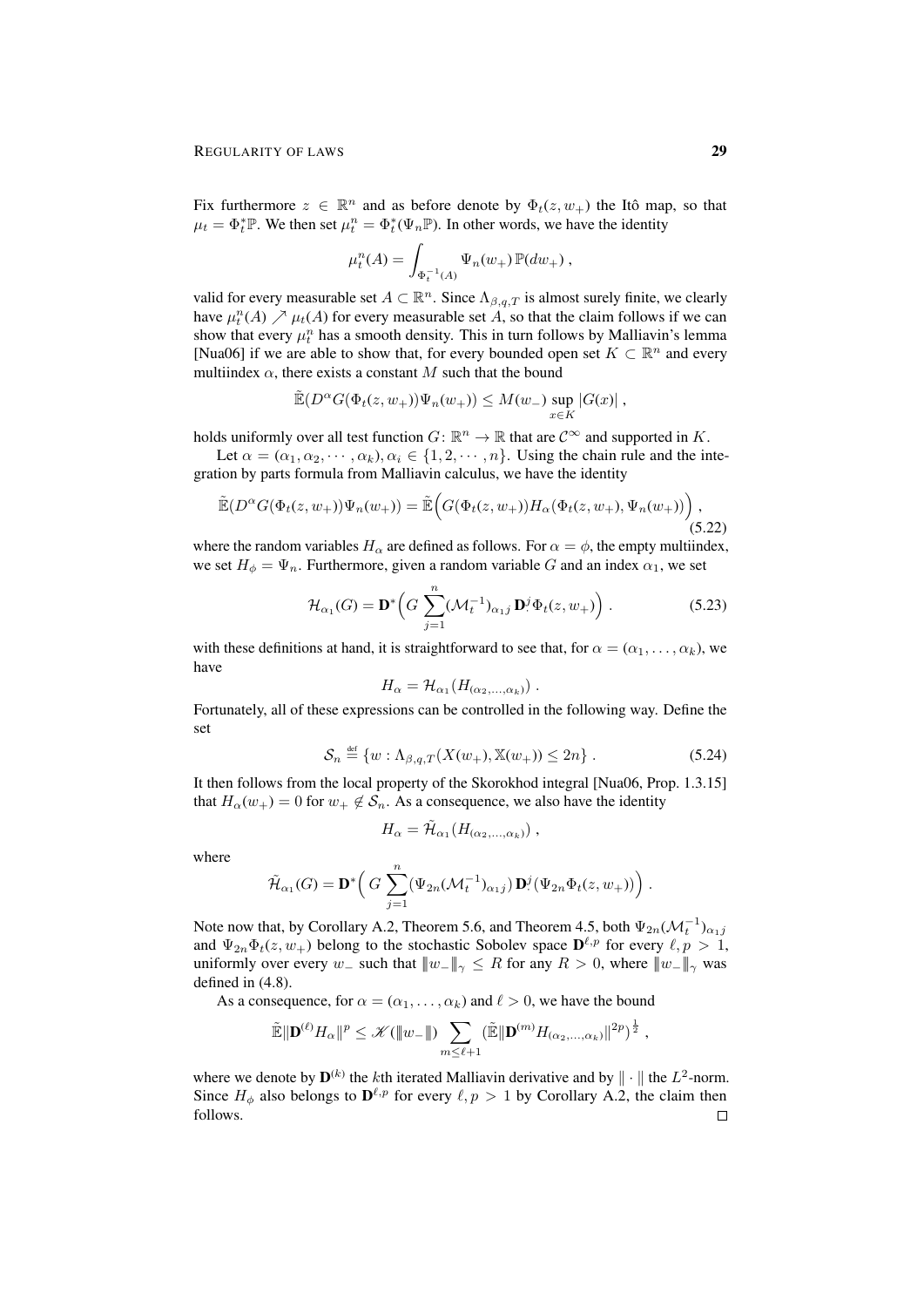Fix furthermore $z \in \mathbb{R}^n$ and as before denote by $\Phi_t(z, w_+)$ the Itô map, so that $\mu_t = \Phi_t^* \mathbb{P}$. We then set $\mu_t^n = \Phi_t^*(\Psi_n \mathbb{P})$. In other words, we have the identity

$$\mu_t^n(A) = \int_{\Phi_t^{-1}(A)} \Psi_n(w_+) \, \mathbb{P}(dw_+) \, ,$$

valid for every measurable set $A \subset \mathbb{R}^n$. Since $\Lambda_{\beta,q,T}$ is almost surely finite, we clearly have $\mu_t^n(A) \nearrow \mu_t(A)$ for every measurable set $A$, so that the claim follows if we can show that every $\mu_t^n$ has a smooth density. This in turn follows by Malliavin's lemma [Nua06] if we are able to show that, for every bounded open set $K \subset \mathbb{R}^n$ and every multiindex $\alpha$, there exists a constant $M$ such that the bound

$$\tilde{\mathbb{E}}(D^\alpha G(\Phi_t(z, w_+))\Psi_n(w_+)) \leq M(w_-) \sup_{x \in K} |G(x)| \, ,$$

holds uniformly over all test function $G \colon \mathbb{R}^n \to \mathbb{R}$ that are $\mathcal{C}^\infty$ and supported in $K$.

Let $\alpha = (\alpha_1, \alpha_2, \cdots, \alpha_k), \alpha_i \in \{1, 2, \cdots, n\}$. Using the chain rule and the integration by parts formula from Malliavin calculus, we have the identity

$$\tilde{\mathbb{E}}(D^\alpha G(\Phi_t(z, w_+))\Psi_n(w_+)) = \tilde{\mathbb{E}}\Big(G(\Phi_t(z, w_+))H_\alpha(\Phi_t(z, w_+), \Psi_n(w_+))\Big) \, , \tag{5.22}$$

where the random variables $H_\alpha$ are defined as follows. For $\alpha = \phi$, the empty multiindex, we set $H_\phi = \Psi_n$. Furthermore, given a random variable $G$ and an index $\alpha_1$, we set

$$\mathcal{H}_{\alpha_1}(G) = \mathbf{D}^*\Big(G \sum_{j=1}^n (\mathcal{M}_t^{-1})_{\alpha_1 j} \, \mathbf{D}_\cdot^j \Phi_t(z, w_+)\Big) \, . \tag{5.23}$$

with these definitions at hand, it is straightforward to see that, for $\alpha = (\alpha_1, \ldots, \alpha_k)$, we have

$$H_\alpha = \mathcal{H}_{\alpha_1}(H_{(\alpha_2, \ldots, \alpha_k)}) \, .$$

Fortunately, all of these expressions can be controlled in the following way. Define the set

$$\mathcal{S}_n \stackrel{\text{def}}{=} \{w : \Lambda_{\beta,q,T}(X(w_+), \mathbb{X}(w_+)) \leq 2n\} \, . \tag{5.24}$$

It then follows from the local property of the Skorokhod integral [Nua06, Prop. 1.3.15] that $H_\alpha(w_+) = 0$ for $w_+ \notin \mathcal{S}_n$. As a consequence, we also have the identity

$$H_\alpha = \tilde{\mathcal{H}}_{\alpha_1}(H_{(\alpha_2, \ldots, \alpha_k)}) \, ,$$

where

$$\tilde{\mathcal{H}}_{\alpha_1}(G) = \mathbf{D}^*\Big( G \sum_{j=1}^n (\Psi_{2n}(\mathcal{M}_t^{-1})_{\alpha_1 j}) \, \mathbf{D}_\cdot^j (\Psi_{2n} \Phi_t(z, w_+))\Big) \, .$$

Note now that, by Corollary A.2, Theorem 5.6, and Theorem 4.5, both $\Psi_{2n}(\mathcal{M}_t^{-1})_{\alpha_1 j}$ and $\Psi_{2n}\Phi_t(z, w_+)$ belong to the stochastic Sobolev space $\mathbf{D}^{\ell,p}$ for every $\ell, p > 1$, uniformly over every $w_-$ such that $\|w_-\|_\gamma \leq R$ for any $R > 0$, where $\|w_-\|_\gamma$ was defined in (4.8).

As a consequence, for $\alpha = (\alpha_1, \ldots, \alpha_k)$ and $\ell > 0$, we have the bound

$$\tilde{\mathbb{E}} \|\mathbf{D}^{(\ell)} H_\alpha\|^p \leq \mathscr{K}(\|w_-\|) \sum_{m \leq \ell+1} (\tilde{\mathbb{E}} \|\mathbf{D}^{(m)} H_{(\alpha_2, \ldots, \alpha_k)}\|^{2p})^{\frac{1}{2}} \, ,$$

where we denote by $\mathbf{D}^{(k)}$ the $k$th iterated Malliavin derivative and by $\| \cdot \|$ the $L^2$-norm. Since $H_\phi$ also belongs to $\mathbf{D}^{\ell,p}$ for every $\ell, p > 1$ by Corollary A.2, the claim then follows. $\square$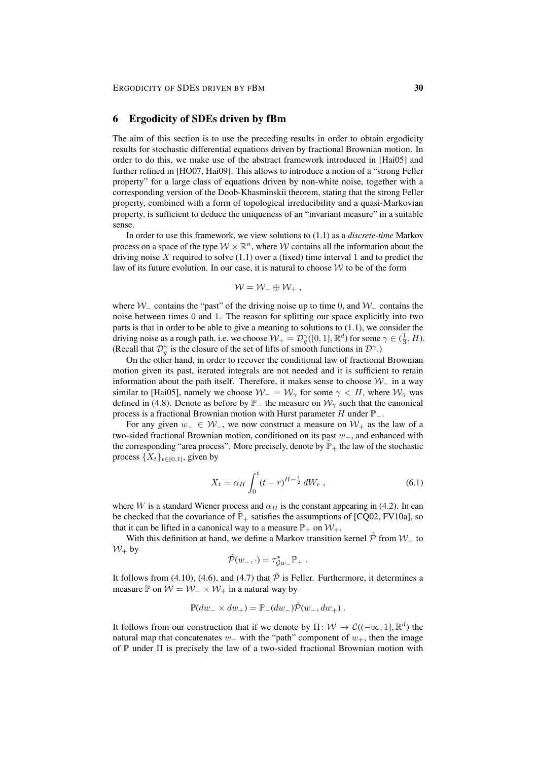## 6 Ergodicity of SDEs driven by fBm

The aim of this section is to use the preceding results in order to obtain ergodicity results for stochastic differential equations driven by fractional Brownian motion. In order to do this, we make use of the abstract framework introduced in [Hai05] and further refined in [HO07, Hai09]. This allows to introduce a notion of a "strong Feller property" for a large class of equations driven by non-white noise, together with a corresponding version of the Doob-Khasminskii theorem, stating that the strong Feller property, combined with a form of topological irreducibility and a quasi-Markovian property, is sufficient to deduce the uniqueness of an "invariant measure" in a suitable sense.

In order to use this framework, we view solutions to (1.1) as a *discrete-time* Markov process on a space of the type $\mathcal{W} \times \mathbb{R}^n$, where $\mathcal{W}$ contains all the information about the driving noise $X$ required to solve (1.1) over a (fixed) time interval 1 and to predict the law of its future evolution. In our case, it is natural to choose $\mathcal{W}$ to be of the form

$$\mathcal{W} = \mathcal{W}_- \oplus \mathcal{W}_+ ,$$

where $\mathcal{W}_-$ contains the "past" of the driving noise up to time 0, and $\mathcal{W}_+$ contains the noise between times 0 and 1. The reason for splitting our space explicitly into two parts is that in order to be able to give a meaning to solutions to (1.1), we consider the driving noise as a rough path, i.e. we choose $\mathcal{W}_+ = \mathcal{D}_g^\gamma([0,1], \mathbb{R}^d)$ for some $\gamma \in (\frac{1}{3}, H)$. (Recall that $\mathcal{D}_g^\gamma$ is the closure of the set of lifts of smooth functions in $\mathcal{D}^\gamma$.)

On the other hand, in order to recover the conditional law of fractional Brownian motion given its past, iterated integrals are not needed and it is sufficient to retain information about the path itself. Therefore, it makes sense to choose $\mathcal{W}_-$ in a way similar to [Hai05], namely we choose $\mathcal{W}_- = \mathcal{W}_\gamma$ for some $\gamma < H$, where $\mathcal{W}_\gamma$ was defined in (4.8). Denote as before by $\mathbb{P}_-$ the measure on $\mathcal{W}_\gamma$ such that the canonical process is a fractional Brownian motion with Hurst parameter $H$ under $\mathbb{P}_-$.

For any given $w_- \in \mathcal{W}_-$, we now construct a measure on $\mathcal{W}_+$ as the law of a two-sided fractional Brownian motion, conditioned on its past $w_-$, and enhanced with the corresponding "area process". More precisely, denote by $\tilde{\mathbb{P}}_+$ the law of the stochastic process $\{X_t\}_{t\in[0,1]}$, given by

$$X_t = \alpha_H \int_0^t (t-r)^{H-\frac{1}{2}} \, dW_r , \tag{6.1}$$

where $W$ is a standard Wiener process and $\alpha_H$ is the constant appearing in (4.2). In can be checked that the covariance of $\tilde{\mathbb{P}}_+$ satisfies the assumptions of [CQ02, FV10a], so that it can be lifted in a canonical way to a measure $\mathbb{P}_+$ on $\mathcal{W}_+$.

With this definition at hand, we define a Markov transition kernel $\hat{\mathcal{P}}$ from $\mathcal{W}_-$ to $\mathcal{W}_+$ by

$$\hat{\mathcal{P}}(w_-, \cdot) = \tau^*_{\mathcal{G}w_-} \mathbb{P}_+ .$$

It follows from (4.10), (4.6), and (4.7) that $\hat{\mathcal{P}}$ is Feller. Furthermore, it determines a measure $\mathbb{P}$ on $\mathcal{W} = \mathcal{W}_- \times \mathcal{W}_+$ in a natural way by

$$\mathbb{P}(dw_- \times dw_+) = \mathbb{P}_-(dw_-)\hat{\mathcal{P}}(w_-, dw_+) .$$

It follows from our construction that if we denote by $\Pi\colon \mathcal{W} \to \mathcal{C}((-\infty, 1], \mathbb{R}^d)$ the natural map that concatenates $w_-$ with the "path" component of $w_+$, then the image of $\mathbb{P}$ under $\Pi$ is precisely the law of a two-sided fractional Brownian motion with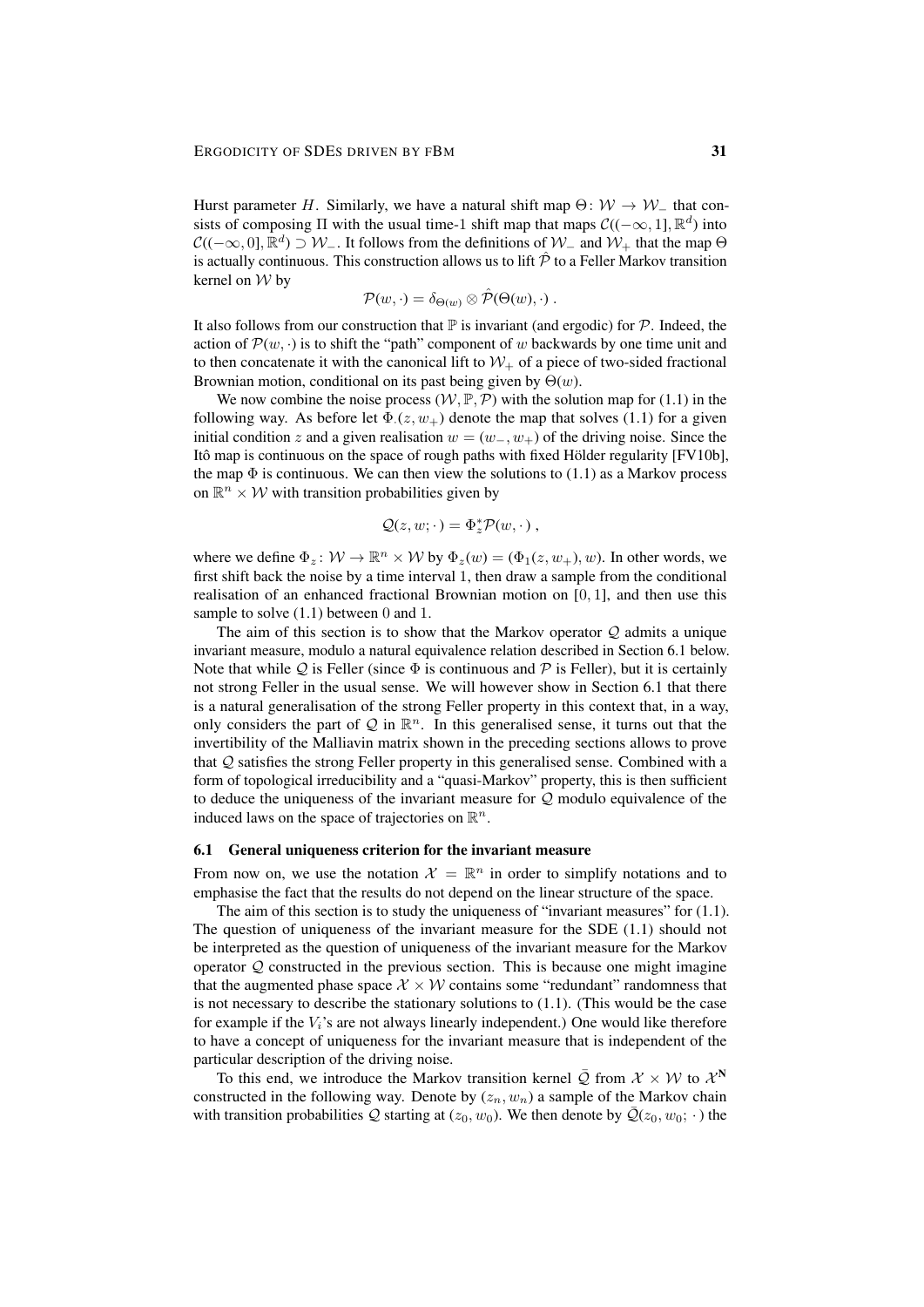Hurst parameter $H$. Similarly, we have a natural shift map $\Theta\colon \mathcal{W} \to \mathcal{W}_-$ that consists of composing $\Pi$ with the usual time-1 shift map that maps $\mathcal{C}((-\infty,1],\mathbb{R}^d)$ into $\mathcal{C}((-\infty,0],\mathbb{R}^d) \supset \mathcal{W}_-$. It follows from the definitions of $\mathcal{W}_-$ and $\mathcal{W}_+$ that the map $\Theta$ is actually continuous. This construction allows us to lift $\hat{\mathcal{P}}$ to a Feller Markov transition kernel on $\mathcal{W}$ by

$$\mathcal{P}(w,\cdot) = \delta_{\Theta(w)} \otimes \hat{\mathcal{P}}(\Theta(w),\cdot)\;.$$

It also follows from our construction that $\mathbb{P}$ is invariant (and ergodic) for $\mathcal{P}$. Indeed, the action of $\mathcal{P}(w,\cdot)$ is to shift the "path" component of $w$ backwards by one time unit and to then concatenate it with the canonical lift to $\mathcal{W}_+$ of a piece of two-sided fractional Brownian motion, conditional on its past being given by $\Theta(w)$.

We now combine the noise process $(\mathcal{W},\mathbb{P},\mathcal{P})$ with the solution map for (1.1) in the following way. As before let $\Phi_\cdot(z,w_+)$ denote the map that solves (1.1) for a given initial condition $z$ and a given realisation $w = (w_-,w_+)$ of the driving noise. Since the Itô map is continuous on the space of rough paths with fixed Hölder regularity [FV10b], the map $\Phi$ is continuous. We can then view the solutions to (1.1) as a Markov process on $\mathbb{R}^n \times \mathcal{W}$ with transition probabilities given by

$$\mathcal{Q}(z,w;\cdot) = \Phi_z^*\mathcal{P}(w,\cdot)\;,$$

where we define $\Phi_z\colon \mathcal{W} \to \mathbb{R}^n \times \mathcal{W}$ by $\Phi_z(w) = (\Phi_1(z,w_+),w)$. In other words, we first shift back the noise by a time interval 1, then draw a sample from the conditional realisation of an enhanced fractional Brownian motion on $[0,1]$, and then use this sample to solve (1.1) between 0 and 1.

The aim of this section is to show that the Markov operator $\mathcal{Q}$ admits a unique invariant measure, modulo a natural equivalence relation described in Section 6.1 below. Note that while $\mathcal{Q}$ is Feller (since $\Phi$ is continuous and $\mathcal{P}$ is Feller), but it is certainly not strong Feller in the usual sense. We will however show in Section 6.1 that there is a natural generalisation of the strong Feller property in this context that, in a way, only considers the part of $\mathcal{Q}$ in $\mathbb{R}^n$. In this generalised sense, it turns out that the invertibility of the Malliavin matrix shown in the preceding sections allows to prove that $\mathcal{Q}$ satisfies the strong Feller property in this generalised sense. Combined with a form of topological irreducibility and a "quasi-Markov" property, this is then sufficient to deduce the uniqueness of the invariant measure for $\mathcal{Q}$ modulo equivalence of the induced laws on the space of trajectories on $\mathbb{R}^n$.

### 6.1 General uniqueness criterion for the invariant measure

From now on, we use the notation $\mathcal{X} = \mathbb{R}^n$ in order to simplify notations and to emphasise the fact that the results do not depend on the linear structure of the space.

The aim of this section is to study the uniqueness of "invariant measures" for (1.1). The question of uniqueness of the invariant measure for the SDE (1.1) should not be interpreted as the question of uniqueness of the invariant measure for the Markov operator $\mathcal{Q}$ constructed in the previous section. This is because one might imagine that the augmented phase space $\mathcal{X} \times \mathcal{W}$ contains some "redundant" randomness that is not necessary to describe the stationary solutions to (1.1). (This would be the case for example if the $V_i$'s are not always linearly independent.) One would like therefore to have a concept of uniqueness for the invariant measure that is independent of the particular description of the driving noise.

To this end, we introduce the Markov transition kernel $\bar{\mathcal{Q}}$ from $\mathcal{X} \times \mathcal{W}$ to $\mathcal{X}^{\mathbf{N}}$ constructed in the following way. Denote by $(z_n,w_n)$ a sample of the Markov chain with transition probabilities $\mathcal{Q}$ starting at $(z_0,w_0)$. We then denote by $\bar{\mathcal{Q}}(z_0,w_0;\,\cdot\,)$ the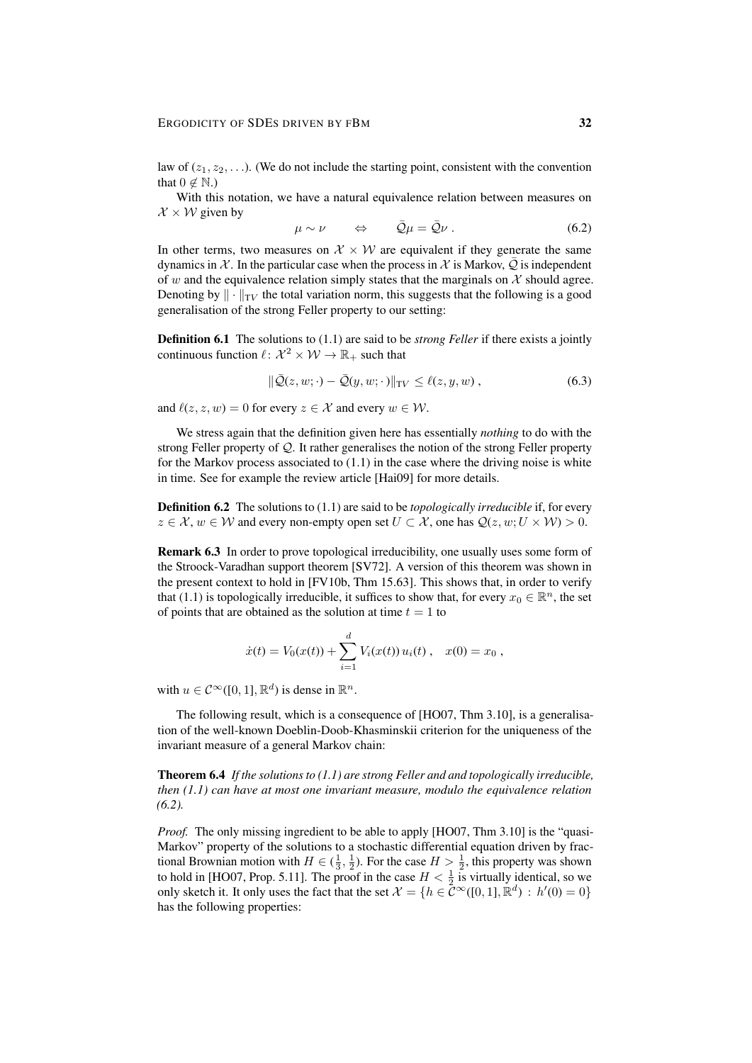law of $(z_1, z_2, \ldots)$. (We do not include the starting point, consistent with the convention that $0 \notin \mathbb{N}$.)

With this notation, we have a natural equivalence relation between measures on $\mathcal{X} \times \mathcal{W}$ given by

$$\mu \sim \nu \qquad \Leftrightarrow \qquad \bar{\mathcal{Q}}\mu = \bar{\mathcal{Q}}\nu \,. \tag{6.2}$$

In other terms, two measures on $\mathcal{X} \times \mathcal{W}$ are equivalent if they generate the same dynamics in $\mathcal{X}$. In the particular case when the process in $\mathcal{X}$ is Markov, $\bar{\mathcal{Q}}$ is independent of $w$ and the equivalence relation simply states that the marginals on $\mathcal{X}$ should agree. Denoting by $\|\cdot\|_{\mathrm{TV}}$ the total variation norm, this suggests that the following is a good generalisation of the strong Feller property to our setting:

**Definition 6.1** The solutions to (1.1) are said to be *strong Feller* if there exists a jointly continuous function $\ell \colon \mathcal{X}^2 \times \mathcal{W} \to \mathbb{R}_+$ such that

$$\|\bar{\mathcal{Q}}(z, w; \cdot) - \bar{\mathcal{Q}}(y, w; \cdot)\|_{\mathrm{TV}} \leq \ell(z, y, w) \,, \tag{6.3}$$

and $\ell(z, z, w) = 0$ for every $z \in \mathcal{X}$ and every $w \in \mathcal{W}$.

We stress again that the definition given here has essentially *nothing* to do with the strong Feller property of $\mathcal{Q}$. It rather generalises the notion of the strong Feller property for the Markov process associated to (1.1) in the case where the driving noise is white in time. See for example the review article [Hai09] for more details.

**Definition 6.2** The solutions to (1.1) are said to be *topologically irreducible* if, for every $z \in \mathcal{X}$, $w \in \mathcal{W}$ and every non-empty open set $U \subset \mathcal{X}$, one has $\mathcal{Q}(z, w; U \times \mathcal{W}) > 0$.

**Remark 6.3** In order to prove topological irreducibility, one usually uses some form of the Stroock-Varadhan support theorem [SV72]. A version of this theorem was shown in the present context to hold in [FV10b, Thm 15.63]. This shows that, in order to verify that (1.1) is topologically irreducible, it suffices to show that, for every $x_0 \in \mathbb{R}^n$, the set of points that are obtained as the solution at time $t = 1$ to

$$\dot{x}(t) = V_0(x(t)) + \sum_{i=1}^{d} V_i(x(t))\, u_i(t) \,, \quad x(0) = x_0 \,,$$

with $u \in \mathcal{C}^\infty([0, 1], \mathbb{R}^d)$ is dense in $\mathbb{R}^n$.

The following result, which is a consequence of [HO07, Thm 3.10], is a generalisation of the well-known Doeblin-Doob-Khasminskii criterion for the uniqueness of the invariant measure of a general Markov chain:

**Theorem 6.4** *If the solutions to (1.1) are strong Feller and and topologically irreducible, then (1.1) can have at most one invariant measure, modulo the equivalence relation (6.2).*

*Proof.* The only missing ingredient to be able to apply [HO07, Thm 3.10] is the "quasi-Markov" property of the solutions to a stochastic differential equation driven by fractional Brownian motion with $H \in (\frac{1}{3}, \frac{1}{2})$. For the case $H > \frac{1}{2}$, this property was shown to hold in [HO07, Prop. 5.11]. The proof in the case $H < \frac{1}{2}$ is virtually identical, so we only sketch it. It only uses the fact that the set $\mathcal{X} = \{h \in \mathcal{C}^\infty([0, 1], \mathbb{R}^d) \,:\, h'(0) = 0\}$ has the following properties: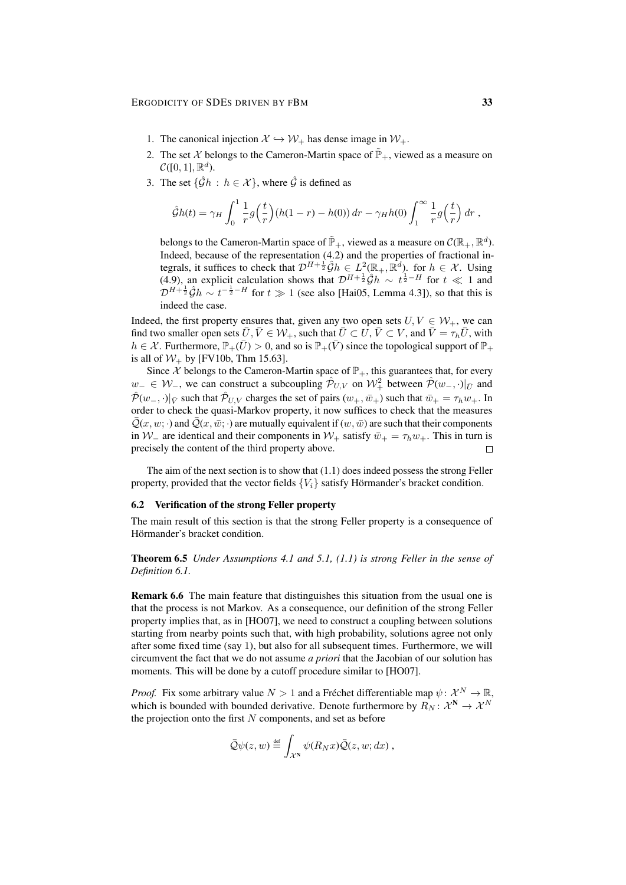1. The canonical injection $\mathcal{X} \hookrightarrow \mathcal{W}_+$ has dense image in $\mathcal{W}_+$.
2. The set $\mathcal{X}$ belongs to the Cameron-Martin space of $\tilde{\mathbb{P}}_+$, viewed as a measure on $\mathcal{C}([0,1],\mathbb{R}^d)$.
3. The set $\{\hat{\mathcal{G}}h \,:\, h \in \mathcal{X}\}$, where $\hat{\mathcal{G}}$ is defined as

   $$\hat{\mathcal{G}}h(t) = \gamma_H \int_0^1 \frac{1}{r} g\Big(\frac{t}{r}\Big)\big(h(1-r) - h(0)\big)\,dr - \gamma_H h(0) \int_1^\infty \frac{1}{r} g\Big(\frac{t}{r}\Big)\,dr\;,$$

   belongs to the Cameron-Martin space of $\tilde{\mathbb{P}}_+$, viewed as a measure on $\mathcal{C}(\mathbb{R}_+,\mathbb{R}^d)$. Indeed, because of the representation (4.2) and the properties of fractional integrals, it suffices to check that $\mathcal{D}^{H+\frac{1}{2}}\hat{\mathcal{G}}h \in L^2(\mathbb{R}_+,\mathbb{R}^d)$. for $h \in \mathcal{X}$. Using (4.9), an explicit calculation shows that $\mathcal{D}^{H+\frac{1}{2}}\hat{\mathcal{G}}h \sim t^{\frac{1}{2}-H}$ for $t \ll 1$ and $\mathcal{D}^{H+\frac{1}{2}}\hat{\mathcal{G}}h \sim t^{-\frac{1}{2}-H}$ for $t \gg 1$ (see also [Hai05, Lemma 4.3]), so that this is indeed the case.

Indeed, the first property ensures that, given any two open sets $U, V \in \mathcal{W}_+$, we can find two smaller open sets $\bar{U}, \bar{V} \in \mathcal{W}_+$, such that $\bar{U} \subset U$, $\bar{V} \subset V$, and $\bar{V} = \tau_h \bar{U}$, with $h \in \mathcal{X}$. Furthermore, $\mathbb{P}_+(\bar{U}) > 0$, and so is $\mathbb{P}_+(\bar{V})$ since the topological support of $\mathbb{P}_+$ is all of $\mathcal{W}_+$ by [FV10b, Thm 15.63].

Since $\mathcal{X}$ belongs to the Cameron-Martin space of $\mathbb{P}_+$, this guarantees that, for every $w_- \in \mathcal{W}_-$, we can construct a subcoupling $\hat{\mathcal{P}}_{U,V}$ on $\mathcal{W}_+^2$ between $\hat{\mathcal{P}}(w_-,\cdot)|_{\bar{U}}$ and $\hat{\mathcal{P}}(w_-,\cdot)|_{\bar{V}}$ such that $\hat{\mathcal{P}}_{U,V}$ charges the set of pairs $(w_+, \bar{w}_+)$ such that $\bar{w}_+ = \tau_h w_+$. In order to check the quasi-Markov property, it now suffices to check that the measures $\bar{\mathcal{Q}}(x,w;\cdot)$ and $\bar{\mathcal{Q}}(x,\bar{w};\cdot)$ are mutually equivalent if $(w,\bar{w})$ are such that their components in $\mathcal{W}_-$ are identical and their components in $\mathcal{W}_+$ satisfy $\bar{w}_+ = \tau_h w_+$. This in turn is precisely the content of the third property above. $\square$

The aim of the next section is to show that (1.1) does indeed possess the strong Feller property, provided that the vector fields $\{V_i\}$ satisfy Hörmander's bracket condition.

### 6.2 Verification of the strong Feller property

The main result of this section is that the strong Feller property is a consequence of Hörmander's bracket condition.

**Theorem 6.5** *Under Assumptions 4.1 and 5.1, (1.1) is strong Feller in the sense of Definition 6.1.*

**Remark 6.6** The main feature that distinguishes this situation from the usual one is that the process is not Markov. As a consequence, our definition of the strong Feller property implies that, as in [HO07], we need to construct a coupling between solutions starting from nearby points such that, with high probability, solutions agree not only after some fixed time (say 1), but also for all subsequent times. Furthermore, we will circumvent the fact that we do not assume *a priori* that the Jacobian of our solution has moments. This will be done by a cutoff procedure similar to [HO07].

*Proof.* Fix some arbitrary value $N > 1$ and a Fréchet differentiable map $\psi\colon \mathcal{X}^N \to \mathbb{R}$, which is bounded with bounded derivative. Denote furthermore by $R_N\colon \mathcal{X}^{\mathbf{N}} \to \mathcal{X}^N$ the projection onto the first $N$ components, and set as before

$$\bar{\mathcal{Q}}\psi(z,w) \stackrel{\text{def}}{=} \int_{\mathcal{X}^{\mathbf{N}}} \psi(R_N x)\bar{\mathcal{Q}}(z,w;dx)\;,$$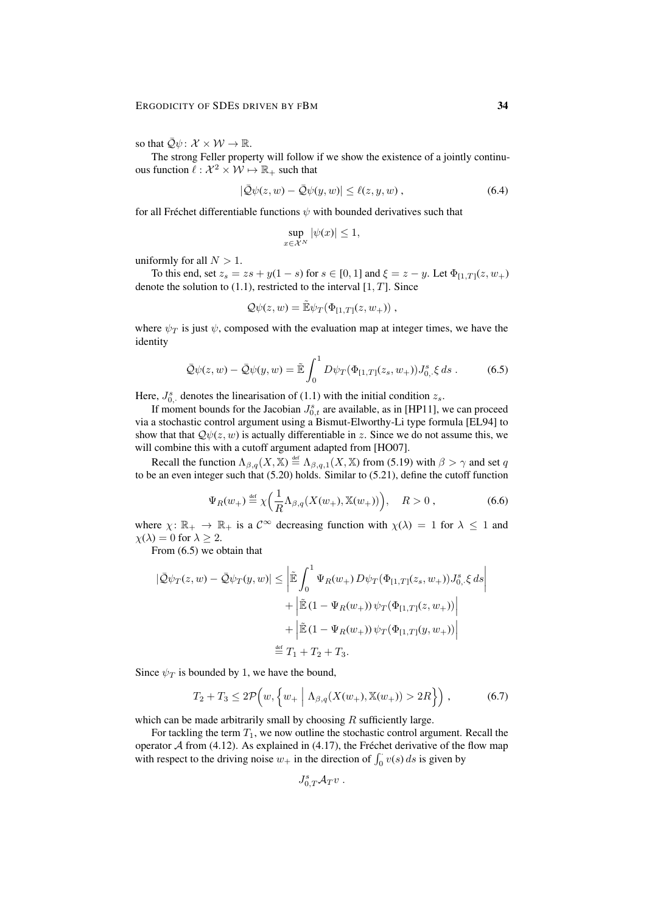so that $\bar{\mathcal{Q}}\psi \colon \mathcal{X} \times \mathcal{W} \to \mathbb{R}$.

The strong Feller property will follow if we show the existence of a jointly continuous function $\ell : \mathcal{X}^2 \times \mathcal{W} \mapsto \mathbb{R}_+$ such that

$$|\bar{\mathcal{Q}}\psi(z,w) - \bar{\mathcal{Q}}\psi(y,w)| \leq \ell(z,y,w) \;, \tag{6.4}$$

for all Fréchet differentiable functions $\psi$ with bounded derivatives such that

$$\sup_{x \in \mathcal{X}^N} |\psi(x)| \leq 1,$$

uniformly for all $N > 1$.

To this end, set $z_s = zs + y(1-s)$ for $s \in [0,1]$ and $\xi = z - y$. Let $\Phi_{[1,T]}(z, w_+)$ denote the solution to (1.1), restricted to the interval $[1, T]$. Since

$$\mathcal{Q}\psi(z,w) = \tilde{\mathbb{E}}\psi_T(\Phi_{[1,T]}(z,w_+)) \;,$$

where $\psi_T$ is just $\psi$, composed with the evaluation map at integer times, we have the identity

$$\bar{\mathcal{Q}}\psi(z,w) - \bar{\mathcal{Q}}\psi(y,w) = \tilde{\mathbb{E}} \int_0^1 D\psi_T(\Phi_{[1,T]}(z_s,w_+)) J^s_{0,\cdot}\xi \, ds \;. \tag{6.5}$$

Here, $J^s_{0,\cdot}$ denotes the linearisation of (1.1) with the initial condition $z_s$.

If moment bounds for the Jacobian $J^s_{0,t}$ are available, as in [HP11], we can proceed via a stochastic control argument using a Bismut-Elworthy-Li type formula [EL94] to show that that $\mathcal{Q}\psi(z,w)$ is actually differentiable in $z$. Since we do not assume this, we will combine this with a cutoff argument adapted from [HO07].

Recall the function $\Lambda_{\beta,q}(X, \mathbb{X}) \stackrel{\text{def}}{=} \Lambda_{\beta,q,1}(X, \mathbb{X})$ from (5.19) with $\beta > \gamma$ and set $q$ to be an even integer such that (5.20) holds. Similar to (5.21), define the cutoff function

$$\Psi_R(w_+) \stackrel{\text{def}}{=} \chi\Big(\frac{1}{R}\Lambda_{\beta,q}(X(w_+), \mathbb{X}(w_+))\Big), \quad R > 0 \;, \tag{6.6}$$

where $\chi \colon \mathbb{R}_+ \to \mathbb{R}_+$ is a $\mathcal{C}^\infty$ decreasing function with $\chi(\lambda) = 1$ for $\lambda \leq 1$ and $\chi(\lambda) = 0$ for $\lambda \geq 2$.

From (6.5) we obtain that

$$\begin{aligned}
|\bar{\mathcal{Q}}\psi_T(z,w) - \bar{\mathcal{Q}}\psi_T(y,w)| &\leq \left|\tilde{\mathbb{E}} \int_0^1 \Psi_R(w_+)\, D\psi_T(\Phi_{[1,T]}(z_s,w_+)) J^s_{0,\cdot}\xi \, ds\right| \\
&\quad + \left|\tilde{\mathbb{E}}\, (1 - \Psi_R(w_+))\, \psi_T(\Phi_{[1,T]}(z,w_+))\right| \\
&\quad + \left|\tilde{\mathbb{E}}\, (1 - \Psi_R(w_+))\, \psi_T(\Phi_{[1,T]}(y,w_+))\right| \\
&\stackrel{\text{def}}{=} T_1 + T_2 + T_3.
\end{aligned}$$

Since $\psi_T$ is bounded by 1, we have the bound,

$$T_2 + T_3 \leq 2\mathcal{P}\Big(w, \Big\{w_+ \;\Big|\; \Lambda_{\beta,q}(X(w_+), \mathbb{X}(w_+)) > 2R\Big\}\Big) \;, \tag{6.7}$$

which can be made arbitrarily small by choosing $R$ sufficiently large.

For tackling the term $T_1$, we now outline the stochastic control argument. Recall the operator $\mathcal{A}$ from (4.12). As explained in (4.17), the Fréchet derivative of the flow map with respect to the driving noise $w_+$ in the direction of $\int_0^\cdot v(s)\, ds$ is given by

$$J^s_{0,T}\mathcal{A}_T v \;.$$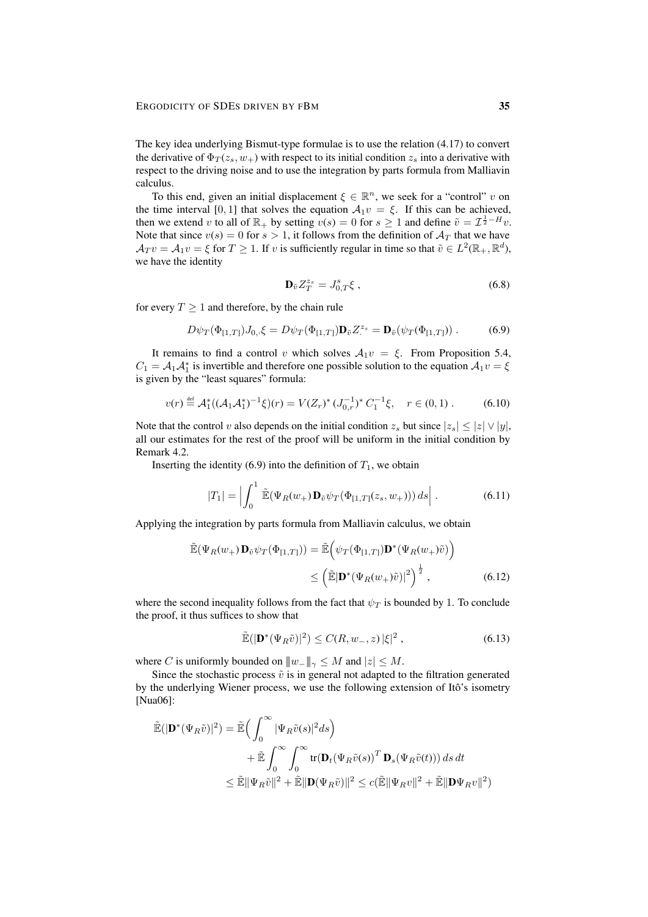The key idea underlying Bismut-type formulae is to use the relation (4.17) to convert the derivative of $\Phi_T(z_s, w_+)$ with respect to its initial condition $z_s$ into a derivative with respect to the driving noise and to use the integration by parts formula from Malliavin calculus.

To this end, given an initial displacement $\xi \in \mathbb{R}^n$, we seek for a "control" $v$ on the time interval $[0, 1]$ that solves the equation $\mathcal{A}_1 v = \xi$. If this can be achieved, then we extend $v$ to all of $\mathbb{R}_+$ by setting $v(s) = 0$ for $s \geq 1$ and define $\tilde{v} = \mathcal{I}^{\frac{1}{2}-H} v$. Note that since $v(s) = 0$ for $s > 1$, it follows from the definition of $\mathcal{A}_T$ that we have $\mathcal{A}_T v = \mathcal{A}_1 v = \xi$ for $T \geq 1$. If $v$ is sufficiently regular in time so that $\tilde{v} \in L^2(\mathbb{R}_+, \mathbb{R}^d)$, we have the identity

$$\mathbf{D}_{\tilde{v}} Z_T^{z_s} = J_{0,T}^s \xi\,, \tag{6.8}$$

for every $T \geq 1$ and therefore, by the chain rule

$$D\psi_T(\Phi_{[1,T]}) J_{0,\cdot} \xi = D\psi_T(\Phi_{[1,T]}) \mathbf{D}_{\tilde{v}} Z_\cdot^{z_s} = \mathbf{D}_{\tilde{v}}(\psi_T(\Phi_{[1,T]}))\,. \tag{6.9}$$

It remains to find a control $v$ which solves $\mathcal{A}_1 v = \xi$. From Proposition 5.4, $C_1 = \mathcal{A}_1 \mathcal{A}_1^*$ is invertible and therefore one possible solution to the equation $\mathcal{A}_1 v = \xi$ is given by the "least squares" formula:

$$v(r) \stackrel{\text{def}}{=} \mathcal{A}_1^*((\mathcal{A}_1 \mathcal{A}_1^*)^{-1} \xi)(r) = V(Z_r)^* \,(J_{0,r}^{-1})^*\, C_1^{-1} \xi, \quad r \in (0, 1)\,. \tag{6.10}$$

Note that the control $v$ also depends on the initial condition $z_s$ but since $|z_s| \leq |z| \vee |y|$, all our estimates for the rest of the proof will be uniform in the initial condition by Remark 4.2.

Inserting the identity (6.9) into the definition of $T_1$, we obtain

$$|T_1| = \Big| \int_0^1 \tilde{\mathbb{E}}(\Psi_R(w_+)\, \mathbf{D}_{\tilde{v}} \psi_T(\Phi_{[1,T]}(z_s, w_+)))\, ds \Big|\,. \tag{6.11}$$

Applying the integration by parts formula from Malliavin calculus, we obtain

$$\begin{aligned}
\tilde{\mathbb{E}}(\Psi_R(w_+)\, \mathbf{D}_{\tilde{v}} \psi_T(\Phi_{[1,T]})) &= \tilde{\mathbb{E}}\Big( \psi_T(\Phi_{[1,T]}) \mathbf{D}^*(\Psi_R(w_+)\tilde{v}) \Big) \\
&\leq \Big( \tilde{\mathbb{E}} \big| \mathbf{D}^*(\Psi_R(w_+)\tilde{v}) \big|^2 \Big)^{\frac{1}{2}}\,,
\end{aligned} \tag{6.12}$$

where the second inequality follows from the fact that $\psi_T$ is bounded by 1. To conclude the proof, it thus suffices to show that

$$\tilde{\mathbb{E}}(|\mathbf{D}^*(\Psi_R \tilde{v})|^2) \leq C(R, w_-, z)\, |\xi|^2\,, \tag{6.13}$$

where $C$ is uniformly bounded on $\|w_-\|_\gamma \leq M$ and $|z| \leq M$.

Since the stochastic process $\tilde{v}$ is in general not adapted to the filtration generated by the underlying Wiener process, we use the following extension of Itô's isometry [Nua06]:

$$\begin{aligned}
\tilde{\mathbb{E}}(|\mathbf{D}^*(\Psi_R \tilde{v})|^2) &= \tilde{\mathbb{E}}\Big( \int_0^\infty |\Psi_R \tilde{v}(s)|^2 ds \Big) \\
&\quad + \tilde{\mathbb{E}} \int_0^\infty \int_0^\infty \mathrm{tr}(\mathbf{D}_t (\Psi_R \tilde{v}(s))^T\, \mathbf{D}_s(\Psi_R \tilde{v}(t)))\, ds\, dt \\
&\leq \tilde{\mathbb{E}} \|\Psi_R \tilde{v}\|^2 + \tilde{\mathbb{E}} \|\mathbf{D}(\Psi_R \tilde{v})\|^2 \leq c(\tilde{\mathbb{E}} \|\Psi_R v\|^2 + \tilde{\mathbb{E}} \|\mathbf{D} \Psi_R v\|^2)
\end{aligned}$$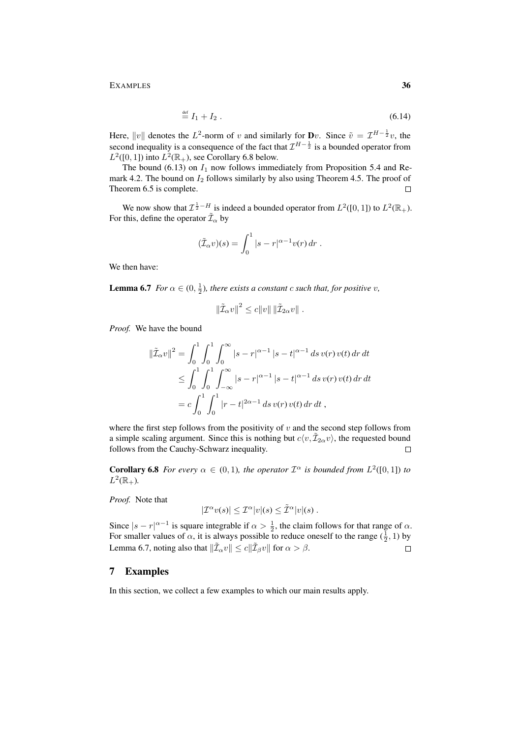$$\stackrel{\text{def}}{=} I_1 + I_2 \; . \tag{6.14}$$

Here, $\|v\|$ denotes the $L^2$-norm of $v$ and similarly for $\mathbf{D}v$. Since $\tilde{v} = \mathcal{I}^{H-\frac{1}{2}}v$, the second inequality is a consequence of the fact that $\mathcal{I}^{H-\frac{1}{2}}$ is a bounded operator from $L^2([0,1])$ into $L^2(\mathbb{R}_+)$, see Corollary 6.8 below.

The bound (6.13) on $I_1$ now follows immediately from Proposition 5.4 and Remark 4.2. The bound on $I_2$ follows similarly by also using Theorem 4.5. The proof of Theorem 6.5 is complete. $\square$

We now show that $\mathcal{I}^{\frac{1}{2}-H}$ is indeed a bounded operator from $L^2([0,1])$ to $L^2(\mathbb{R}_+)$. For this, define the operator $\tilde{\mathcal{I}}_\alpha$ by

$$(\tilde{\mathcal{I}}_\alpha v)(s) = \int_0^1 |s-r|^{\alpha-1} v(r)\, dr \; .$$

We then have:

**Lemma 6.7** *For $\alpha \in (0, \frac{1}{2})$, there exists a constant $c$ such that, for positive $v$,*

$$\|\tilde{\mathcal{I}}_\alpha v\|^2 \leq c\|v\|\,\|\tilde{\mathcal{I}}_{2\alpha} v\| \; .$$

*Proof.* We have the bound

$$\begin{aligned}
\|\tilde{\mathcal{I}}_\alpha v\|^2 &= \int_0^1 \int_0^1 \int_0^\infty |s-r|^{\alpha-1} |s-t|^{\alpha-1}\, ds\, v(r)\, v(t)\, dr\, dt \\
&\leq \int_0^1 \int_0^1 \int_{-\infty}^\infty |s-r|^{\alpha-1} |s-t|^{\alpha-1}\, ds\, v(r)\, v(t)\, dr\, dt \\
&= c \int_0^1 \int_0^1 |r-t|^{2\alpha-1}\, ds\, v(r)\, v(t)\, dr\, dt \; ,
\end{aligned}$$

where the first step follows from the positivity of $v$ and the second step follows from a simple scaling argument. Since this is nothing but $c\langle v, \tilde{\mathcal{I}}_{2\alpha} v\rangle$, the requested bound follows from the Cauchy-Schwarz inequality. $\square$

**Corollary 6.8** *For every $\alpha \in (0,1)$, the operator $\mathcal{I}^\alpha$ is bounded from $L^2([0,1])$ to $L^2(\mathbb{R}_+)$.*

*Proof.* Note that

$$|\mathcal{I}^\alpha v(s)| \leq \mathcal{I}^\alpha |v|(s) \leq \tilde{\mathcal{I}}^\alpha |v|(s) \; .$$

Since $|s-r|^{\alpha-1}$ is square integrable if $\alpha > \frac{1}{2}$, the claim follows for that range of $\alpha$. For smaller values of $\alpha$, it is always possible to reduce oneself to the range $(\frac{1}{2}, 1)$ by Lemma 6.7, noting also that $\|\tilde{\mathcal{I}}_\alpha v\| \leq c\|\tilde{\mathcal{I}}_\beta v\|$ for $\alpha > \beta$. $\square$

## 7 Examples

In this section, we collect a few examples to which our main results apply.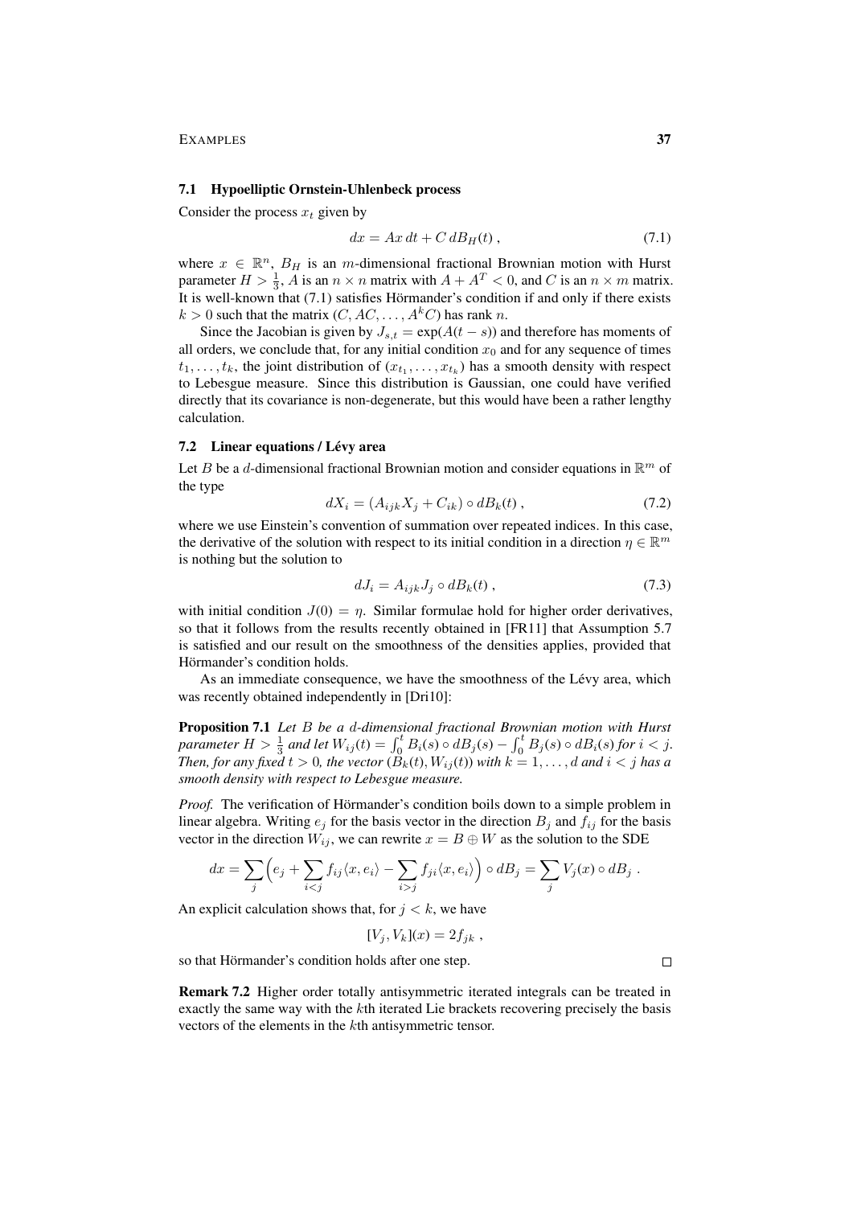### 7.1 Hypoelliptic Ornstein-Uhlenbeck process

Consider the process $x_t$ given by

$$dx = Ax\,dt + C\,dB_H(t)\,, \tag{7.1}$$

where $x \in \mathbb{R}^n$, $B_H$ is an $m$-dimensional fractional Brownian motion with Hurst parameter $H > \frac{1}{3}$, $A$ is an $n \times n$ matrix with $A + A^T < 0$, and $C$ is an $n \times m$ matrix. It is well-known that (7.1) satisfies Hörmander's condition if and only if there exists $k > 0$ such that the matrix $(C, AC, \ldots, A^k C)$ has rank $n$.

Since the Jacobian is given by $J_{s,t} = \exp(A(t-s))$ and therefore has moments of all orders, we conclude that, for any initial condition $x_0$ and for any sequence of times $t_1, \ldots, t_k$, the joint distribution of $(x_{t_1}, \ldots, x_{t_k})$ has a smooth density with respect to Lebesgue measure. Since this distribution is Gaussian, one could have verified directly that its covariance is non-degenerate, but this would have been a rather lengthy calculation.

### 7.2 Linear equations / Lévy area

Let $B$ be a $d$-dimensional fractional Brownian motion and consider equations in $\mathbb{R}^m$ of the type

$$dX_i = (A_{ijk}X_j + C_{ik}) \circ dB_k(t)\,, \tag{7.2}$$

where we use Einstein's convention of summation over repeated indices. In this case, the derivative of the solution with respect to its initial condition in a direction $\eta \in \mathbb{R}^m$ is nothing but the solution to

$$dJ_i = A_{ijk} J_j \circ dB_k(t)\,, \tag{7.3}$$

with initial condition $J(0) = \eta$. Similar formulae hold for higher order derivatives, so that it follows from the results recently obtained in [FR11] that Assumption 5.7 is satisfied and our result on the smoothness of the densities applies, provided that Hörmander's condition holds.

As an immediate consequence, we have the smoothness of the Lévy area, which was recently obtained independently in [Dri10]:

**Proposition 7.1** *Let $B$ be a $d$-dimensional fractional Brownian motion with Hurst parameter $H > \frac{1}{3}$ and let $W_{ij}(t) = \int_0^t B_i(s) \circ dB_j(s) - \int_0^t B_j(s) \circ dB_i(s)$ for $i < j$. Then, for any fixed $t > 0$, the vector $(B_k(t), W_{ij}(t))$ with $k = 1, \ldots, d$ and $i < j$ has a smooth density with respect to Lebesgue measure.*

*Proof.* The verification of Hörmander's condition boils down to a simple problem in linear algebra. Writing $e_j$ for the basis vector in the direction $B_j$ and $f_{ij}$ for the basis vector in the direction $W_{ij}$, we can rewrite $x = B \oplus W$ as the solution to the SDE

$$dx = \sum_j \Bigl(e_j + \sum_{i<j} f_{ij}\langle x, e_i\rangle - \sum_{i>j} f_{ji}\langle x, e_i\rangle\Bigr) \circ dB_j = \sum_j V_j(x) \circ dB_j\,.$$

An explicit calculation shows that, for $j < k$, we have

$$[V_j, V_k](x) = 2 f_{jk}\,,$$

so that Hörmander's condition holds after one step. □

**Remark 7.2** Higher order totally antisymmetric iterated integrals can be treated in exactly the same way with the $k$th iterated Lie brackets recovering precisely the basis vectors of the elements in the $k$th antisymmetric tensor.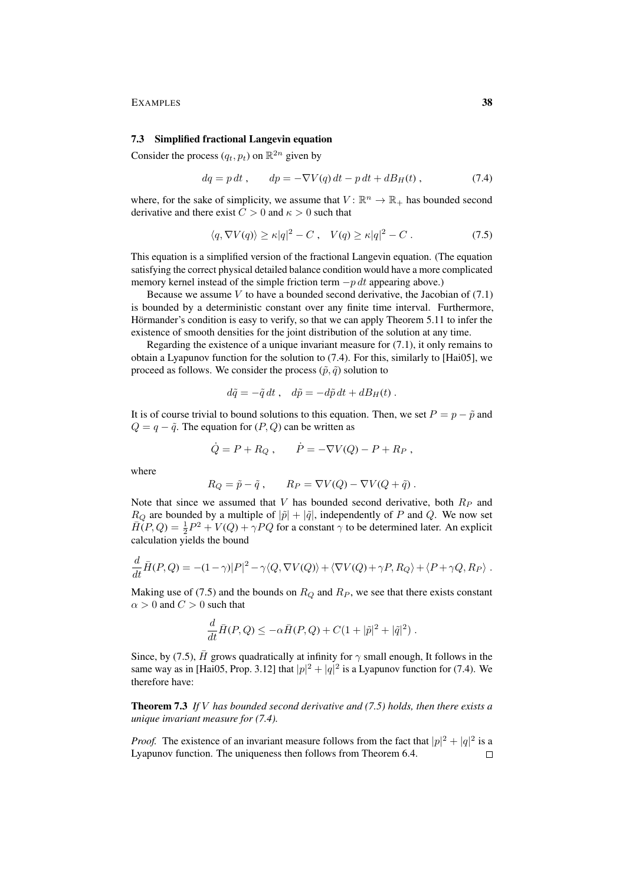### 7.3 Simplified fractional Langevin equation

Consider the process $(q_t, p_t)$ on $\mathbb{R}^{2n}$ given by

$$dq = p\,dt\;, \qquad dp = -\nabla V(q)\,dt - p\,dt + dB_H(t)\;, \tag{7.4}$$

where, for the sake of simplicity, we assume that $V\colon \mathbb{R}^n \to \mathbb{R}_+$ has bounded second derivative and there exist $C > 0$ and $\kappa > 0$ such that

$$\langle q, \nabla V(q)\rangle \geq \kappa |q|^2 - C\;, \quad V(q) \geq \kappa |q|^2 - C\;. \tag{7.5}$$

This equation is a simplified version of the fractional Langevin equation. (The equation satisfying the correct physical detailed balance condition would have a more complicated memory kernel instead of the simple friction term $-p\,dt$ appearing above.)

Because we assume $V$ to have a bounded second derivative, the Jacobian of (7.1) is bounded by a deterministic constant over any finite time interval. Furthermore, Hörmander's condition is easy to verify, so that we can apply Theorem 5.11 to infer the existence of smooth densities for the joint distribution of the solution at any time.

Regarding the existence of a unique invariant measure for (7.1), it only remains to obtain a Lyapunov function for the solution to (7.4). For this, similarly to [Hai05], we proceed as follows. We consider the process $(\tilde p, \tilde q)$ solution to

$$d\tilde q = -\tilde q\,dt\;, \quad d\tilde p = -d\tilde p\,dt + dB_H(t)\;.$$

It is of course trivial to bound solutions to this equation. Then, we set $P = p - \tilde p$ and $Q = q - \tilde q$. The equation for $(P, Q)$ can be written as

$$\dot Q = P + R_Q\;, \qquad \dot P = -\nabla V(Q) - P + R_P\;,$$

where

$$R_Q = \tilde p - \tilde q\;, \qquad R_P = \nabla V(Q) - \nabla V(Q + \tilde q)\;.$$

Note that since we assumed that $V$ has bounded second derivative, both $R_P$ and $R_Q$ are bounded by a multiple of $|\tilde p| + |\tilde q|$, independently of $P$ and $Q$. We now set $\bar H(P, Q) = \frac{1}{2}P^2 + V(Q) + \gamma PQ$ for a constant $\gamma$ to be determined later. An explicit calculation yields the bound

$$\frac{d}{dt}\bar H(P,Q) = -(1-\gamma)|P|^2 - \gamma\langle Q, \nabla V(Q)\rangle + \langle \nabla V(Q) + \gamma P, R_Q\rangle + \langle P + \gamma Q, R_P\rangle\;.$$

Making use of (7.5) and the bounds on $R_Q$ and $R_P$, we see that there exists constant $\alpha > 0$ and $C > 0$ such that

$$\frac{d}{dt}\bar H(P,Q) \leq -\alpha \bar H(P,Q) + C(1 + |\tilde p|^2 + |\tilde q|^2)\;.$$

Since, by (7.5), $\bar H$ grows quadratically at infinity for $\gamma$ small enough, It follows in the same way as in [Hai05, Prop. 3.12] that $|p|^2 + |q|^2$ is a Lyapunov function for (7.4). We therefore have:

**Theorem 7.3** *If $V$ has bounded second derivative and (7.5) holds, then there exists a unique invariant measure for (7.4).*

*Proof.* The existence of an invariant measure follows from the fact that $|p|^2 + |q|^2$ is a Lyapunov function. The uniqueness then follows from Theorem 6.4. □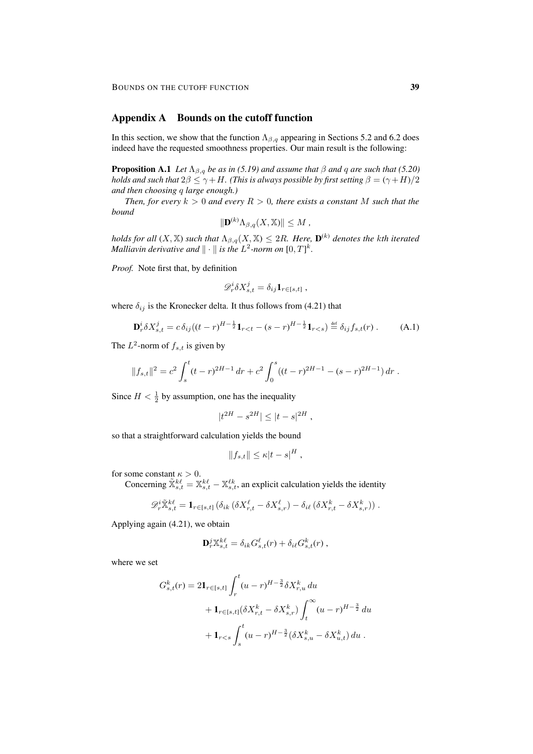## Appendix A Bounds on the cutoff function

In this section, we show that the function $\Lambda_{\beta,q}$ appearing in Sections 5.2 and 6.2 does indeed have the requested smoothness properties. Our main result is the following:

**Proposition A.1** *Let $\Lambda_{\beta,q}$ be as in (5.19) and assume that $\beta$ and $q$ are such that (5.20) holds and such that $2\beta \le \gamma + H$. (This is always possible by first setting $\beta = (\gamma+H)/2$ and then choosing $q$ large enough.)*

*Then, for every $k > 0$ and every $R > 0$, there exists a constant $M$ such that the bound*

$$\|\mathbf{D}^{(k)}\Lambda_{\beta,q}(X,\mathbb{X})\| \le M\;,$$

*holds for all $(X,\mathbb{X})$ such that $\Lambda_{\beta,q}(X,\mathbb{X}) \le 2R$. Here, $\mathbf{D}^{(k)}$ denotes the $k$th iterated Malliavin derivative and $\|\cdot\|$ is the $L^2$-norm on $[0,T]^k$.*

*Proof.* Note first that, by definition

$$\mathscr{D}_r^i \delta X_{s,t}^j = \delta_{ij}\mathbf{1}_{r\in[s,t]}\;,$$

where $\delta_{ij}$ is the Kronecker delta. It thus follows from (4.21) that

$$\mathbf{D}_r^i \delta X_{s,t}^j = c\,\delta_{ij}\big((t-r)^{H-\frac{1}{2}}\mathbf{1}_{r<t} - (s-r)^{H-\frac{1}{2}}\mathbf{1}_{r<s}\big) \stackrel{\text{def}}{=} \delta_{ij} f_{s,t}(r)\;. \tag{A.1}$$

The $L^2$-norm of $f_{s,t}$ is given by

$$\|f_{s,t}\|^2 = c^2\int_s^t (t-r)^{2H-1}\,dr + c^2\int_0^s \big((t-r)^{2H-1} - (s-r)^{2H-1}\big)\,dr\;.$$

Since $H < \frac{1}{2}$ by assumption, one has the inequality

$$|t^{2H} - s^{2H}| \le |t-s|^{2H}\;,$$

so that a straightforward calculation yields the bound

$$\|f_{s,t}\| \le \kappa |t-s|^H\;,$$

for some constant $\kappa > 0$.

Concerning $\tilde{\mathbb{X}}_{s,t}^{k\ell} = \mathbb{X}_{s,t}^{k\ell} - \mathbb{X}_{s,t}^{\ell k}$, an explicit calculation yields the identity

$$\mathscr{D}_r^i \tilde{\mathbb{X}}_{s,t}^{k\ell} = \mathbf{1}_{r\in[s,t]}\big(\delta_{ik}\,(\delta X_{r,t}^\ell - \delta X_{s,r}^\ell) - \delta_{i\ell}\,(\delta X_{r,t}^k - \delta X_{s,r}^k)\big)\;.$$

Applying again (4.21), we obtain

$$\mathbf{D}_r^i \mathbb{X}_{s,t}^{k\ell} = \delta_{ik} G_{s,t}^\ell(r) + \delta_{i\ell} G_{s,t}^k(r)\;,$$

where we set

$$\begin{aligned}
G_{s,t}^k(r) = 2\mathbf{1}_{r\in[s,t]} &\int_r^t (u-r)^{H-\frac{3}{2}}\delta X_{r,u}^k\,du \\
&+ \mathbf{1}_{r\in[s,t]}(\delta X_{r,t}^k - \delta X_{s,r}^k)\int_t^\infty (u-r)^{H-\frac{3}{2}}\,du \\
&+ \mathbf{1}_{r<s}\int_s^t (u-r)^{H-\frac{3}{2}}(\delta X_{s,u}^k - \delta X_{u,t}^k)\,du\;.
\end{aligned}$$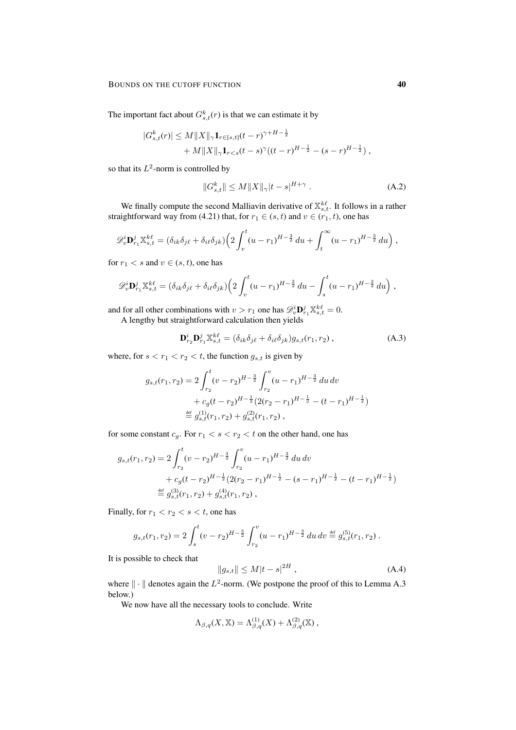The important fact about $G^k_{s,t}(r)$ is that we can estimate it by

$$
\begin{aligned}
|G^k_{s,t}(r)| &\le M\|X\|_\gamma \mathbf{1}_{r\in[s,t]}(t-r)^{\gamma+H-\frac12} \\
&\quad + M\|X\|_\gamma \mathbf{1}_{r<s}(t-s)^\gamma\big((t-r)^{H-\frac12}-(s-r)^{H-\frac12}\big)\;,
\end{aligned}
$$

so that its $L^2$-norm is controlled by

$$
\|G^k_{s,t}\| \le M\|X\|_\gamma |t-s|^{H+\gamma}\;. \tag{A.2}
$$

We finally compute the second Malliavin derivative of $\mathbb{X}^{k\ell}_{s,t}$. It follows in a rather straightforward way from (4.21) that, for $r_1\in(s,t)$ and $v\in(r_1,t)$, one has

$$
\mathscr{D}^i_v \mathbf{D}^j_{r_1}\mathbb{X}^{k\ell}_{s,t} = (\delta_{ik}\delta_{j\ell}+\delta_{i\ell}\delta_{jk})\Big(2\int_v^t (u-r_1)^{H-\frac32}\,du + \int_t^\infty (u-r_1)^{H-\frac32}\,du\Big)\;,
$$

for $r_1<s$ and $v\in(s,t)$, one has

$$
\mathscr{D}^i_v \mathbf{D}^j_{r_1}\mathbb{X}^{k\ell}_{s,t} = (\delta_{ik}\delta_{j\ell}+\delta_{i\ell}\delta_{jk})\Big(2\int_v^t (u-r_1)^{H-\frac32}\,du - \int_s^t (u-r_1)^{H-\frac32}\,du\Big)\;,
$$

and for all other combinations with $v>r_1$ one has $\mathscr{D}^i_v \mathbf{D}^j_{r_1}\mathbb{X}^{k\ell}_{s,t}=0$.

A lengthy but straightforward calculation then yields

$$
\mathbf{D}^i_{r_2}\mathbf{D}^j_{r_1}\mathbb{X}^{k\ell}_{s,t} = (\delta_{ik}\delta_{j\ell}+\delta_{i\ell}\delta_{jk})g_{s,t}(r_1,r_2)\;, \tag{A.3}
$$

where, for $s<r_1<r_2<t$, the function $g_{s,t}$ is given by

$$
\begin{aligned}
g_{s,t}(r_1,r_2) &= 2\int_{r_2}^t (v-r_2)^{H-\frac32}\int_{r_2}^v (u-r_1)^{H-\frac32}\,du\,dv \\
&\quad + c_g(t-r_2)^{H-\frac12}\big(2(r_2-r_1)^{H-\frac12}-(t-r_1)^{H-\frac12}\big) \\
&\stackrel{\text{def}}{=} g^{(1)}_{s,t}(r_1,r_2)+g^{(2)}_{s,t}(r_1,r_2)\;,
\end{aligned}
$$

for some constant $c_g$. For $r_1<s<r_2<t$ on the other hand, one has

$$
\begin{aligned}
g_{s,t}(r_1,r_2) &= 2\int_{r_2}^t (v-r_2)^{H-\frac32}\int_{r_2}^v (u-r_1)^{H-\frac32}\,du\,dv \\
&\quad + c_g(t-r_2)^{H-\frac12}\big(2(r_2-r_1)^{H-\frac12}-(s-r_1)^{H-\frac12}-(t-r_1)^{H-\frac12}\big) \\
&\stackrel{\text{def}}{=} g^{(3)}_{s,t}(r_1,r_2)+g^{(4)}_{s,t}(r_1,r_2)\;,
\end{aligned}
$$

Finally, for $r_1<r_2<s<t$, one has

$$
g_{s,t}(r_1,r_2) = 2\int_s^t (v-r_2)^{H-\frac32}\int_{r_2}^v (u-r_1)^{H-\frac32}\,du\,dv \stackrel{\text{def}}{=} g^{(5)}_{s,t}(r_1,r_2)\;.
$$

It is possible to check that

$$
\|g_{s,t}\| \le M|t-s|^{2H}\;, \tag{A.4}
$$

where $\|\cdot\|$ denotes again the $L^2$-norm. (We postpone the proof of this to Lemma A.3 below.)

We now have all the necessary tools to conclude. Write

$$
\Lambda_{\beta,q}(X,\mathbb{X}) = \Lambda^{(1)}_{\beta,q}(X)+\Lambda^{(2)}_{\beta,q}(\mathbb{X})\;,
$$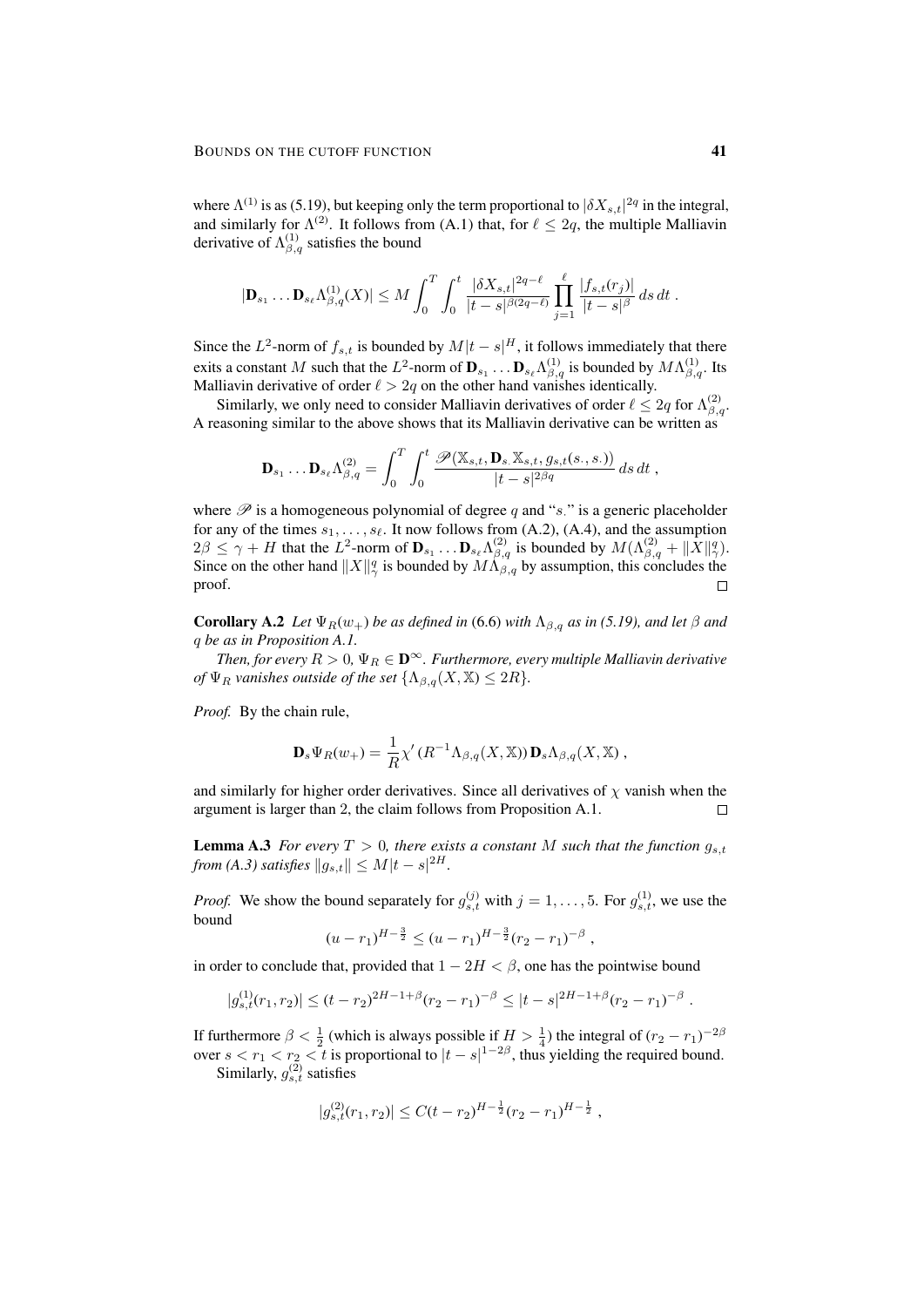where $\Lambda^{(1)}$ is as (5.19), but keeping only the term proportional to $|\delta X_{s,t}|^{2q}$ in the integral, and similarly for $\Lambda^{(2)}$. It follows from (A.1) that, for $\ell \leq 2q$, the multiple Malliavin derivative of $\Lambda^{(1)}_{\beta,q}$ satisfies the bound

$$|\mathbf{D}_{s_1} \ldots \mathbf{D}_{s_\ell} \Lambda^{(1)}_{\beta,q}(X)| \leq M \int_0^T \int_0^t \frac{|\delta X_{s,t}|^{2q-\ell}}{|t-s|^{\beta(2q-\ell)}} \prod_{j=1}^{\ell} \frac{|f_{s,t}(r_j)|}{|t-s|^\beta} \, ds \, dt \; .$$

Since the $L^2$-norm of $f_{s,t}$ is bounded by $M|t-s|^H$, it follows immediately that there exits a constant $M$ such that the $L^2$-norm of $\mathbf{D}_{s_1} \ldots \mathbf{D}_{s_\ell} \Lambda^{(1)}_{\beta,q}$ is bounded by $M\Lambda^{(1)}_{\beta,q}$. Its Malliavin derivative of order $\ell > 2q$ on the other hand vanishes identically.

Similarly, we only need to consider Malliavin derivatives of order $\ell \leq 2q$ for $\Lambda^{(2)}_{\beta,q}$. A reasoning similar to the above shows that its Malliavin derivative can be written as

$$\mathbf{D}_{s_1} \ldots \mathbf{D}_{s_\ell} \Lambda^{(2)}_{\beta,q} = \int_0^T \int_0^t \frac{\mathscr{P}(\mathbb{X}_{s,t}, \mathbf{D}_{s_\cdot} \mathbb{X}_{s,t}, g_{s,t}(s_\cdot, s_\cdot))}{|t-s|^{2\beta q}} \, ds \, dt \; ,$$

where $\mathscr{P}$ is a homogeneous polynomial of degree $q$ and "$s_\cdot$" is a generic placeholder for any of the times $s_1, \ldots, s_\ell$. It now follows from (A.2), (A.4), and the assumption $2\beta \leq \gamma + H$ that the $L^2$-norm of $\mathbf{D}_{s_1} \ldots \mathbf{D}_{s_\ell} \Lambda^{(2)}_{\beta,q}$ is bounded by $M(\Lambda^{(2)}_{\beta,q} + \|X\|^q_\gamma)$. Since on the other hand $\|X\|^q_\gamma$ is bounded by $M\Lambda_{\beta,q}$ by assumption, this concludes the proof. $\square$

**Corollary A.2** *Let $\Psi_R(w_+)$ be as defined in* (6.6) *with $\Lambda_{\beta,q}$ as in (5.19), and let $\beta$ and $q$ be as in Proposition A.1.*

*Then, for every $R > 0$, $\Psi_R \in \mathbf{D}^\infty$. Furthermore, every multiple Malliavin derivative of $\Psi_R$ vanishes outside of the set $\{\Lambda_{\beta,q}(X, \mathbb{X}) \leq 2R\}$.*

*Proof.* By the chain rule,

$$\mathbf{D}_s \Psi_R(w_+) = \frac{1}{R} \chi'\,(R^{-1}\Lambda_{\beta,q}(X, \mathbb{X}))\, \mathbf{D}_s \Lambda_{\beta,q}(X, \mathbb{X}) \; ,$$

and similarly for higher order derivatives. Since all derivatives of $\chi$ vanish when the argument is larger than 2, the claim follows from Proposition A.1. $\square$

**Lemma A.3** *For every $T > 0$, there exists a constant $M$ such that the function $g_{s,t}$ from (A.3) satisfies $\|g_{s,t}\| \leq M|t-s|^{2H}$.*

*Proof.* We show the bound separately for $g^{(j)}_{s,t}$ with $j = 1, \ldots, 5$. For $g^{(1)}_{s,t}$, we use the bound

$$(u - r_1)^{H - \frac{3}{2}} \leq (u - r_1)^{H - \frac{3}{2}} (r_2 - r_1)^{-\beta} \; ,$$

in order to conclude that, provided that $1 - 2H < \beta$, one has the pointwise bound

$$|g^{(1)}_{s,t}(r_1, r_2)| \leq (t - r_2)^{2H - 1 + \beta} (r_2 - r_1)^{-\beta} \leq |t - s|^{2H - 1 + \beta} (r_2 - r_1)^{-\beta} \; .$$

If furthermore $\beta < \frac{1}{2}$ (which is always possible if $H > \frac{1}{4}$) the integral of $(r_2 - r_1)^{-2\beta}$ over $s < r_1 < r_2 < t$ is proportional to $|t - s|^{1 - 2\beta}$, thus yielding the required bound.

Similarly, $g^{(2)}_{s,t}$ satisfies

$$|g^{(2)}_{s,t}(r_1, r_2)| \leq C(t - r_2)^{H - \frac{1}{2}} (r_2 - r_1)^{H - \frac{1}{2}} \; ,$$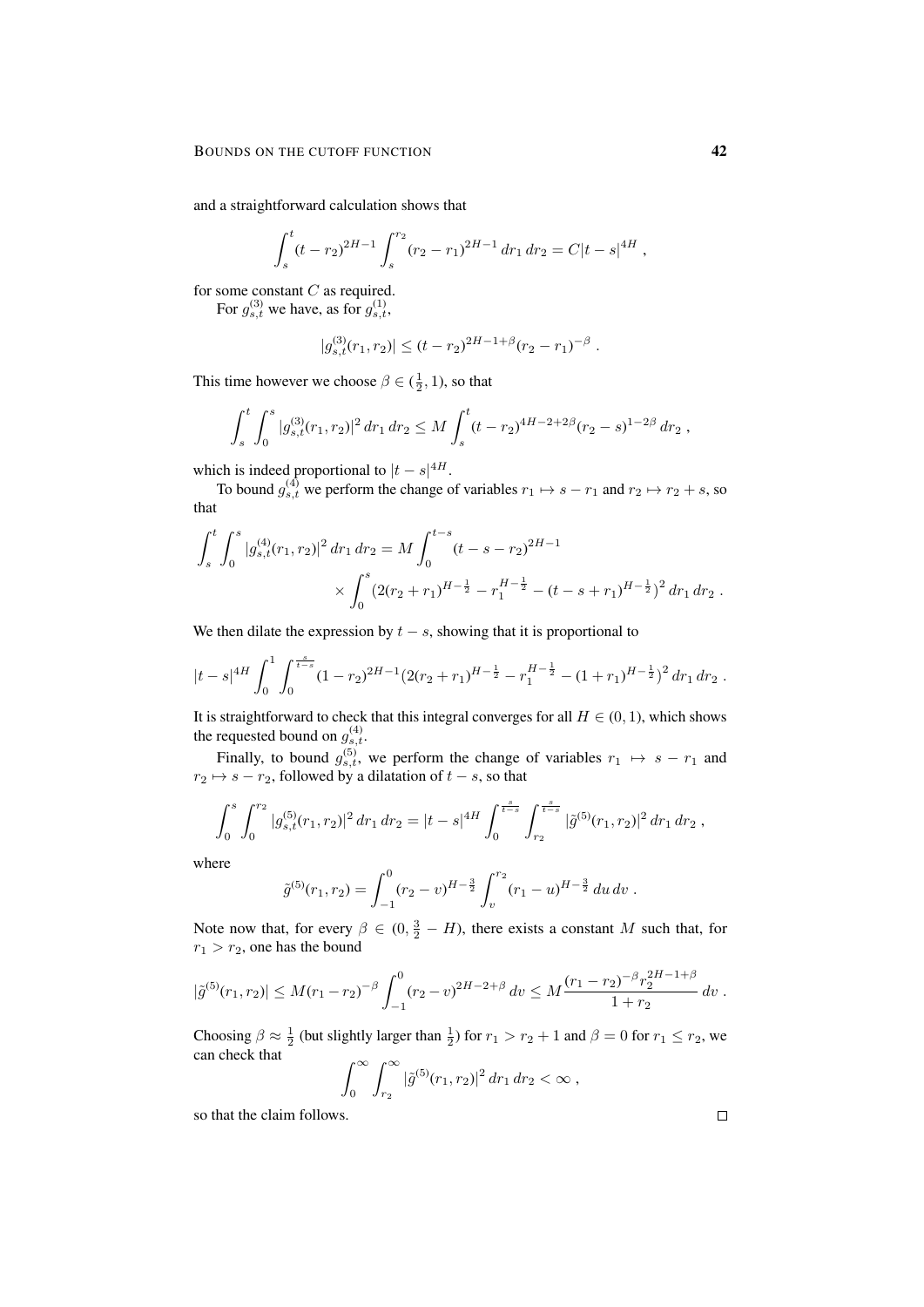and a straightforward calculation shows that

$$\int_s^t (t - r_2)^{2H-1} \int_s^{r_2} (r_2 - r_1)^{2H-1} \, dr_1 \, dr_2 = C|t - s|^{4H} \;,$$

for some constant $C$ as required.

For $g_{s,t}^{(3)}$ we have, as for $g_{s,t}^{(1)}$,

$$|g_{s,t}^{(3)}(r_1, r_2)| \le (t - r_2)^{2H-1+\beta}(r_2 - r_1)^{-\beta} \;.$$

This time however we choose $\beta \in (\frac{1}{2}, 1)$, so that

$$\int_s^t \int_0^s |g_{s,t}^{(3)}(r_1, r_2)|^2 \, dr_1 \, dr_2 \le M \int_s^t (t - r_2)^{4H-2+2\beta}(r_2 - s)^{1-2\beta} \, dr_2 \;,$$

which is indeed proportional to $|t - s|^{4H}$.

To bound $g_{s,t}^{(4)}$ we perform the change of variables $r_1 \mapsto s - r_1$ and $r_2 \mapsto r_2 + s$, so that

$$\int_s^t \int_0^s |g_{s,t}^{(4)}(r_1, r_2)|^2 \, dr_1 \, dr_2 = M \int_0^{t-s} (t - s - r_2)^{2H-1} \times \int_0^s (2(r_2 + r_1)^{H-\frac{1}{2}} - r_1^{H-\frac{1}{2}} - (t - s + r_1)^{H-\frac{1}{2}})^2 \, dr_1 \, dr_2 \;.$$

We then dilate the expression by $t - s$, showing that it is proportional to

$$|t - s|^{4H} \int_0^1 \int_0^{\frac{s}{t-s}} (1 - r_2)^{2H-1}(2(r_2 + r_1)^{H-\frac{1}{2}} - r_1^{H-\frac{1}{2}} - (1 + r_1)^{H-\frac{1}{2}})^2 \, dr_1 \, dr_2 \;.$$

It is straightforward to check that this integral converges for all $H \in (0, 1)$, which shows the requested bound on $g_{s,t}^{(4)}$.

Finally, to bound $g_{s,t}^{(5)}$, we perform the change of variables $r_1 \mapsto s - r_1$ and $r_2 \mapsto s - r_2$, followed by a dilatation of $t - s$, so that

$$\int_0^s \int_0^{r_2} |g_{s,t}^{(5)}(r_1, r_2)|^2 \, dr_1 \, dr_2 = |t - s|^{4H} \int_0^{\frac{s}{t-s}} \int_{r_2}^{\frac{s}{t-s}} |\tilde{g}^{(5)}(r_1, r_2)|^2 \, dr_1 \, dr_2 \;,$$

where

$$\tilde{g}^{(5)}(r_1, r_2) = \int_{-1}^0 (r_2 - v)^{H-\frac{3}{2}} \int_v^{r_2} (r_1 - u)^{H-\frac{3}{2}} \, du \, dv \;.$$

Note now that, for every $\beta \in (0, \frac{3}{2} - H)$, there exists a constant $M$ such that, for $r_1 > r_2$, one has the bound

$$|\tilde{g}^{(5)}(r_1, r_2)| \le M(r_1 - r_2)^{-\beta} \int_{-1}^0 (r_2 - v)^{2H-2+\beta} \, dv \le M \frac{(r_1 - r_2)^{-\beta} r_2^{2H-1+\beta}}{1 + r_2} \, dv \;.$$

Choosing $\beta \approx \frac{1}{2}$ (but slightly larger than $\frac{1}{2}$) for $r_1 > r_2 + 1$ and $\beta = 0$ for $r_1 \le r_2$, we can check that

$$\int_0^\infty \int_{r_2}^\infty |\tilde{g}^{(5)}(r_1, r_2)|^2 \, dr_1 \, dr_2 < \infty \;,$$

so that the claim follows. □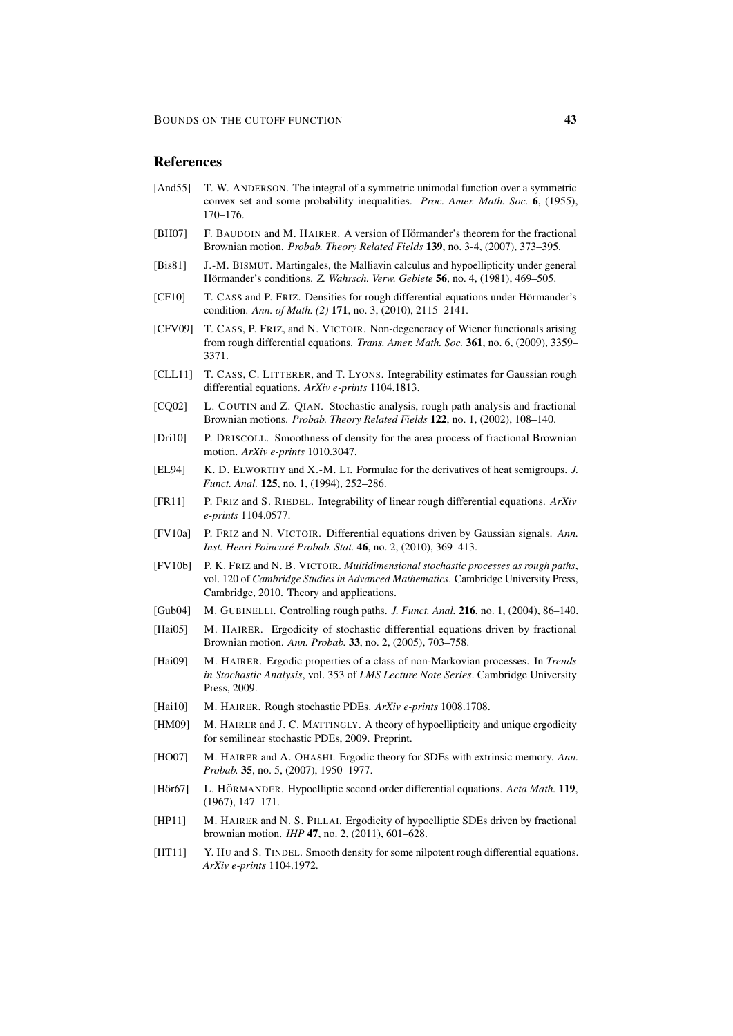## References

[And55] T. W. ANDERSON. The integral of a symmetric unimodal function over a symmetric convex set and some probability inequalities. *Proc. Amer. Math. Soc.* **6**, (1955), 170–176.

[BH07] F. BAUDOIN and M. HAIRER. A version of Hörmander's theorem for the fractional Brownian motion. *Probab. Theory Related Fields* **139**, no. 3-4, (2007), 373–395.

[Bis81] J.-M. BISMUT. Martingales, the Malliavin calculus and hypoellipticity under general Hörmander's conditions. *Z. Wahrsch. Verw. Gebiete* **56**, no. 4, (1981), 469–505.

[CF10] T. CASS and P. FRIZ. Densities for rough differential equations under Hörmander's condition. *Ann. of Math. (2)* **171**, no. 3, (2010), 2115–2141.

[CFV09] T. CASS, P. FRIZ, and N. VICTOIR. Non-degeneracy of Wiener functionals arising from rough differential equations. *Trans. Amer. Math. Soc.* **361**, no. 6, (2009), 3359–3371.

[CLL11] T. CASS, C. LITTERER, and T. LYONS. Integrability estimates for Gaussian rough differential equations. *ArXiv e-prints* 1104.1813.

[CQ02] L. COUTIN and Z. QIAN. Stochastic analysis, rough path analysis and fractional Brownian motions. *Probab. Theory Related Fields* **122**, no. 1, (2002), 108–140.

[Dri10] P. DRISCOLL. Smoothness of density for the area process of fractional Brownian motion. *ArXiv e-prints* 1010.3047.

[EL94] K. D. ELWORTHY and X.-M. LI. Formulae for the derivatives of heat semigroups. *J. Funct. Anal.* **125**, no. 1, (1994), 252–286.

[FR11] P. FRIZ and S. RIEDEL. Integrability of linear rough differential equations. *ArXiv e-prints* 1104.0577.

[FV10a] P. FRIZ and N. VICTOIR. Differential equations driven by Gaussian signals. *Ann. Inst. Henri Poincaré Probab. Stat.* **46**, no. 2, (2010), 369–413.

[FV10b] P. K. FRIZ and N. B. VICTOIR. *Multidimensional stochastic processes as rough paths*, vol. 120 of *Cambridge Studies in Advanced Mathematics*. Cambridge University Press, Cambridge, 2010. Theory and applications.

[Gub04] M. GUBINELLI. Controlling rough paths. *J. Funct. Anal.* **216**, no. 1, (2004), 86–140.

[Hai05] M. HAIRER. Ergodicity of stochastic differential equations driven by fractional Brownian motion. *Ann. Probab.* **33**, no. 2, (2005), 703–758.

[Hai09] M. HAIRER. Ergodic properties of a class of non-Markovian processes. In *Trends in Stochastic Analysis*, vol. 353 of *LMS Lecture Note Series*. Cambridge University Press, 2009.

[Hai10] M. HAIRER. Rough stochastic PDEs. *ArXiv e-prints* 1008.1708.

[HM09] M. HAIRER and J. C. MATTINGLY. A theory of hypoellipticity and unique ergodicity for semilinear stochastic PDEs, 2009. Preprint.

[HO07] M. HAIRER and A. OHASHI. Ergodic theory for SDEs with extrinsic memory. *Ann. Probab.* **35**, no. 5, (2007), 1950–1977.

[Hör67] L. HÖRMANDER. Hypoelliptic second order differential equations. *Acta Math.* **119**, (1967), 147–171.

[HP11] M. HAIRER and N. S. PILLAI. Ergodicity of hypoelliptic SDEs driven by fractional brownian motion. *IHP* **47**, no. 2, (2011), 601–628.

[HT11] Y. HU and S. TINDEL. Smooth density for some nilpotent rough differential equations. *ArXiv e-prints* 1104.1972.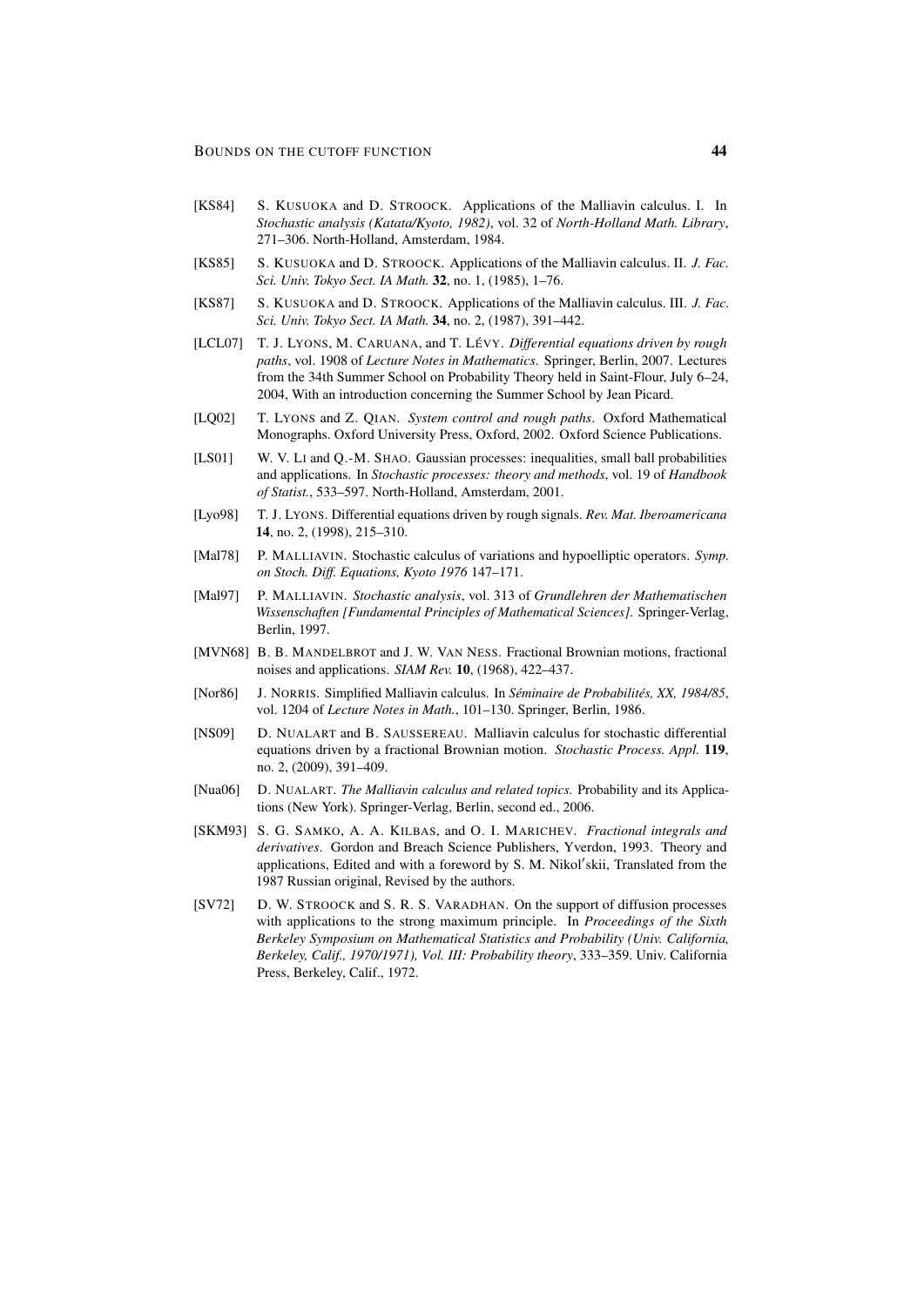[KS84] S. Kusuoka and D. Stroock. Applications of the Malliavin calculus. I. In *Stochastic analysis (Katata/Kyoto, 1982)*, vol. 32 of *North-Holland Math. Library*, 271–306. North-Holland, Amsterdam, 1984.

[KS85] S. Kusuoka and D. Stroock. Applications of the Malliavin calculus. II. *J. Fac. Sci. Univ. Tokyo Sect. IA Math.* **32**, no. 1, (1985), 1–76.

[KS87] S. Kusuoka and D. Stroock. Applications of the Malliavin calculus. III. *J. Fac. Sci. Univ. Tokyo Sect. IA Math.* **34**, no. 2, (1987), 391–442.

[LCL07] T. J. Lyons, M. Caruana, and T. Lévy. *Differential equations driven by rough paths*, vol. 1908 of *Lecture Notes in Mathematics*. Springer, Berlin, 2007. Lectures from the 34th Summer School on Probability Theory held in Saint-Flour, July 6–24, 2004, With an introduction concerning the Summer School by Jean Picard.

[LQ02] T. Lyons and Z. Qian. *System control and rough paths*. Oxford Mathematical Monographs. Oxford University Press, Oxford, 2002. Oxford Science Publications.

[LS01] W. V. Li and Q.-M. Shao. Gaussian processes: inequalities, small ball probabilities and applications. In *Stochastic processes: theory and methods*, vol. 19 of *Handbook of Statist.*, 533–597. North-Holland, Amsterdam, 2001.

[Lyo98] T. J. Lyons. Differential equations driven by rough signals. *Rev. Mat. Iberoamericana* **14**, no. 2, (1998), 215–310.

[Mal78] P. Malliavin. Stochastic calculus of variations and hypoelliptic operators. *Symp. on Stoch. Diff. Equations, Kyoto 1976* 147–171.

[Mal97] P. Malliavin. *Stochastic analysis*, vol. 313 of *Grundlehren der Mathematischen Wissenschaften [Fundamental Principles of Mathematical Sciences]*. Springer-Verlag, Berlin, 1997.

[MVN68] B. B. Mandelbrot and J. W. Van Ness. Fractional Brownian motions, fractional noises and applications. *SIAM Rev.* **10**, (1968), 422–437.

[Nor86] J. Norris. Simplified Malliavin calculus. In *Séminaire de Probabilités, XX, 1984/85*, vol. 1204 of *Lecture Notes in Math.*, 101–130. Springer, Berlin, 1986.

[NS09] D. Nualart and B. Saussereau. Malliavin calculus for stochastic differential equations driven by a fractional Brownian motion. *Stochastic Process. Appl.* **119**, no. 2, (2009), 391–409.

[Nua06] D. Nualart. *The Malliavin calculus and related topics*. Probability and its Applications (New York). Springer-Verlag, Berlin, second ed., 2006.

[SKM93] S. G. Samko, A. A. Kilbas, and O. I. Marichev. *Fractional integrals and derivatives*. Gordon and Breach Science Publishers, Yverdon, 1993. Theory and applications, Edited and with a foreword by S. M. Nikol′skii, Translated from the 1987 Russian original, Revised by the authors.

[SV72] D. W. Stroock and S. R. S. Varadhan. On the support of diffusion processes with applications to the strong maximum principle. In *Proceedings of the Sixth Berkeley Symposium on Mathematical Statistics and Probability (Univ. California, Berkeley, Calif., 1970/1971), Vol. III: Probability theory*, 333–359. Univ. California Press, Berkeley, Calif., 1972.